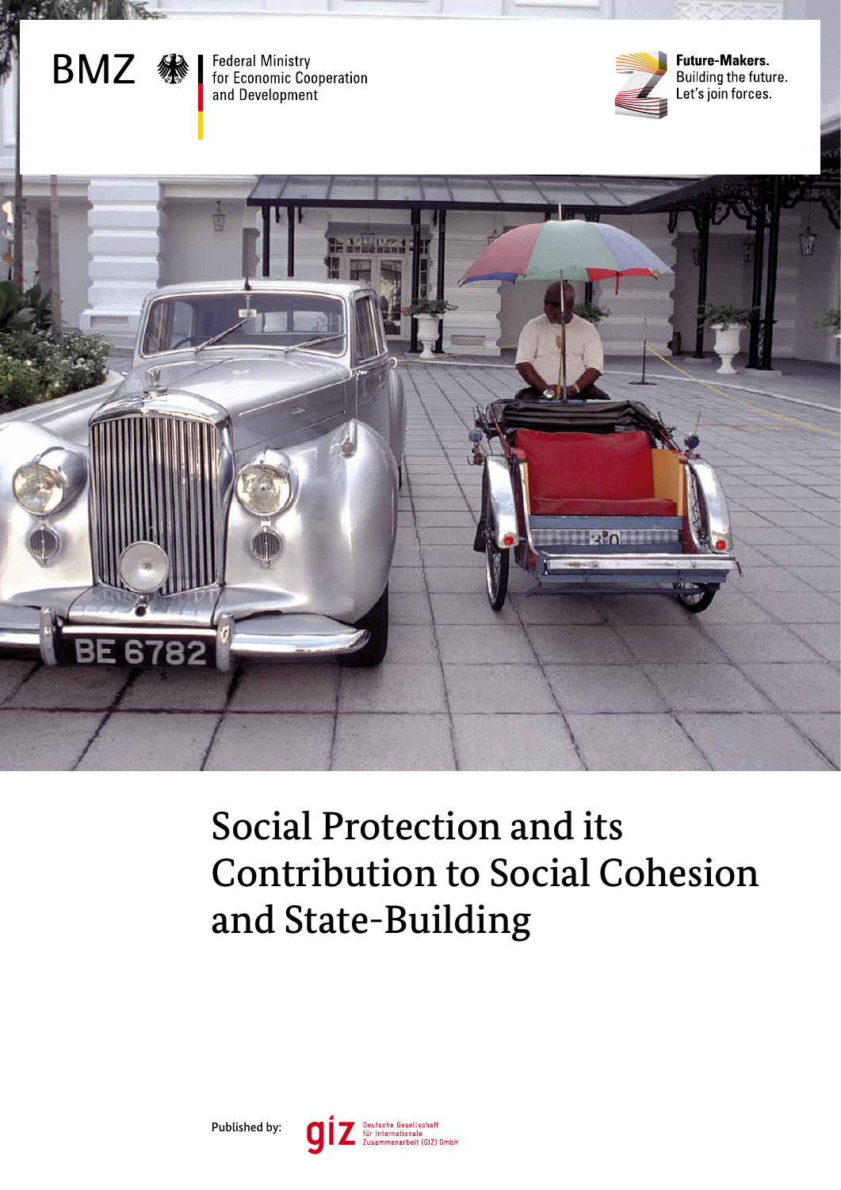BMZ Federal Ministry for Economic Cooperation and Development

Future-Makers. Building the future. Let's join forces.

# Social Protection and its Contribution to Social Cohesion and State-Building

Published by: giz Deutsche Gesellschaft für Internationale Zusammenarbeit (GIZ) GmbH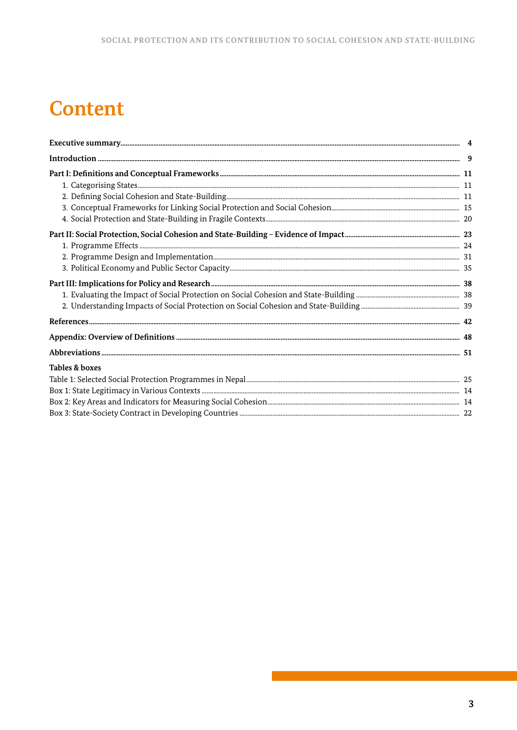# Content

**Executive summary** ... **4**

**Introduction** ... **9**

**Part I: Definitions and Conceptual Frameworks** ... **11**

1. Categorising States ... 11
2. Defining Social Cohesion and State-Building ... 11
3. Conceptual Frameworks for Linking Social Protection and Social Cohesion ... 15
4. Social Protection and State-Building in Fragile Contexts ... 20

**Part II: Social Protection, Social Cohesion and State-Building – Evidence of Impact** ... **23**

1. Programme Effects ... 24
2. Programme Design and Implementation ... 31
3. Political Economy and Public Sector Capacity ... 35

**Part III: Implications for Policy and Research** ... **38**

1. Evaluating the Impact of Social Protection on Social Cohesion and State-Building ... 38
2. Understanding Impacts of Social Protection on Social Cohesion and State-Building ... 39

**References** ... **42**

**Appendix: Overview of Definitions** ... **48**

**Abbreviations** ... **51**

**Tables & boxes**

Table 1: Selected Social Protection Programmes in Nepal ... 25
Box 1: State Legitimacy in Various Contexts ... 14
Box 2: Key Areas and Indicators for Measuring Social Cohesion ... 14
Box 3: State-Society Contract in Developing Countries ... 22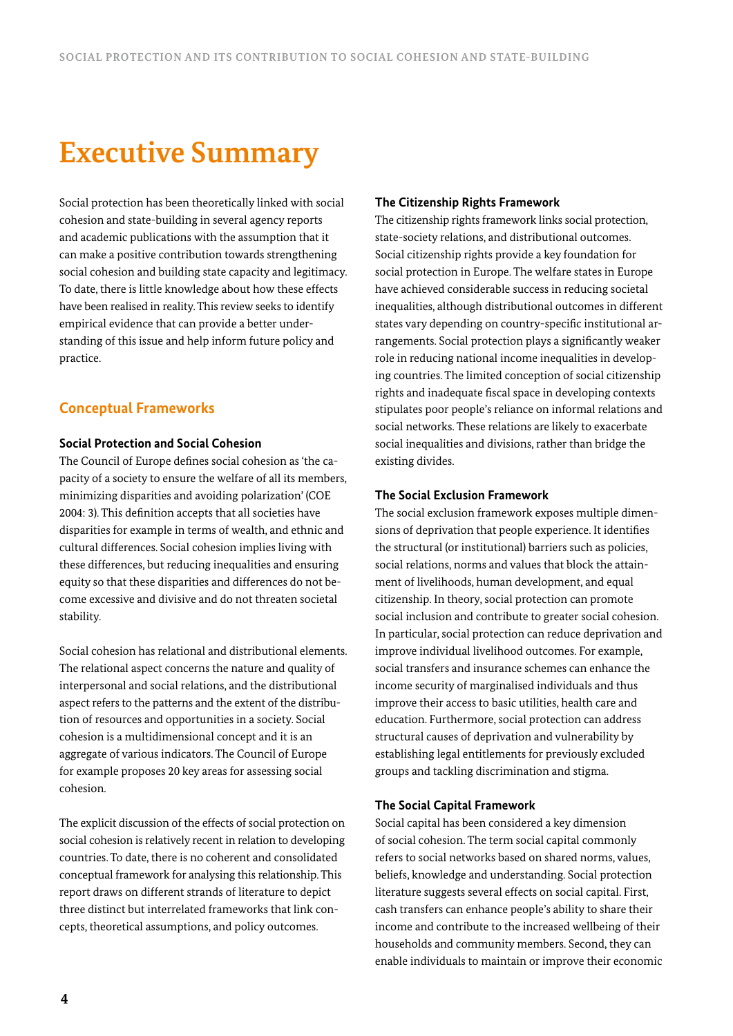# Executive Summary

Social protection has been theoretically linked with social cohesion and state-building in several agency reports and academic publications with the assumption that it can make a positive contribution towards strengthening social cohesion and building state capacity and legitimacy. To date, there is little knowledge about how these effects have been realised in reality. This review seeks to identify empirical evidence that can provide a better understanding of this issue and help inform future policy and practice.

## Conceptual Frameworks

### Social Protection and Social Cohesion

The Council of Europe defines social cohesion as 'the capacity of a society to ensure the welfare of all its members, minimizing disparities and avoiding polarization' (COE 2004: 3). This definition accepts that all societies have disparities for example in terms of wealth, and ethnic and cultural differences. Social cohesion implies living with these differences, but reducing inequalities and ensuring equity so that these disparities and differences do not become excessive and divisive and do not threaten societal stability.

Social cohesion has relational and distributional elements. The relational aspect concerns the nature and quality of interpersonal and social relations, and the distributional aspect refers to the patterns and the extent of the distribution of resources and opportunities in a society. Social cohesion is a multidimensional concept and it is an aggregate of various indicators. The Council of Europe for example proposes 20 key areas for assessing social cohesion.

The explicit discussion of the effects of social protection on social cohesion is relatively recent in relation to developing countries. To date, there is no coherent and consolidated conceptual framework for analysing this relationship. This report draws on different strands of literature to depict three distinct but interrelated frameworks that link concepts, theoretical assumptions, and policy outcomes.

### The Citizenship Rights Framework

The citizenship rights framework links social protection, state-society relations, and distributional outcomes. Social citizenship rights provide a key foundation for social protection in Europe. The welfare states in Europe have achieved considerable success in reducing societal inequalities, although distributional outcomes in different states vary depending on country-specific institutional arrangements. Social protection plays a significantly weaker role in reducing national income inequalities in developing countries. The limited conception of social citizenship rights and inadequate fiscal space in developing contexts stipulates poor people's reliance on informal relations and social networks. These relations are likely to exacerbate social inequalities and divisions, rather than bridge the existing divides.

### The Social Exclusion Framework

The social exclusion framework exposes multiple dimensions of deprivation that people experience. It identifies the structural (or institutional) barriers such as policies, social relations, norms and values that block the attainment of livelihoods, human development, and equal citizenship. In theory, social protection can promote social inclusion and contribute to greater social cohesion. In particular, social protection can reduce deprivation and improve individual livelihood outcomes. For example, social transfers and insurance schemes can enhance the income security of marginalised individuals and thus improve their access to basic utilities, health care and education. Furthermore, social protection can address structural causes of deprivation and vulnerability by establishing legal entitlements for previously excluded groups and tackling discrimination and stigma.

### The Social Capital Framework

Social capital has been considered a key dimension of social cohesion. The term social capital commonly refers to social networks based on shared norms, values, beliefs, knowledge and understanding. Social protection literature suggests several effects on social capital. First, cash transfers can enhance people's ability to share their income and contribute to the increased wellbeing of their households and community members. Second, they can enable individuals to maintain or improve their economic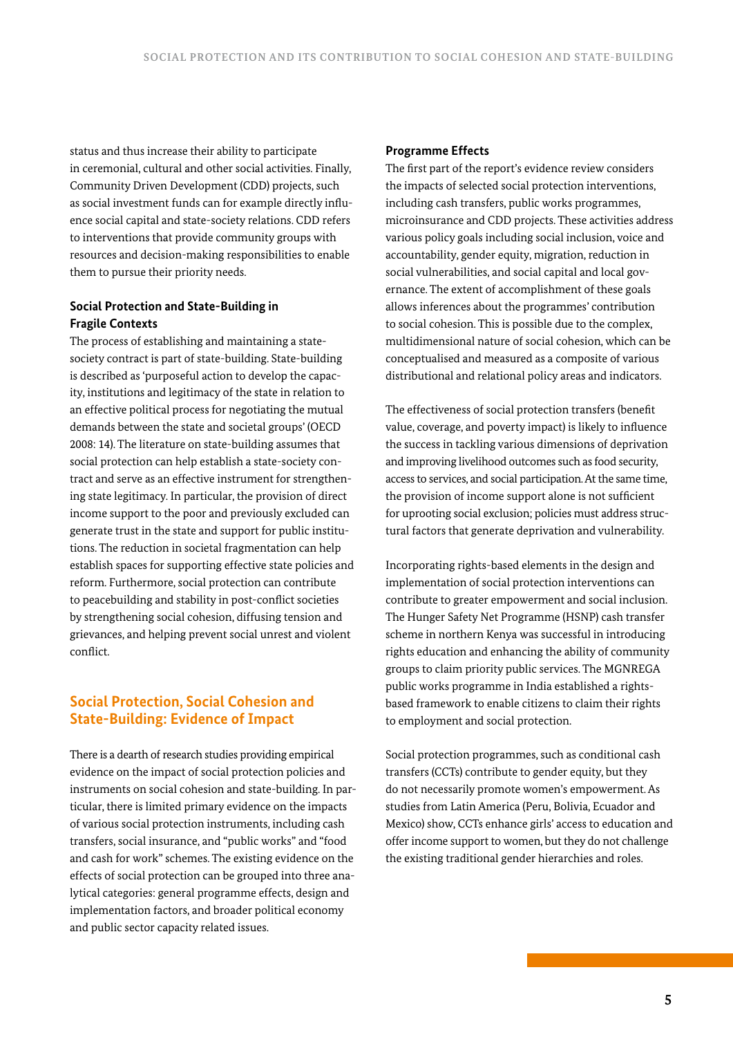status and thus increase their ability to participate in ceremonial, cultural and other social activities. Finally, Community Driven Development (CDD) projects, such as social investment funds can for example directly influence social capital and state-society relations. CDD refers to interventions that provide community groups with resources and decision-making responsibilities to enable them to pursue their priority needs.

### Social Protection and State-Building in Fragile Contexts

The process of establishing and maintaining a state-society contract is part of state-building. State-building is described as 'purposeful action to develop the capacity, institutions and legitimacy of the state in relation to an effective political process for negotiating the mutual demands between the state and societal groups' (OECD 2008: 14). The literature on state-building assumes that social protection can help establish a state-society contract and serve as an effective instrument for strengthening state legitimacy. In particular, the provision of direct income support to the poor and previously excluded can generate trust in the state and support for public institutions. The reduction in societal fragmentation can help establish spaces for supporting effective state policies and reform. Furthermore, social protection can contribute to peacebuilding and stability in post-conflict societies by strengthening social cohesion, diffusing tension and grievances, and helping prevent social unrest and violent conflict.

## Social Protection, Social Cohesion and State-Building: Evidence of Impact

There is a dearth of research studies providing empirical evidence on the impact of social protection policies and instruments on social cohesion and state-building. In particular, there is limited primary evidence on the impacts of various social protection instruments, including cash transfers, social insurance, and "public works" and "food and cash for work" schemes. The existing evidence on the effects of social protection can be grouped into three analytical categories: general programme effects, design and implementation factors, and broader political economy and public sector capacity related issues.

### Programme Effects

The first part of the report's evidence review considers the impacts of selected social protection interventions, including cash transfers, public works programmes, microinsurance and CDD projects. These activities address various policy goals including social inclusion, voice and accountability, gender equity, migration, reduction in social vulnerabilities, and social capital and local governance. The extent of accomplishment of these goals allows inferences about the programmes' contribution to social cohesion. This is possible due to the complex, multidimensional nature of social cohesion, which can be conceptualised and measured as a composite of various distributional and relational policy areas and indicators.

The effectiveness of social protection transfers (benefit value, coverage, and poverty impact) is likely to influence the success in tackling various dimensions of deprivation and improving livelihood outcomes such as food security, access to services, and social participation. At the same time, the provision of income support alone is not sufficient for uprooting social exclusion; policies must address structural factors that generate deprivation and vulnerability.

Incorporating rights-based elements in the design and implementation of social protection interventions can contribute to greater empowerment and social inclusion. The Hunger Safety Net Programme (HSNP) cash transfer scheme in northern Kenya was successful in introducing rights education and enhancing the ability of community groups to claim priority public services. The MGNREGA public works programme in India established a rights-based framework to enable citizens to claim their rights to employment and social protection.

Social protection programmes, such as conditional cash transfers (CCTs) contribute to gender equity, but they do not necessarily promote women's empowerment. As studies from Latin America (Peru, Bolivia, Ecuador and Mexico) show, CCTs enhance girls' access to education and offer income support to women, but they do not challenge the existing traditional gender hierarchies and roles.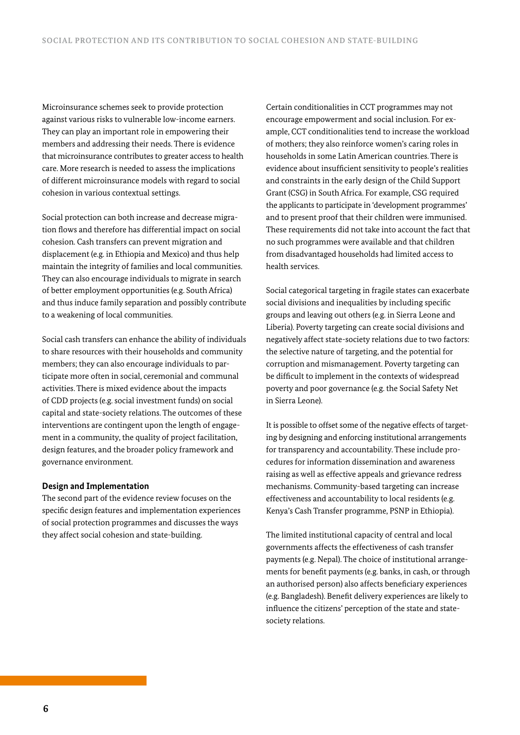Microinsurance schemes seek to provide protection against various risks to vulnerable low-income earners. They can play an important role in empowering their members and addressing their needs. There is evidence that microinsurance contributes to greater access to health care. More research is needed to assess the implications of different microinsurance models with regard to social cohesion in various contextual settings.

Social protection can both increase and decrease migration flows and therefore has differential impact on social cohesion. Cash transfers can prevent migration and displacement (e.g. in Ethiopia and Mexico) and thus help maintain the integrity of families and local communities. They can also encourage individuals to migrate in search of better employment opportunities (e.g. South Africa) and thus induce family separation and possibly contribute to a weakening of local communities.

Social cash transfers can enhance the ability of individuals to share resources with their households and community members; they can also encourage individuals to participate more often in social, ceremonial and communal activities. There is mixed evidence about the impacts of CDD projects (e.g. social investment funds) on social capital and state-society relations. The outcomes of these interventions are contingent upon the length of engagement in a community, the quality of project facilitation, design features, and the broader policy framework and governance environment.

**Design and Implementation**

The second part of the evidence review focuses on the specific design features and implementation experiences of social protection programmes and discusses the ways they affect social cohesion and state-building.

Certain conditionalities in CCT programmes may not encourage empowerment and social inclusion. For example, CCT conditionalities tend to increase the workload of mothers; they also reinforce women's caring roles in households in some Latin American countries. There is evidence about insufficient sensitivity to people's realities and constraints in the early design of the Child Support Grant (CSG) in South Africa. For example, CSG required the applicants to participate in 'development programmes' and to present proof that their children were immunised. These requirements did not take into account the fact that no such programmes were available and that children from disadvantaged households had limited access to health services.

Social categorical targeting in fragile states can exacerbate social divisions and inequalities by including specific groups and leaving out others (e.g. in Sierra Leone and Liberia). Poverty targeting can create social divisions and negatively affect state-society relations due to two factors: the selective nature of targeting, and the potential for corruption and mismanagement. Poverty targeting can be difficult to implement in the contexts of widespread poverty and poor governance (e.g. the Social Safety Net in Sierra Leone).

It is possible to offset some of the negative effects of targeting by designing and enforcing institutional arrangements for transparency and accountability. These include procedures for information dissemination and awareness raising as well as effective appeals and grievance redress mechanisms. Community-based targeting can increase effectiveness and accountability to local residents (e.g. Kenya's Cash Transfer programme, PSNP in Ethiopia).

The limited institutional capacity of central and local governments affects the effectiveness of cash transfer payments (e.g. Nepal). The choice of institutional arrangements for benefit payments (e.g. banks, in cash, or through an authorised person) also affects beneficiary experiences (e.g. Bangladesh). Benefit delivery experiences are likely to influence the citizens' perception of the state and state-society relations.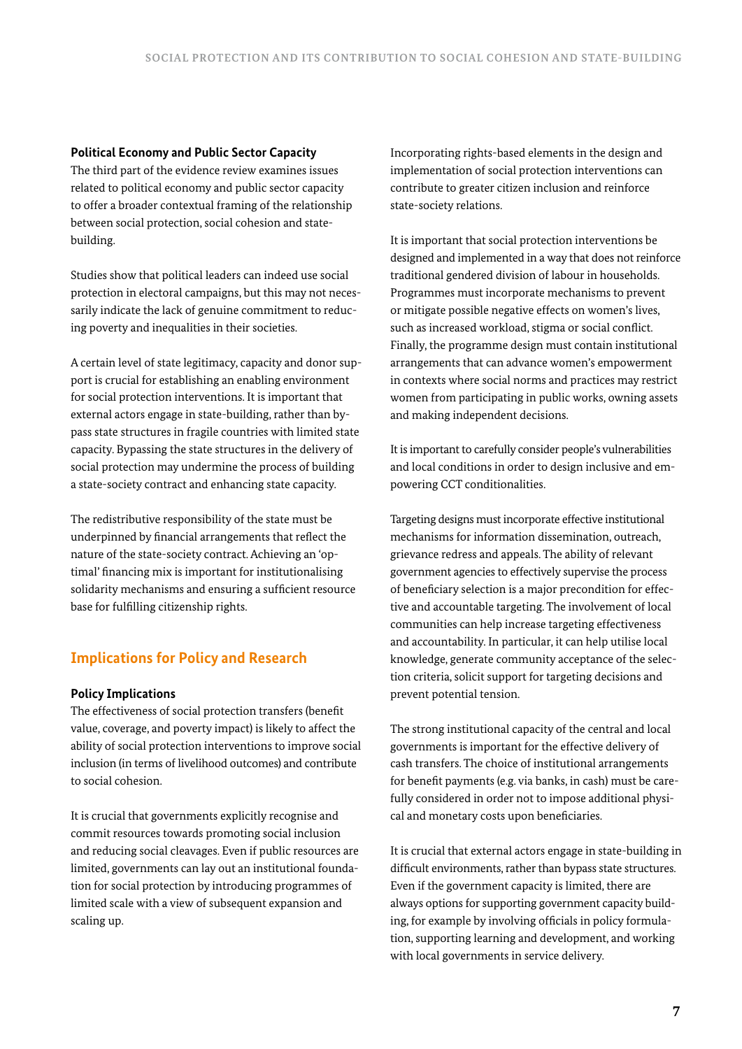**Political Economy and Public Sector Capacity**

The third part of the evidence review examines issues related to political economy and public sector capacity to offer a broader contextual framing of the relationship between social protection, social cohesion and state-building.

Studies show that political leaders can indeed use social protection in electoral campaigns, but this may not necessarily indicate the lack of genuine commitment to reducing poverty and inequalities in their societies.

A certain level of state legitimacy, capacity and donor support is crucial for establishing an enabling environment for social protection interventions. It is important that external actors engage in state-building, rather than bypass state structures in fragile countries with limited state capacity. Bypassing the state structures in the delivery of social protection may undermine the process of building a state-society contract and enhancing state capacity.

The redistributive responsibility of the state must be underpinned by financial arrangements that reflect the nature of the state-society contract. Achieving an 'optimal' financing mix is important for institutionalising solidarity mechanisms and ensuring a sufficient resource base for fulfilling citizenship rights.

## Implications for Policy and Research

**Policy Implications**

The effectiveness of social protection transfers (benefit value, coverage, and poverty impact) is likely to affect the ability of social protection interventions to improve social inclusion (in terms of livelihood outcomes) and contribute to social cohesion.

It is crucial that governments explicitly recognise and commit resources towards promoting social inclusion and reducing social cleavages. Even if public resources are limited, governments can lay out an institutional foundation for social protection by introducing programmes of limited scale with a view of subsequent expansion and scaling up.

Incorporating rights-based elements in the design and implementation of social protection interventions can contribute to greater citizen inclusion and reinforce state-society relations.

It is important that social protection interventions be designed and implemented in a way that does not reinforce traditional gendered division of labour in households. Programmes must incorporate mechanisms to prevent or mitigate possible negative effects on women's lives, such as increased workload, stigma or social conflict. Finally, the programme design must contain institutional arrangements that can advance women's empowerment in contexts where social norms and practices may restrict women from participating in public works, owning assets and making independent decisions.

It is important to carefully consider people's vulnerabilities and local conditions in order to design inclusive and empowering CCT conditionalities.

Targeting designs must incorporate effective institutional mechanisms for information dissemination, outreach, grievance redress and appeals. The ability of relevant government agencies to effectively supervise the process of beneficiary selection is a major precondition for effective and accountable targeting. The involvement of local communities can help increase targeting effectiveness and accountability. In particular, it can help utilise local knowledge, generate community acceptance of the selection criteria, solicit support for targeting decisions and prevent potential tension.

The strong institutional capacity of the central and local governments is important for the effective delivery of cash transfers. The choice of institutional arrangements for benefit payments (e.g. via banks, in cash) must be carefully considered in order not to impose additional physical and monetary costs upon beneficiaries.

It is crucial that external actors engage in state-building in difficult environments, rather than bypass state structures. Even if the government capacity is limited, there are always options for supporting government capacity building, for example by involving officials in policy formulation, supporting learning and development, and working with local governments in service delivery.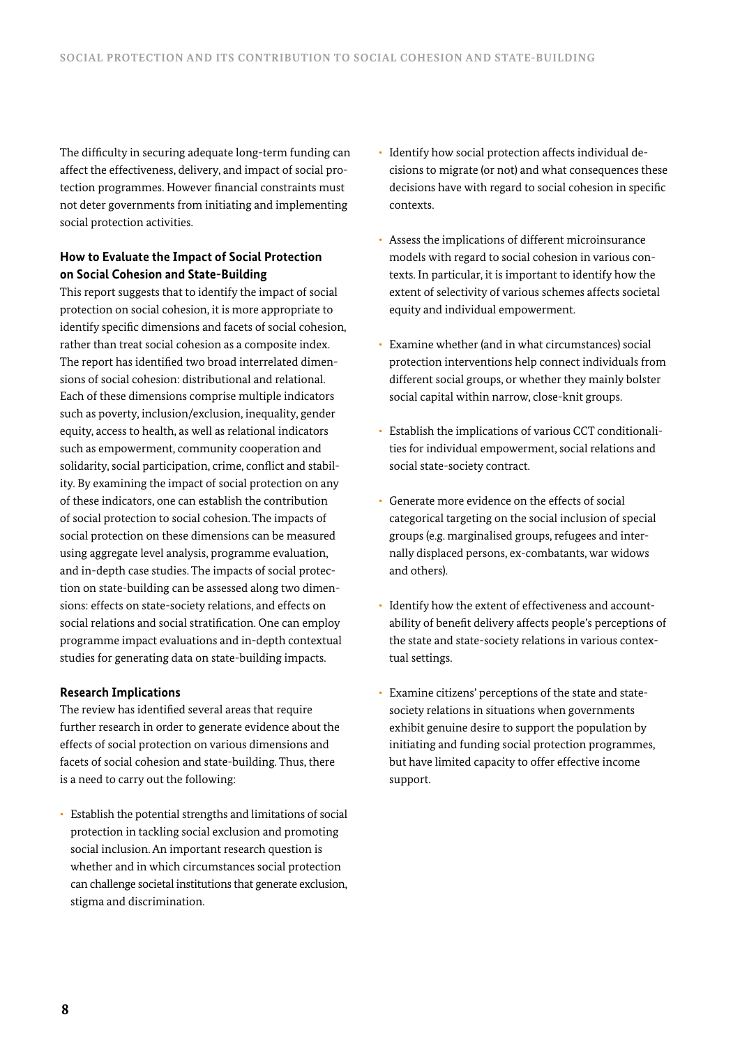The difficulty in securing adequate long-term funding can affect the effectiveness, delivery, and impact of social protection programmes. However financial constraints must not deter governments from initiating and implementing social protection activities.

**How to Evaluate the Impact of Social Protection on Social Cohesion and State-Building**

This report suggests that to identify the impact of social protection on social cohesion, it is more appropriate to identify specific dimensions and facets of social cohesion, rather than treat social cohesion as a composite index. The report has identified two broad interrelated dimensions of social cohesion: distributional and relational. Each of these dimensions comprise multiple indicators such as poverty, inclusion/exclusion, inequality, gender equity, access to health, as well as relational indicators such as empowerment, community cooperation and solidarity, social participation, crime, conflict and stability. By examining the impact of social protection on any of these indicators, one can establish the contribution of social protection to social cohesion. The impacts of social protection on these dimensions can be measured using aggregate level analysis, programme evaluation, and in-depth case studies. The impacts of social protection on state-building can be assessed along two dimensions: effects on state-society relations, and effects on social relations and social stratification. One can employ programme impact evaluations and in-depth contextual studies for generating data on state-building impacts.

**Research Implications**

The review has identified several areas that require further research in order to generate evidence about the effects of social protection on various dimensions and facets of social cohesion and state-building. Thus, there is a need to carry out the following:

- Establish the potential strengths and limitations of social protection in tackling social exclusion and promoting social inclusion. An important research question is whether and in which circumstances social protection can challenge societal institutions that generate exclusion, stigma and discrimination.
- Identify how social protection affects individual decisions to migrate (or not) and what consequences these decisions have with regard to social cohesion in specific contexts.
- Assess the implications of different microinsurance models with regard to social cohesion in various contexts. In particular, it is important to identify how the extent of selectivity of various schemes affects societal equity and individual empowerment.
- Examine whether (and in what circumstances) social protection interventions help connect individuals from different social groups, or whether they mainly bolster social capital within narrow, close-knit groups.
- Establish the implications of various CCT conditionalities for individual empowerment, social relations and social state-society contract.
- Generate more evidence on the effects of social categorical targeting on the social inclusion of special groups (e.g. marginalised groups, refugees and internally displaced persons, ex-combatants, war widows and others).
- Identify how the extent of effectiveness and accountability of benefit delivery affects people's perceptions of the state and state-society relations in various contextual settings.
- Examine citizens' perceptions of the state and state-society relations in situations when governments exhibit genuine desire to support the population by initiating and funding social protection programmes, but have limited capacity to offer effective income support.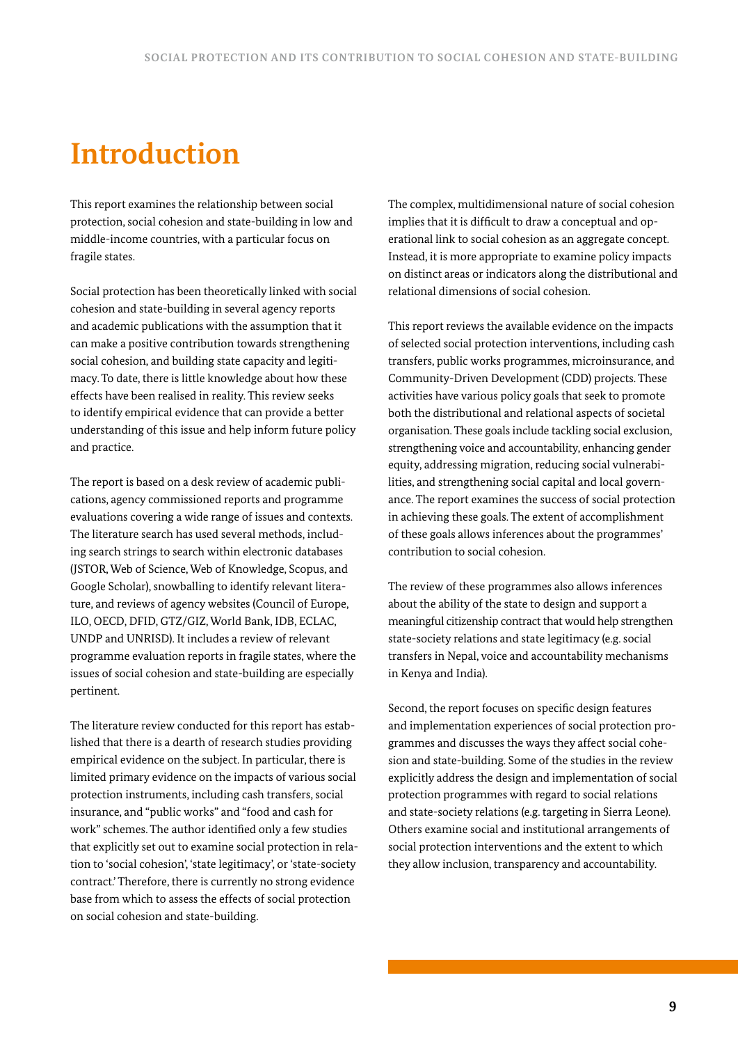# Introduction

This report examines the relationship between social protection, social cohesion and state-building in low and middle-income countries, with a particular focus on fragile states.

Social protection has been theoretically linked with social cohesion and state-building in several agency reports and academic publications with the assumption that it can make a positive contribution towards strengthening social cohesion, and building state capacity and legitimacy. To date, there is little knowledge about how these effects have been realised in reality. This review seeks to identify empirical evidence that can provide a better understanding of this issue and help inform future policy and practice.

The report is based on a desk review of academic publications, agency commissioned reports and programme evaluations covering a wide range of issues and contexts. The literature search has used several methods, including search strings to search within electronic databases (JSTOR, Web of Science, Web of Knowledge, Scopus, and Google Scholar), snowballing to identify relevant literature, and reviews of agency websites (Council of Europe, ILO, OECD, DFID, GTZ/GIZ, World Bank, IDB, ECLAC, UNDP and UNRISD). It includes a review of relevant programme evaluation reports in fragile states, where the issues of social cohesion and state-building are especially pertinent.

The literature review conducted for this report has established that there is a dearth of research studies providing empirical evidence on the subject. In particular, there is limited primary evidence on the impacts of various social protection instruments, including cash transfers, social insurance, and "public works" and "food and cash for work" schemes. The author identified only a few studies that explicitly set out to examine social protection in relation to 'social cohesion', 'state legitimacy', or 'state-society contract.' Therefore, there is currently no strong evidence base from which to assess the effects of social protection on social cohesion and state-building.

The complex, multidimensional nature of social cohesion implies that it is difficult to draw a conceptual and operational link to social cohesion as an aggregate concept. Instead, it is more appropriate to examine policy impacts on distinct areas or indicators along the distributional and relational dimensions of social cohesion.

This report reviews the available evidence on the impacts of selected social protection interventions, including cash transfers, public works programmes, microinsurance, and Community-Driven Development (CDD) projects. These activities have various policy goals that seek to promote both the distributional and relational aspects of societal organisation. These goals include tackling social exclusion, strengthening voice and accountability, enhancing gender equity, addressing migration, reducing social vulnerabilities, and strengthening social capital and local governance. The report examines the success of social protection in achieving these goals. The extent of accomplishment of these goals allows inferences about the programmes' contribution to social cohesion.

The review of these programmes also allows inferences about the ability of the state to design and support a meaningful citizenship contract that would help strengthen state-society relations and state legitimacy (e.g. social transfers in Nepal, voice and accountability mechanisms in Kenya and India).

Second, the report focuses on specific design features and implementation experiences of social protection programmes and discusses the ways they affect social cohesion and state-building. Some of the studies in the review explicitly address the design and implementation of social protection programmes with regard to social relations and state-society relations (e.g. targeting in Sierra Leone). Others examine social and institutional arrangements of social protection interventions and the extent to which they allow inclusion, transparency and accountability.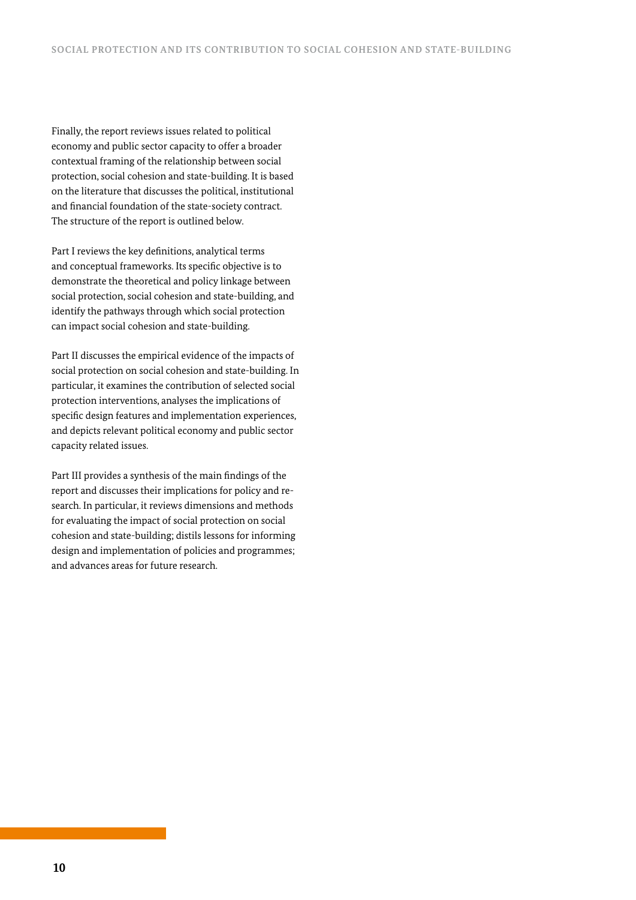Finally, the report reviews issues related to political economy and public sector capacity to offer a broader contextual framing of the relationship between social protection, social cohesion and state-building. It is based on the literature that discusses the political, institutional and financial foundation of the state-society contract. The structure of the report is outlined below.

Part I reviews the key definitions, analytical terms and conceptual frameworks. Its specific objective is to demonstrate the theoretical and policy linkage between social protection, social cohesion and state-building, and identify the pathways through which social protection can impact social cohesion and state-building.

Part II discusses the empirical evidence of the impacts of social protection on social cohesion and state-building. In particular, it examines the contribution of selected social protection interventions, analyses the implications of specific design features and implementation experiences, and depicts relevant political economy and public sector capacity related issues.

Part III provides a synthesis of the main findings of the report and discusses their implications for policy and research. In particular, it reviews dimensions and methods for evaluating the impact of social protection on social cohesion and state-building; distils lessons for informing design and implementation of policies and programmes; and advances areas for future research.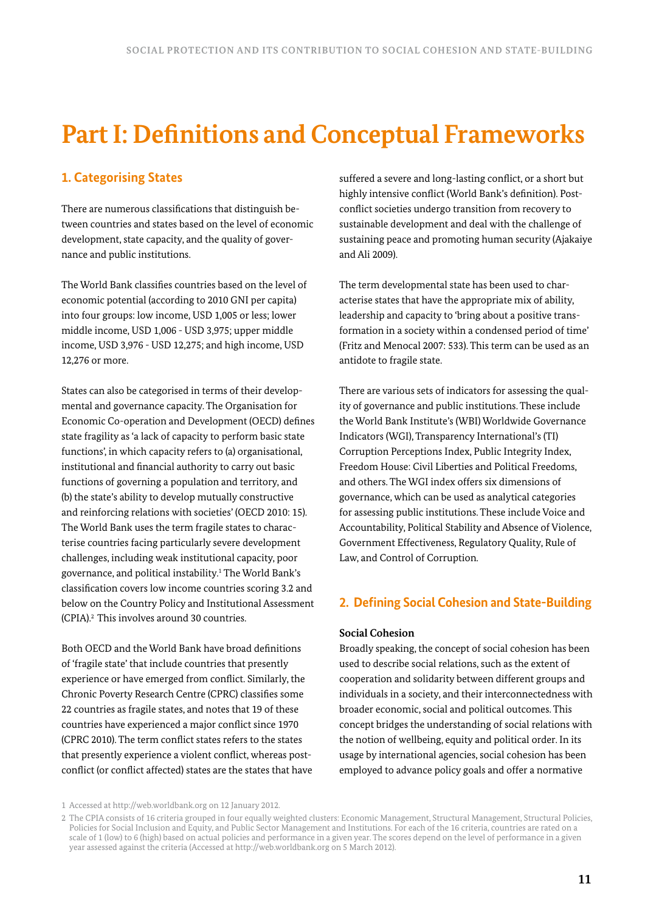# Part I: Definitions and Conceptual Frameworks

## 1. Categorising States

There are numerous classifications that distinguish between countries and states based on the level of economic development, state capacity, and the quality of governance and public institutions.

The World Bank classifies countries based on the level of economic potential (according to 2010 GNI per capita) into four groups: low income, USD 1,005 or less; lower middle income, USD 1,006 - USD 3,975; upper middle income, USD 3,976 - USD 12,275; and high income, USD 12,276 or more.

States can also be categorised in terms of their developmental and governance capacity. The Organisation for Economic Co-operation and Development (OECD) defines state fragility as 'a lack of capacity to perform basic state functions', in which capacity refers to (a) organisational, institutional and financial authority to carry out basic functions of governing a population and territory, and (b) the state's ability to develop mutually constructive and reinforcing relations with societies' (OECD 2010: 15). The World Bank uses the term fragile states to characterise countries facing particularly severe development challenges, including weak institutional capacity, poor governance, and political instability.[1] The World Bank's classification covers low income countries scoring 3.2 and below on the Country Policy and Institutional Assessment (CPIA).[2] This involves around 30 countries.

Both OECD and the World Bank have broad definitions of 'fragile state' that include countries that presently experience or have emerged from conflict. Similarly, the Chronic Poverty Research Centre (CPRC) classifies some 22 countries as fragile states, and notes that 19 of these countries have experienced a major conflict since 1970 (CPRC 2010). The term conflict states refers to the states that presently experience a violent conflict, whereas post-conflict (or conflict affected) states are the states that have suffered a severe and long-lasting conflict, or a short but highly intensive conflict (World Bank's definition). Post-conflict societies undergo transition from recovery to sustainable development and deal with the challenge of sustaining peace and promoting human security (Ajakaiye and Ali 2009).

The term developmental state has been used to characterise states that have the appropriate mix of ability, leadership and capacity to 'bring about a positive transformation in a society within a condensed period of time' (Fritz and Menocal 2007: 533). This term can be used as an antidote to fragile state.

There are various sets of indicators for assessing the quality of governance and public institutions. These include the World Bank Institute's (WBI) Worldwide Governance Indicators (WGI), Transparency International's (TI) Corruption Perceptions Index, Public Integrity Index, Freedom House: Civil Liberties and Political Freedoms, and others. The WGI index offers six dimensions of governance, which can be used as analytical categories for assessing public institutions. These include Voice and Accountability, Political Stability and Absence of Violence, Government Effectiveness, Regulatory Quality, Rule of Law, and Control of Corruption.

## 2. Defining Social Cohesion and State-Building

### Social Cohesion

Broadly speaking, the concept of social cohesion has been used to describe social relations, such as the extent of cooperation and solidarity between different groups and individuals in a society, and their interconnectedness with broader economic, social and political outcomes. This concept bridges the understanding of social relations with the notion of wellbeing, equity and political order. In its usage by international agencies, social cohesion has been employed to advance policy goals and offer a normative

---

1 Accessed at http://web.worldbank.org on 12 January 2012.

2 The CPIA consists of 16 criteria grouped in four equally weighted clusters: Economic Management, Structural Management, Structural Policies, Policies for Social Inclusion and Equity, and Public Sector Management and Institutions. For each of the 16 criteria, countries are rated on a scale of 1 (low) to 6 (high) based on actual policies and performance in a given year. The scores depend on the level of performance in a given year assessed against the criteria (Accessed at http://web.worldbank.org on 5 March 2012).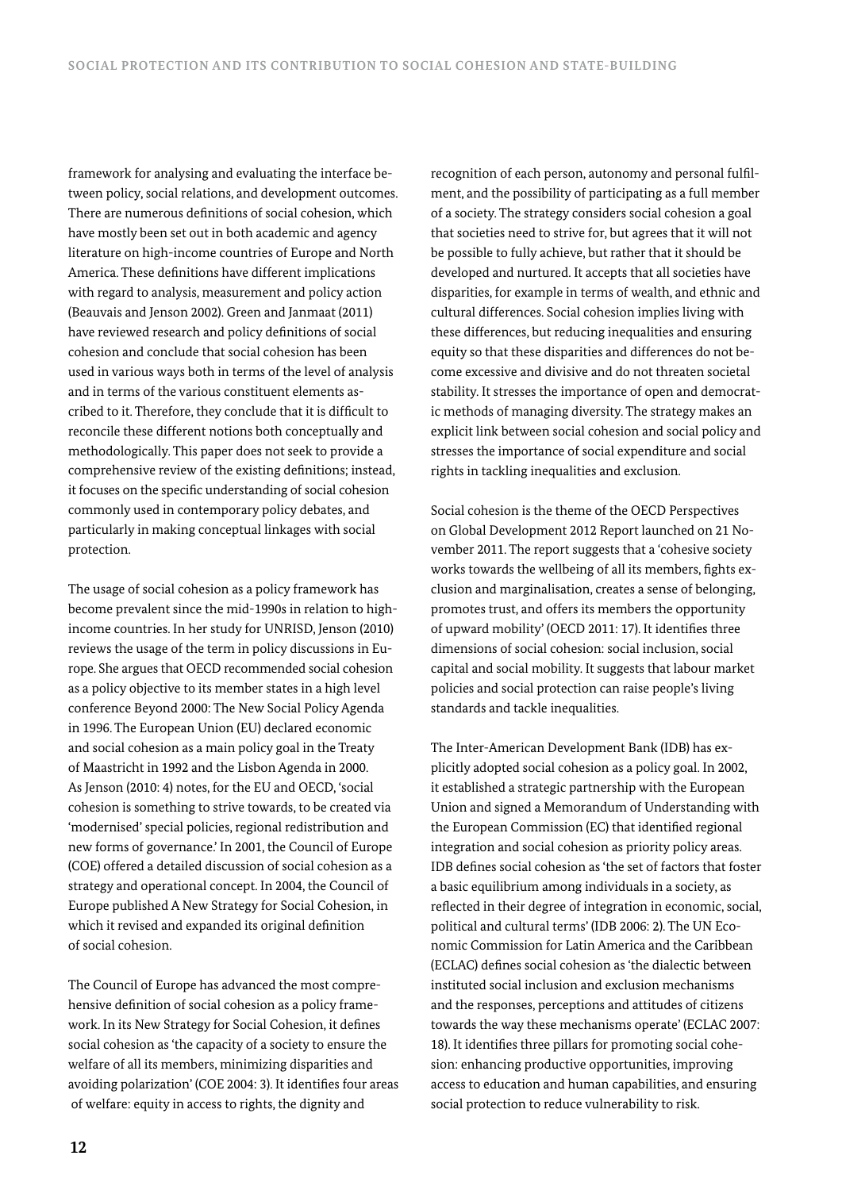framework for analysing and evaluating the interface between policy, social relations, and development outcomes. There are numerous definitions of social cohesion, which have mostly been set out in both academic and agency literature on high-income countries of Europe and North America. These definitions have different implications with regard to analysis, measurement and policy action (Beauvais and Jenson 2002). Green and Janmaat (2011) have reviewed research and policy definitions of social cohesion and conclude that social cohesion has been used in various ways both in terms of the level of analysis and in terms of the various constituent elements ascribed to it. Therefore, they conclude that it is difficult to reconcile these different notions both conceptually and methodologically. This paper does not seek to provide a comprehensive review of the existing definitions; instead, it focuses on the specific understanding of social cohesion commonly used in contemporary policy debates, and particularly in making conceptual linkages with social protection.

The usage of social cohesion as a policy framework has become prevalent since the mid-1990s in relation to high-income countries. In her study for UNRISD, Jenson (2010) reviews the usage of the term in policy discussions in Europe. She argues that OECD recommended social cohesion as a policy objective to its member states in a high level conference Beyond 2000: The New Social Policy Agenda in 1996. The European Union (EU) declared economic and social cohesion as a main policy goal in the Treaty of Maastricht in 1992 and the Lisbon Agenda in 2000. As Jenson (2010: 4) notes, for the EU and OECD, 'social cohesion is something to strive towards, to be created via 'modernised' special policies, regional redistribution and new forms of governance.' In 2001, the Council of Europe (COE) offered a detailed discussion of social cohesion as a strategy and operational concept. In 2004, the Council of Europe published A New Strategy for Social Cohesion, in which it revised and expanded its original definition of social cohesion.

The Council of Europe has advanced the most comprehensive definition of social cohesion as a policy framework. In its New Strategy for Social Cohesion, it defines social cohesion as 'the capacity of a society to ensure the welfare of all its members, minimizing disparities and avoiding polarization' (COE 2004: 3). It identifies four areas of welfare: equity in access to rights, the dignity and recognition of each person, autonomy and personal fulfilment, and the possibility of participating as a full member of a society. The strategy considers social cohesion a goal that societies need to strive for, but agrees that it will not be possible to fully achieve, but rather that it should be developed and nurtured. It accepts that all societies have disparities, for example in terms of wealth, and ethnic and cultural differences. Social cohesion implies living with these differences, but reducing inequalities and ensuring equity so that these disparities and differences do not become excessive and divisive and do not threaten societal stability. It stresses the importance of open and democratic methods of managing diversity. The strategy makes an explicit link between social cohesion and social policy and stresses the importance of social expenditure and social rights in tackling inequalities and exclusion.

Social cohesion is the theme of the OECD Perspectives on Global Development 2012 Report launched on 21 November 2011. The report suggests that a 'cohesive society works towards the wellbeing of all its members, fights exclusion and marginalisation, creates a sense of belonging, promotes trust, and offers its members the opportunity of upward mobility' (OECD 2011: 17). It identifies three dimensions of social cohesion: social inclusion, social capital and social mobility. It suggests that labour market policies and social protection can raise people's living standards and tackle inequalities.

The Inter-American Development Bank (IDB) has explicitly adopted social cohesion as a policy goal. In 2002, it established a strategic partnership with the European Union and signed a Memorandum of Understanding with the European Commission (EC) that identified regional integration and social cohesion as priority policy areas. IDB defines social cohesion as 'the set of factors that foster a basic equilibrium among individuals in a society, as reflected in their degree of integration in economic, social, political and cultural terms' (IDB 2006: 2). The UN Economic Commission for Latin America and the Caribbean (ECLAC) defines social cohesion as 'the dialectic between instituted social inclusion and exclusion mechanisms and the responses, perceptions and attitudes of citizens towards the way these mechanisms operate' (ECLAC 2007: 18). It identifies three pillars for promoting social cohesion: enhancing productive opportunities, improving access to education and human capabilities, and ensuring social protection to reduce vulnerability to risk.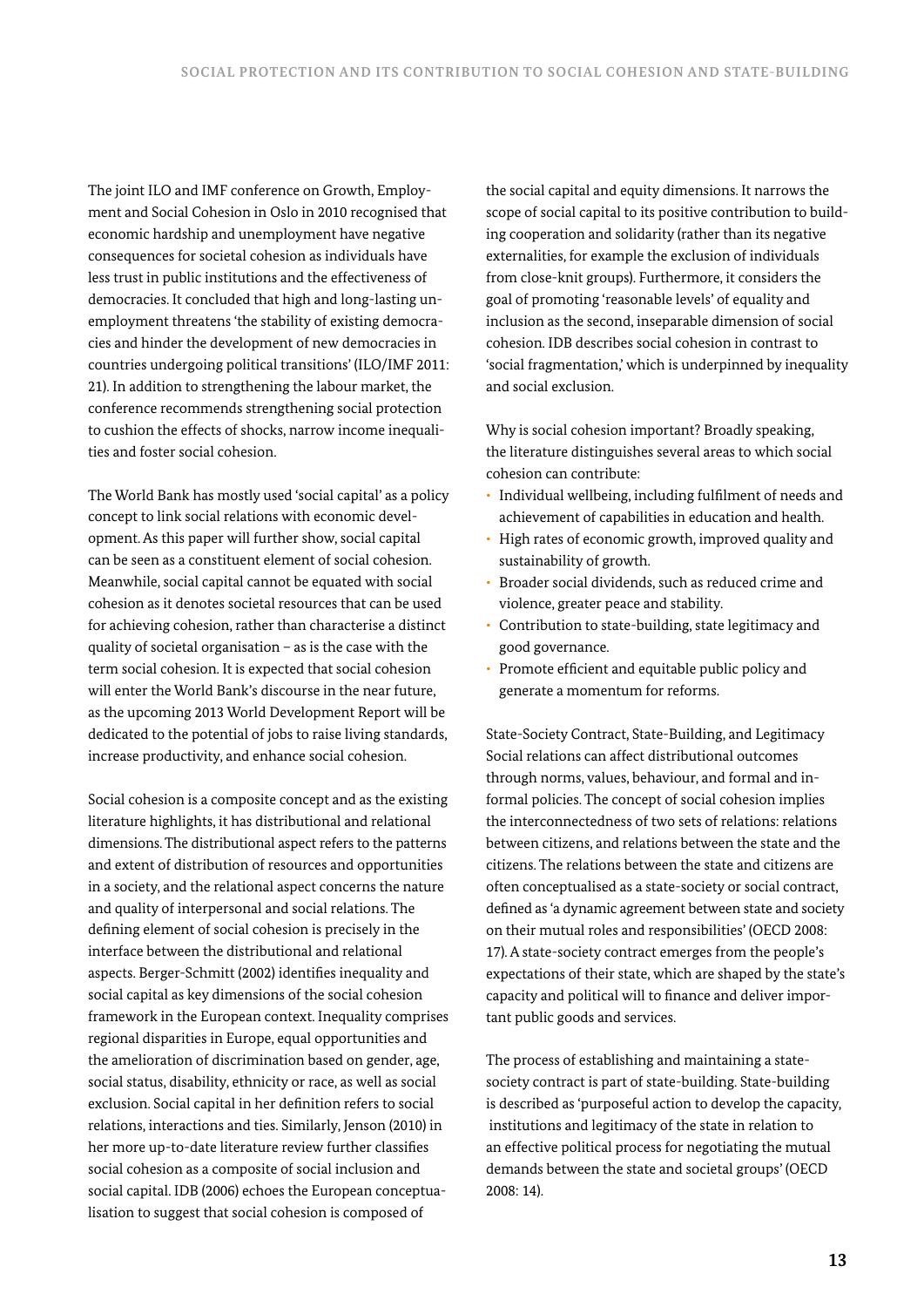The joint ILO and IMF conference on Growth, Employment and Social Cohesion in Oslo in 2010 recognised that economic hardship and unemployment have negative consequences for societal cohesion as individuals have less trust in public institutions and the effectiveness of democracies. It concluded that high and long-lasting unemployment threatens 'the stability of existing democracies and hinder the development of new democracies in countries undergoing political transitions' (ILO/IMF 2011: 21). In addition to strengthening the labour market, the conference recommends strengthening social protection to cushion the effects of shocks, narrow income inequalities and foster social cohesion.

The World Bank has mostly used 'social capital' as a policy concept to link social relations with economic development. As this paper will further show, social capital can be seen as a constituent element of social cohesion. Meanwhile, social capital cannot be equated with social cohesion as it denotes societal resources that can be used for achieving cohesion, rather than characterise a distinct quality of societal organisation – as is the case with the term social cohesion. It is expected that social cohesion will enter the World Bank's discourse in the near future, as the upcoming 2013 World Development Report will be dedicated to the potential of jobs to raise living standards, increase productivity, and enhance social cohesion.

Social cohesion is a composite concept and as the existing literature highlights, it has distributional and relational dimensions. The distributional aspect refers to the patterns and extent of distribution of resources and opportunities in a society, and the relational aspect concerns the nature and quality of interpersonal and social relations. The defining element of social cohesion is precisely in the interface between the distributional and relational aspects. Berger-Schmitt (2002) identifies inequality and social capital as key dimensions of the social cohesion framework in the European context. Inequality comprises regional disparities in Europe, equal opportunities and the amelioration of discrimination based on gender, age, social status, disability, ethnicity or race, as well as social exclusion. Social capital in her definition refers to social relations, interactions and ties. Similarly, Jenson (2010) in her more up-to-date literature review further classifies social cohesion as a composite of social inclusion and social capital. IDB (2006) echoes the European conceptualisation to suggest that social cohesion is composed of the social capital and equity dimensions. It narrows the scope of social capital to its positive contribution to building cooperation and solidarity (rather than its negative externalities, for example the exclusion of individuals from close-knit groups). Furthermore, it considers the goal of promoting 'reasonable levels' of equality and inclusion as the second, inseparable dimension of social cohesion. IDB describes social cohesion in contrast to 'social fragmentation,' which is underpinned by inequality and social exclusion.

Why is social cohesion important? Broadly speaking, the literature distinguishes several areas to which social cohesion can contribute:

- Individual wellbeing, including fulfilment of needs and achievement of capabilities in education and health.
- High rates of economic growth, improved quality and sustainability of growth.
- Broader social dividends, such as reduced crime and violence, greater peace and stability.
- Contribution to state-building, state legitimacy and good governance.
- Promote efficient and equitable public policy and generate a momentum for reforms.

### State-Society Contract, State-Building, and Legitimacy

Social relations can affect distributional outcomes through norms, values, behaviour, and formal and informal policies. The concept of social cohesion implies the interconnectedness of two sets of relations: relations between citizens, and relations between the state and the citizens. The relations between the state and citizens are often conceptualised as a state-society or social contract, defined as 'a dynamic agreement between state and society on their mutual roles and responsibilities' (OECD 2008: 17). A state-society contract emerges from the people's expectations of their state, which are shaped by the state's capacity and political will to finance and deliver important public goods and services.

The process of establishing and maintaining a state-society contract is part of state-building. State-building is described as 'purposeful action to develop the capacity, institutions and legitimacy of the state in relation to an effective political process for negotiating the mutual demands between the state and societal groups' (OECD 2008: 14).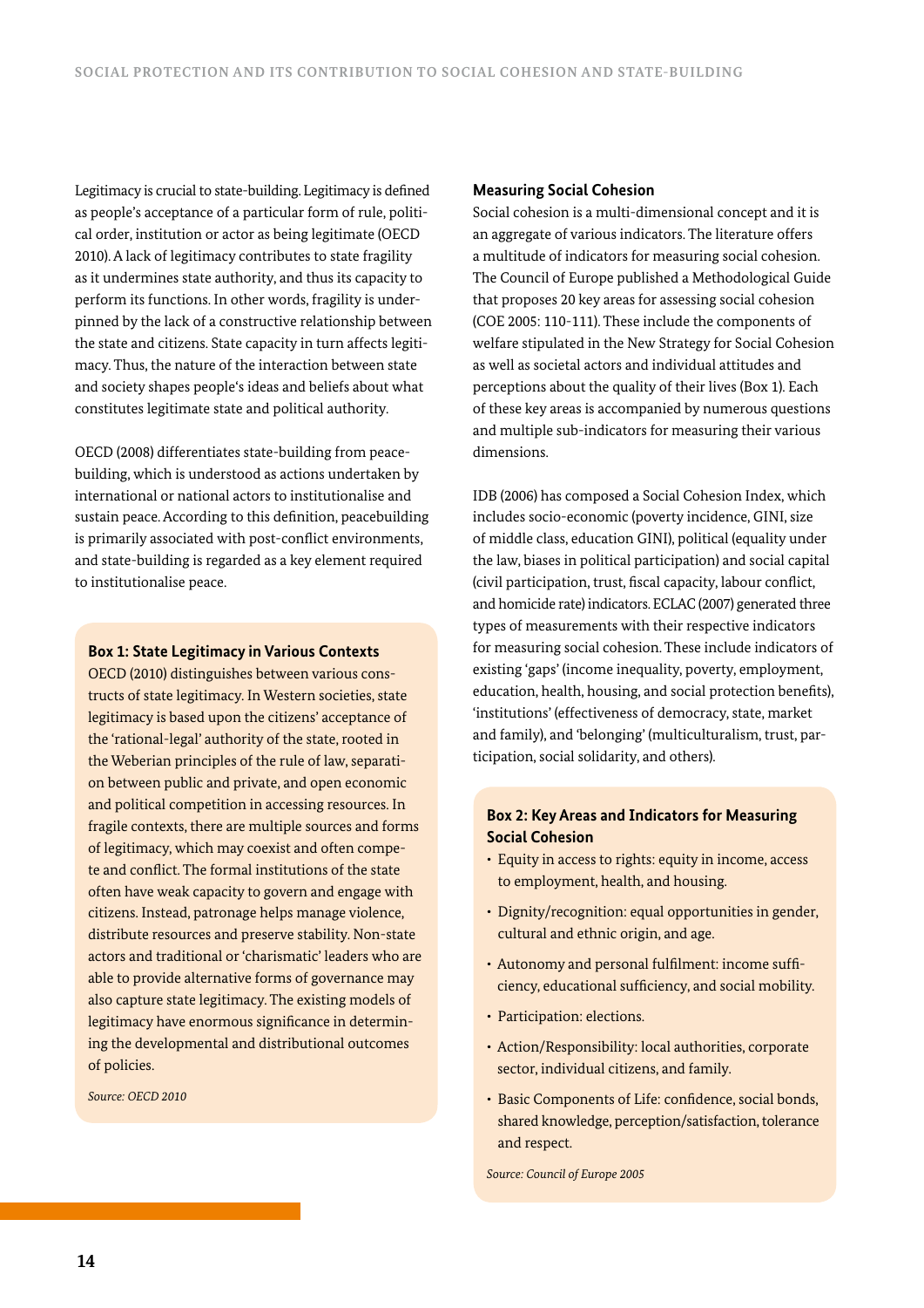Legitimacy is crucial to state-building. Legitimacy is defined as people's acceptance of a particular form of rule, political order, institution or actor as being legitimate (OECD 2010). A lack of legitimacy contributes to state fragility as it undermines state authority, and thus its capacity to perform its functions. In other words, fragility is underpinned by the lack of a constructive relationship between the state and citizens. State capacity in turn affects legitimacy. Thus, the nature of the interaction between state and society shapes people's ideas and beliefs about what constitutes legitimate state and political authority.

OECD (2008) differentiates state-building from peacebuilding, which is understood as actions undertaken by international or national actors to institutionalise and sustain peace. According to this definition, peacebuilding is primarily associated with post-conflict environments, and state-building is regarded as a key element required to institutionalise peace.

> **Box 1: State Legitimacy in Various Contexts**
>
> OECD (2010) distinguishes between various constructs of state legitimacy. In Western societies, state legitimacy is based upon the citizens' acceptance of the 'rational-legal' authority of the state, rooted in the Weberian principles of the rule of law, separation between public and private, and open economic and political competition in accessing resources. In fragile contexts, there are multiple sources and forms of legitimacy, which may coexist and often compete and conflict. The formal institutions of the state often have weak capacity to govern and engage with citizens. Instead, patronage helps manage violence, distribute resources and preserve stability. Non-state actors and traditional or 'charismatic' leaders who are able to provide alternative forms of governance may also capture state legitimacy. The existing models of legitimacy have enormous significance in determining the developmental and distributional outcomes of policies.
>
> *Source: OECD 2010*

## Measuring Social Cohesion

Social cohesion is a multi-dimensional concept and it is an aggregate of various indicators. The literature offers a multitude of indicators for measuring social cohesion. The Council of Europe published a Methodological Guide that proposes 20 key areas for assessing social cohesion (COE 2005: 110-111). These include the components of welfare stipulated in the New Strategy for Social Cohesion as well as societal actors and individual attitudes and perceptions about the quality of their lives (Box 1). Each of these key areas is accompanied by numerous questions and multiple sub-indicators for measuring their various dimensions.

IDB (2006) has composed a Social Cohesion Index, which includes socio-economic (poverty incidence, GINI, size of middle class, education GINI), political (equality under the law, biases in political participation) and social capital (civil participation, trust, fiscal capacity, labour conflict, and homicide rate) indicators. ECLAC (2007) generated three types of measurements with their respective indicators for measuring social cohesion. These include indicators of existing 'gaps' (income inequality, poverty, employment, education, health, housing, and social protection benefits), 'institutions' (effectiveness of democracy, state, market and family), and 'belonging' (multiculturalism, trust, participation, social solidarity, and others).

> **Box 2: Key Areas and Indicators for Measuring Social Cohesion**
>
> - Equity in access to rights: equity in income, access to employment, health, and housing.
> - Dignity/recognition: equal opportunities in gender, cultural and ethnic origin, and age.
> - Autonomy and personal fulfilment: income sufficiency, educational sufficiency, and social mobility.
> - Participation: elections.
> - Action/Responsibility: local authorities, corporate sector, individual citizens, and family.
> - Basic Components of Life: confidence, social bonds, shared knowledge, perception/satisfaction, tolerance and respect.
>
> *Source: Council of Europe 2005*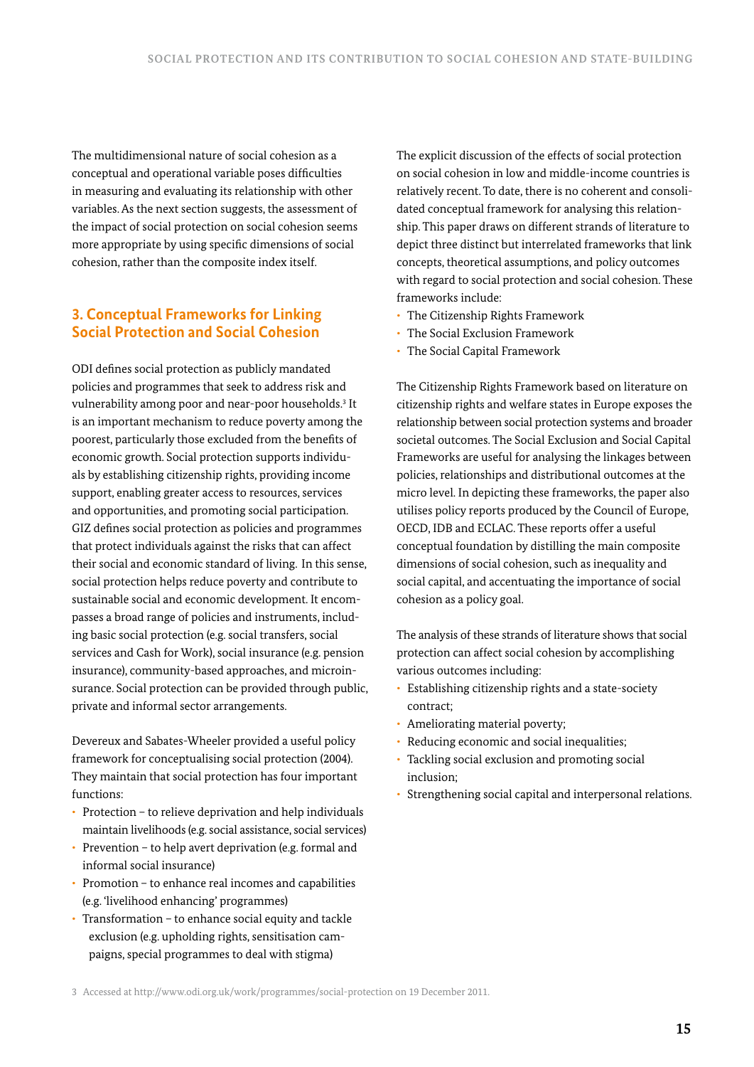The multidimensional nature of social cohesion as a conceptual and operational variable poses difficulties in measuring and evaluating its relationship with other variables. As the next section suggests, the assessment of the impact of social protection on social cohesion seems more appropriate by using specific dimensions of social cohesion, rather than the composite index itself.

## 3. Conceptual Frameworks for Linking Social Protection and Social Cohesion

ODI defines social protection as publicly mandated policies and programmes that seek to address risk and vulnerability among poor and near-poor households.[3] It is an important mechanism to reduce poverty among the poorest, particularly those excluded from the benefits of economic growth. Social protection supports individuals by establishing citizenship rights, providing income support, enabling greater access to resources, services and opportunities, and promoting social participation. GIZ defines social protection as policies and programmes that protect individuals against the risks that can affect their social and economic standard of living. In this sense, social protection helps reduce poverty and contribute to sustainable social and economic development. It encompasses a broad range of policies and instruments, including basic social protection (e.g. social transfers, social services and Cash for Work), social insurance (e.g. pension insurance), community-based approaches, and microinsurance. Social protection can be provided through public, private and informal sector arrangements.

Devereux and Sabates-Wheeler provided a useful policy framework for conceptualising social protection (2004). They maintain that social protection has four important functions:

- Protection – to relieve deprivation and help individuals maintain livelihoods (e.g. social assistance, social services)
- Prevention – to help avert deprivation (e.g. formal and informal social insurance)
- Promotion – to enhance real incomes and capabilities (e.g. 'livelihood enhancing' programmes)
- Transformation – to enhance social equity and tackle exclusion (e.g. upholding rights, sensitisation campaigns, special programmes to deal with stigma)

The explicit discussion of the effects of social protection on social cohesion in low and middle-income countries is relatively recent. To date, there is no coherent and consolidated conceptual framework for analysing this relationship. This paper draws on different strands of literature to depict three distinct but interrelated frameworks that link concepts, theoretical assumptions, and policy outcomes with regard to social protection and social cohesion. These frameworks include:

- The Citizenship Rights Framework
- The Social Exclusion Framework
- The Social Capital Framework

The Citizenship Rights Framework based on literature on citizenship rights and welfare states in Europe exposes the relationship between social protection systems and broader societal outcomes. The Social Exclusion and Social Capital Frameworks are useful for analysing the linkages between policies, relationships and distributional outcomes at the micro level. In depicting these frameworks, the paper also utilises policy reports produced by the Council of Europe, OECD, IDB and ECLAC. These reports offer a useful conceptual foundation by distilling the main composite dimensions of social cohesion, such as inequality and social capital, and accentuating the importance of social cohesion as a policy goal.

The analysis of these strands of literature shows that social protection can affect social cohesion by accomplishing various outcomes including:

- Establishing citizenship rights and a state-society contract;
- Ameliorating material poverty;
- Reducing economic and social inequalities;
- Tackling social exclusion and promoting social inclusion;
- Strengthening social capital and interpersonal relations.

3 Accessed at http://www.odi.org.uk/work/programmes/social-protection on 19 December 2011.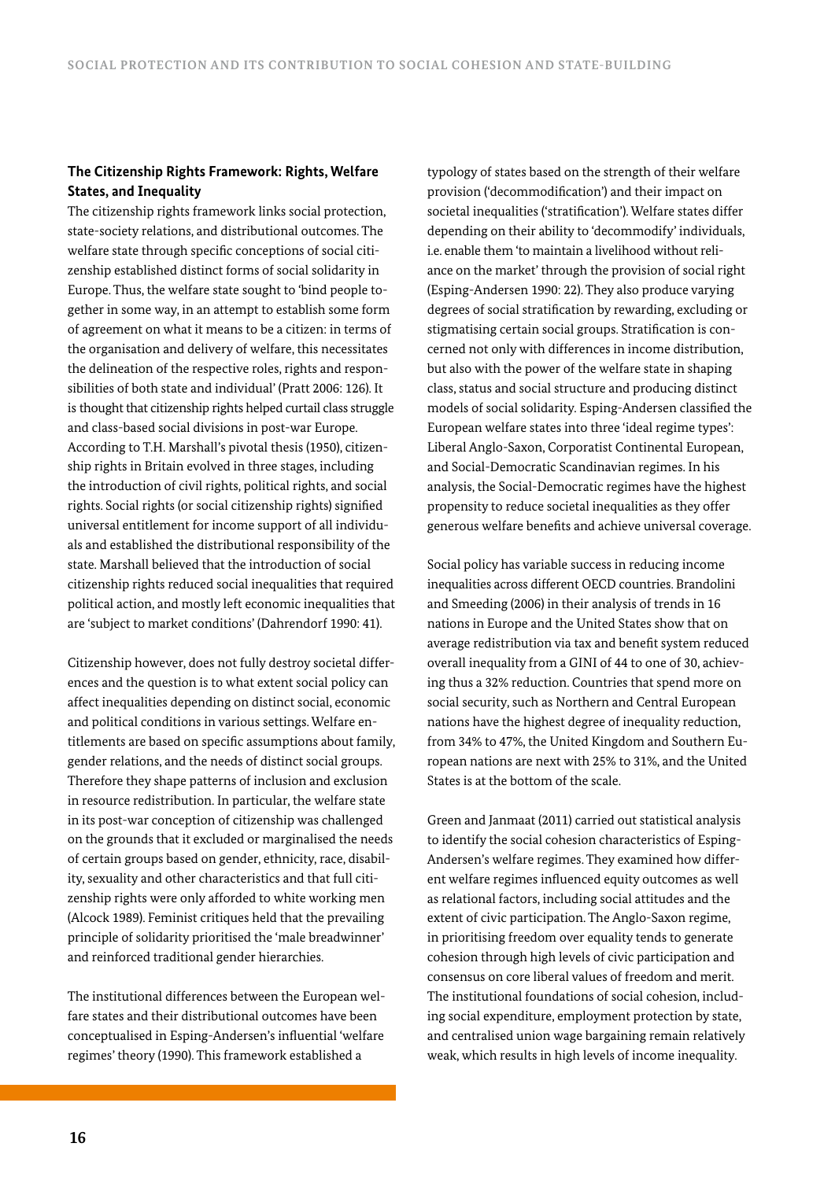### The Citizenship Rights Framework: Rights, Welfare States, and Inequality

The citizenship rights framework links social protection, state-society relations, and distributional outcomes. The welfare state through specific conceptions of social citizenship established distinct forms of social solidarity in Europe. Thus, the welfare state sought to 'bind people together in some way, in an attempt to establish some form of agreement on what it means to be a citizen: in terms of the organisation and delivery of welfare, this necessitates the delineation of the respective roles, rights and responsibilities of both state and individual' (Pratt 2006: 126). It is thought that citizenship rights helped curtail class struggle and class-based social divisions in post-war Europe. According to T.H. Marshall's pivotal thesis (1950), citizenship rights in Britain evolved in three stages, including the introduction of civil rights, political rights, and social rights. Social rights (or social citizenship rights) signified universal entitlement for income support of all individuals and established the distributional responsibility of the state. Marshall believed that the introduction of social citizenship rights reduced social inequalities that required political action, and mostly left economic inequalities that are 'subject to market conditions' (Dahrendorf 1990: 41).

Citizenship however, does not fully destroy societal differences and the question is to what extent social policy can affect inequalities depending on distinct social, economic and political conditions in various settings. Welfare entitlements are based on specific assumptions about family, gender relations, and the needs of distinct social groups. Therefore they shape patterns of inclusion and exclusion in resource redistribution. In particular, the welfare state in its post-war conception of citizenship was challenged on the grounds that it excluded or marginalised the needs of certain groups based on gender, ethnicity, race, disability, sexuality and other characteristics and that full citizenship rights were only afforded to white working men (Alcock 1989). Feminist critiques held that the prevailing principle of solidarity prioritised the 'male breadwinner' and reinforced traditional gender hierarchies.

The institutional differences between the European welfare states and their distributional outcomes have been conceptualised in Esping-Andersen's influential 'welfare regimes' theory (1990). This framework established a typology of states based on the strength of their welfare provision ('decommodification') and their impact on societal inequalities ('stratification'). Welfare states differ depending on their ability to 'decommodify' individuals, i.e. enable them 'to maintain a livelihood without reliance on the market' through the provision of social right (Esping-Andersen 1990: 22). They also produce varying degrees of social stratification by rewarding, excluding or stigmatising certain social groups. Stratification is concerned not only with differences in income distribution, but also with the power of the welfare state in shaping class, status and social structure and producing distinct models of social solidarity. Esping-Andersen classified the European welfare states into three 'ideal regime types': Liberal Anglo-Saxon, Corporatist Continental European, and Social-Democratic Scandinavian regimes. In his analysis, the Social-Democratic regimes have the highest propensity to reduce societal inequalities as they offer generous welfare benefits and achieve universal coverage.

Social policy has variable success in reducing income inequalities across different OECD countries. Brandolini and Smeeding (2006) in their analysis of trends in 16 nations in Europe and the United States show that on average redistribution via tax and benefit system reduced overall inequality from a GINI of 44 to one of 30, achieving thus a 32% reduction. Countries that spend more on social security, such as Northern and Central European nations have the highest degree of inequality reduction, from 34% to 47%, the United Kingdom and Southern European nations are next with 25% to 31%, and the United States is at the bottom of the scale.

Green and Janmaat (2011) carried out statistical analysis to identify the social cohesion characteristics of Esping-Andersen's welfare regimes. They examined how different welfare regimes influenced equity outcomes as well as relational factors, including social attitudes and the extent of civic participation. The Anglo-Saxon regime, in prioritising freedom over equality tends to generate cohesion through high levels of civic participation and consensus on core liberal values of freedom and merit. The institutional foundations of social cohesion, including social expenditure, employment protection by state, and centralised union wage bargaining remain relatively weak, which results in high levels of income inequality.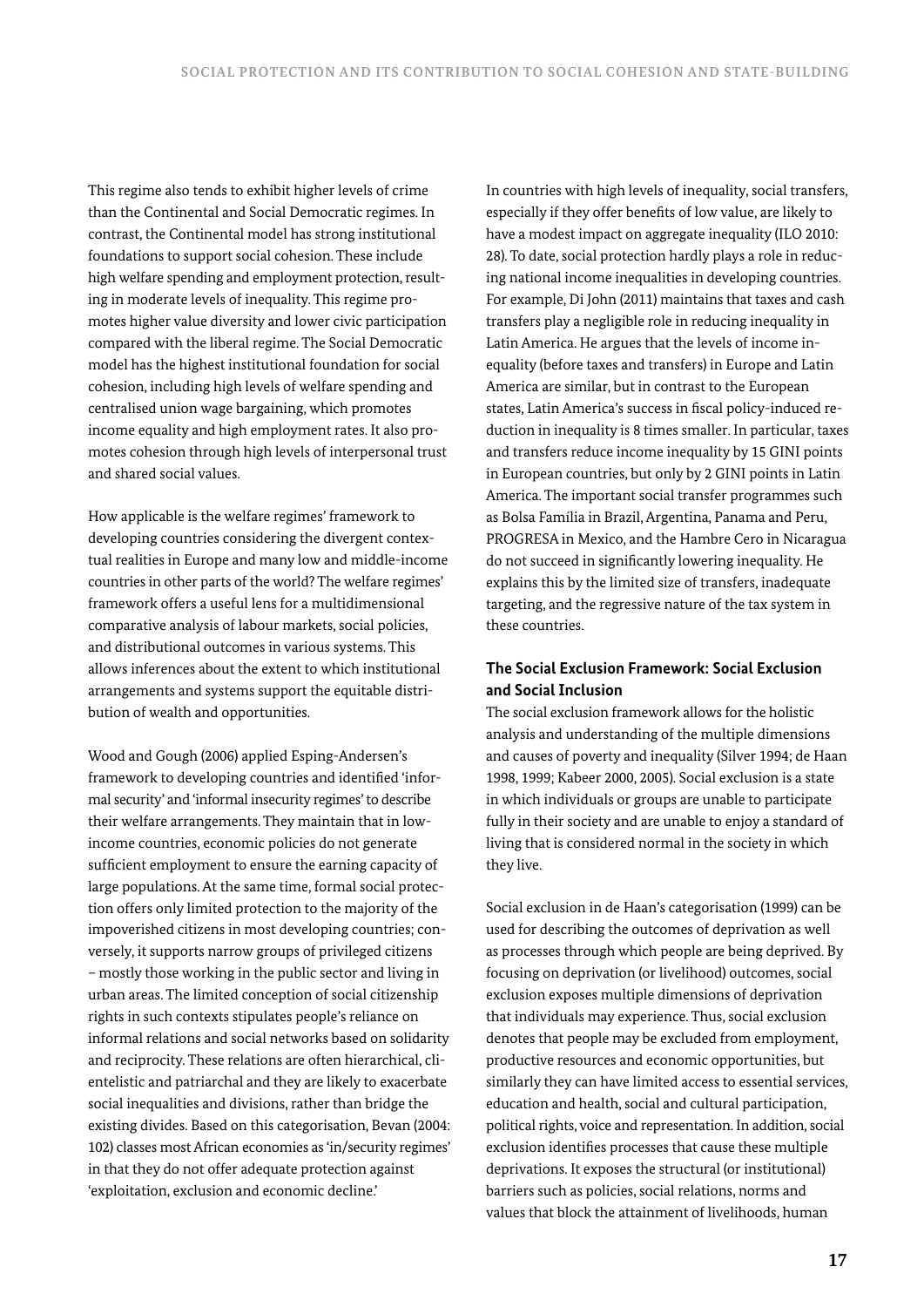This regime also tends to exhibit higher levels of crime than the Continental and Social Democratic regimes. In contrast, the Continental model has strong institutional foundations to support social cohesion. These include high welfare spending and employment protection, resulting in moderate levels of inequality. This regime promotes higher value diversity and lower civic participation compared with the liberal regime. The Social Democratic model has the highest institutional foundation for social cohesion, including high levels of welfare spending and centralised union wage bargaining, which promotes income equality and high employment rates. It also promotes cohesion through high levels of interpersonal trust and shared social values.

How applicable is the welfare regimes' framework to developing countries considering the divergent contextual realities in Europe and many low and middle-income countries in other parts of the world? The welfare regimes' framework offers a useful lens for a multidimensional comparative analysis of labour markets, social policies, and distributional outcomes in various systems. This allows inferences about the extent to which institutional arrangements and systems support the equitable distribution of wealth and opportunities.

Wood and Gough (2006) applied Esping-Andersen's framework to developing countries and identified 'informal security' and 'informal insecurity regimes' to describe their welfare arrangements. They maintain that in low-income countries, economic policies do not generate sufficient employment to ensure the earning capacity of large populations. At the same time, formal social protection offers only limited protection to the majority of the impoverished citizens in most developing countries; conversely, it supports narrow groups of privileged citizens – mostly those working in the public sector and living in urban areas. The limited conception of social citizenship rights in such contexts stipulates people's reliance on informal relations and social networks based on solidarity and reciprocity. These relations are often hierarchical, clientelistic and patriarchal and they are likely to exacerbate social inequalities and divisions, rather than bridge the existing divides. Based on this categorisation, Bevan (2004: 102) classes most African economies as 'in/security regimes' in that they do not offer adequate protection against 'exploitation, exclusion and economic decline.'

In countries with high levels of inequality, social transfers, especially if they offer benefits of low value, are likely to have a modest impact on aggregate inequality (ILO 2010: 28). To date, social protection hardly plays a role in reducing national income inequalities in developing countries. For example, Di John (2011) maintains that taxes and cash transfers play a negligible role in reducing inequality in Latin America. He argues that the levels of income inequality (before taxes and transfers) in Europe and Latin America are similar, but in contrast to the European states, Latin America's success in fiscal policy-induced reduction in inequality is 8 times smaller. In particular, taxes and transfers reduce income inequality by 15 GINI points in European countries, but only by 2 GINI points in Latin America. The important social transfer programmes such as Bolsa Família in Brazil, Argentina, Panama and Peru, PROGRESA in Mexico, and the Hambre Cero in Nicaragua do not succeed in significantly lowering inequality. He explains this by the limited size of transfers, inadequate targeting, and the regressive nature of the tax system in these countries.

### The Social Exclusion Framework: Social Exclusion and Social Inclusion

The social exclusion framework allows for the holistic analysis and understanding of the multiple dimensions and causes of poverty and inequality (Silver 1994; de Haan 1998, 1999; Kabeer 2000, 2005). Social exclusion is a state in which individuals or groups are unable to participate fully in their society and are unable to enjoy a standard of living that is considered normal in the society in which they live.

Social exclusion in de Haan's categorisation (1999) can be used for describing the outcomes of deprivation as well as processes through which people are being deprived. By focusing on deprivation (or livelihood) outcomes, social exclusion exposes multiple dimensions of deprivation that individuals may experience. Thus, social exclusion denotes that people may be excluded from employment, productive resources and economic opportunities, but similarly they can have limited access to essential services, education and health, social and cultural participation, political rights, voice and representation. In addition, social exclusion identifies processes that cause these multiple deprivations. It exposes the structural (or institutional) barriers such as policies, social relations, norms and values that block the attainment of livelihoods, human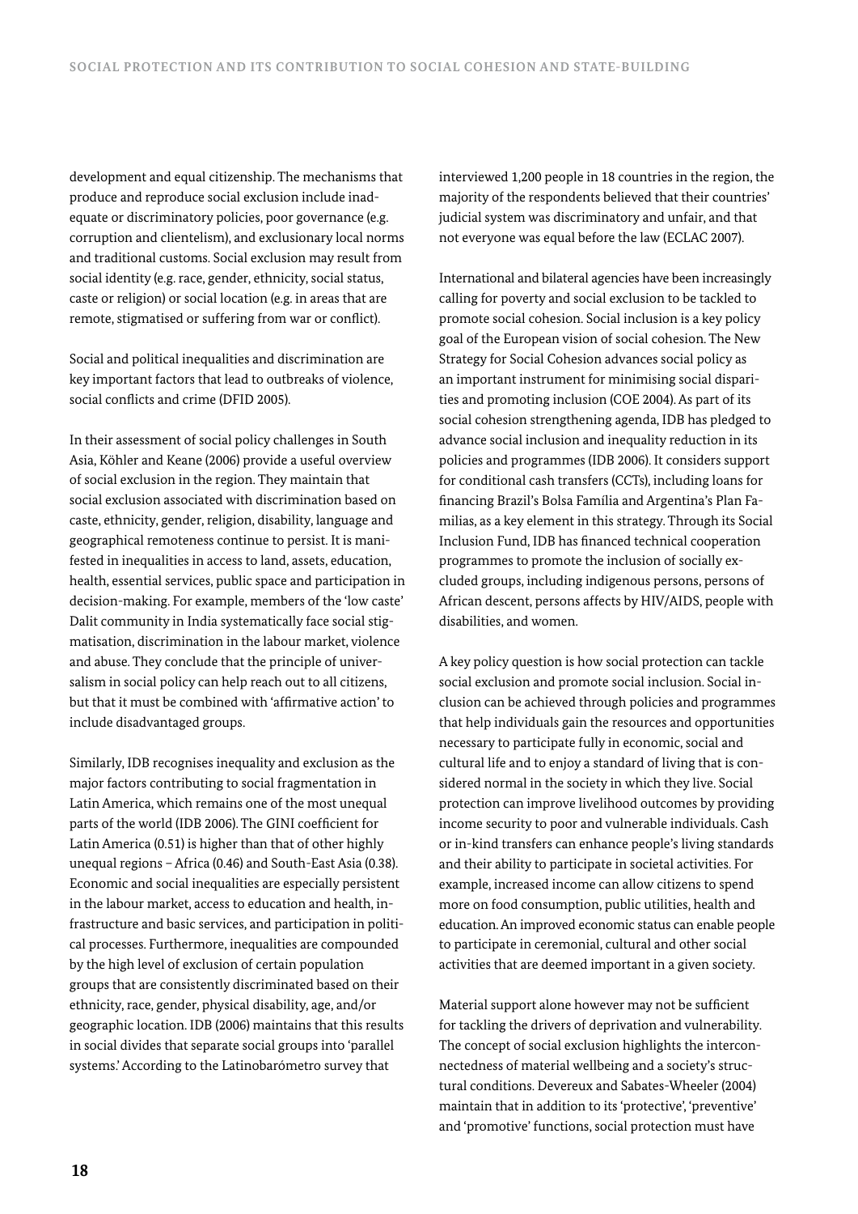development and equal citizenship. The mechanisms that produce and reproduce social exclusion include inadequate or discriminatory policies, poor governance (e.g. corruption and clientelism), and exclusionary local norms and traditional customs. Social exclusion may result from social identity (e.g. race, gender, ethnicity, social status, caste or religion) or social location (e.g. in areas that are remote, stigmatised or suffering from war or conflict).

Social and political inequalities and discrimination are key important factors that lead to outbreaks of violence, social conflicts and crime (DFID 2005).

In their assessment of social policy challenges in South Asia, Köhler and Keane (2006) provide a useful overview of social exclusion in the region. They maintain that social exclusion associated with discrimination based on caste, ethnicity, gender, religion, disability, language and geographical remoteness continue to persist. It is manifested in inequalities in access to land, assets, education, health, essential services, public space and participation in decision-making. For example, members of the 'low caste' Dalit community in India systematically face social stigmatisation, discrimination in the labour market, violence and abuse. They conclude that the principle of universalism in social policy can help reach out to all citizens, but that it must be combined with 'affirmative action' to include disadvantaged groups.

Similarly, IDB recognises inequality and exclusion as the major factors contributing to social fragmentation in Latin America, which remains one of the most unequal parts of the world (IDB 2006). The GINI coefficient for Latin America (0.51) is higher than that of other highly unequal regions – Africa (0.46) and South-East Asia (0.38). Economic and social inequalities are especially persistent in the labour market, access to education and health, infrastructure and basic services, and participation in political processes. Furthermore, inequalities are compounded by the high level of exclusion of certain population groups that are consistently discriminated based on their ethnicity, race, gender, physical disability, age, and/or geographic location. IDB (2006) maintains that this results in social divides that separate social groups into 'parallel systems.' According to the Latinobarómetro survey that interviewed 1,200 people in 18 countries in the region, the majority of the respondents believed that their countries' judicial system was discriminatory and unfair, and that not everyone was equal before the law (ECLAC 2007).

International and bilateral agencies have been increasingly calling for poverty and social exclusion to be tackled to promote social cohesion. Social inclusion is a key policy goal of the European vision of social cohesion. The New Strategy for Social Cohesion advances social policy as an important instrument for minimising social disparities and promoting inclusion (COE 2004). As part of its social cohesion strengthening agenda, IDB has pledged to advance social inclusion and inequality reduction in its policies and programmes (IDB 2006). It considers support for conditional cash transfers (CCTs), including loans for financing Brazil's Bolsa Família and Argentina's Plan Familias, as a key element in this strategy. Through its Social Inclusion Fund, IDB has financed technical cooperation programmes to promote the inclusion of socially excluded groups, including indigenous persons, persons of African descent, persons affects by HIV/AIDS, people with disabilities, and women.

A key policy question is how social protection can tackle social exclusion and promote social inclusion. Social inclusion can be achieved through policies and programmes that help individuals gain the resources and opportunities necessary to participate fully in economic, social and cultural life and to enjoy a standard of living that is considered normal in the society in which they live. Social protection can improve livelihood outcomes by providing income security to poor and vulnerable individuals. Cash or in-kind transfers can enhance people's living standards and their ability to participate in societal activities. For example, increased income can allow citizens to spend more on food consumption, public utilities, health and education. An improved economic status can enable people to participate in ceremonial, cultural and other social activities that are deemed important in a given society.

Material support alone however may not be sufficient for tackling the drivers of deprivation and vulnerability. The concept of social exclusion highlights the interconnectedness of material wellbeing and a society's structural conditions. Devereux and Sabates-Wheeler (2004) maintain that in addition to its 'protective', 'preventive' and 'promotive' functions, social protection must have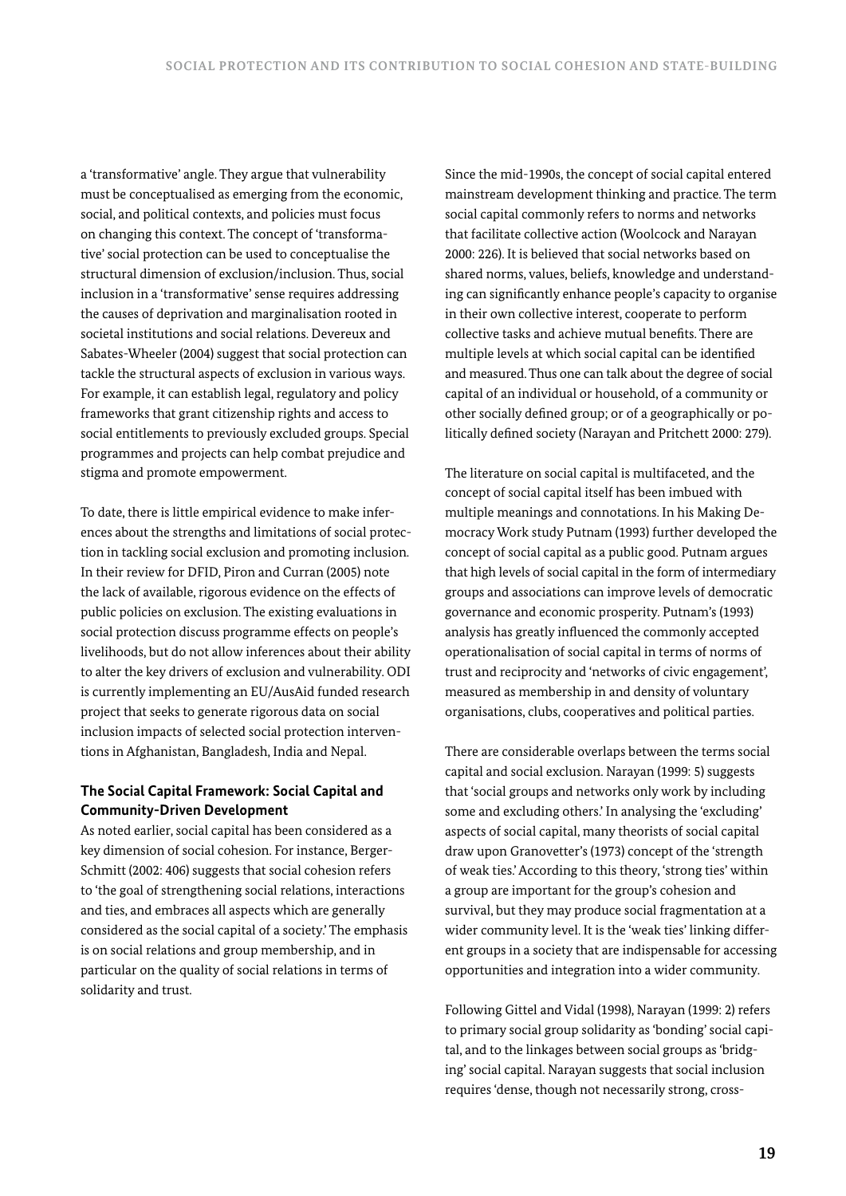a 'transformative' angle. They argue that vulnerability must be conceptualised as emerging from the economic, social, and political contexts, and policies must focus on changing this context. The concept of 'transformative' social protection can be used to conceptualise the structural dimension of exclusion/inclusion. Thus, social inclusion in a 'transformative' sense requires addressing the causes of deprivation and marginalisation rooted in societal institutions and social relations. Devereux and Sabates-Wheeler (2004) suggest that social protection can tackle the structural aspects of exclusion in various ways. For example, it can establish legal, regulatory and policy frameworks that grant citizenship rights and access to social entitlements to previously excluded groups. Special programmes and projects can help combat prejudice and stigma and promote empowerment.

To date, there is little empirical evidence to make inferences about the strengths and limitations of social protection in tackling social exclusion and promoting inclusion. In their review for DFID, Piron and Curran (2005) note the lack of available, rigorous evidence on the effects of public policies on exclusion. The existing evaluations in social protection discuss programme effects on people's livelihoods, but do not allow inferences about their ability to alter the key drivers of exclusion and vulnerability. ODI is currently implementing an EU/AusAid funded research project that seeks to generate rigorous data on social inclusion impacts of selected social protection interventions in Afghanistan, Bangladesh, India and Nepal.

### The Social Capital Framework: Social Capital and Community-Driven Development

As noted earlier, social capital has been considered as a key dimension of social cohesion. For instance, Berger-Schmitt (2002: 406) suggests that social cohesion refers to 'the goal of strengthening social relations, interactions and ties, and embraces all aspects which are generally considered as the social capital of a society.' The emphasis is on social relations and group membership, and in particular on the quality of social relations in terms of solidarity and trust.

Since the mid-1990s, the concept of social capital entered mainstream development thinking and practice. The term social capital commonly refers to norms and networks that facilitate collective action (Woolcock and Narayan 2000: 226). It is believed that social networks based on shared norms, values, beliefs, knowledge and understanding can significantly enhance people's capacity to organise in their own collective interest, cooperate to perform collective tasks and achieve mutual benefits. There are multiple levels at which social capital can be identified and measured. Thus one can talk about the degree of social capital of an individual or household, of a community or other socially defined group; or of a geographically or politically defined society (Narayan and Pritchett 2000: 279).

The literature on social capital is multifaceted, and the concept of social capital itself has been imbued with multiple meanings and connotations. In his Making Democracy Work study Putnam (1993) further developed the concept of social capital as a public good. Putnam argues that high levels of social capital in the form of intermediary groups and associations can improve levels of democratic governance and economic prosperity. Putnam's (1993) analysis has greatly influenced the commonly accepted operationalisation of social capital in terms of norms of trust and reciprocity and 'networks of civic engagement', measured as membership in and density of voluntary organisations, clubs, cooperatives and political parties.

There are considerable overlaps between the terms social capital and social exclusion. Narayan (1999: 5) suggests that 'social groups and networks only work by including some and excluding others.' In analysing the 'excluding' aspects of social capital, many theorists of social capital draw upon Granovetter's (1973) concept of the 'strength of weak ties.' According to this theory, 'strong ties' within a group are important for the group's cohesion and survival, but they may produce social fragmentation at a wider community level. It is the 'weak ties' linking different groups in a society that are indispensable for accessing opportunities and integration into a wider community.

Following Gittel and Vidal (1998), Narayan (1999: 2) refers to primary social group solidarity as 'bonding' social capital, and to the linkages between social groups as 'bridging' social capital. Narayan suggests that social inclusion requires 'dense, though not necessarily strong, cross-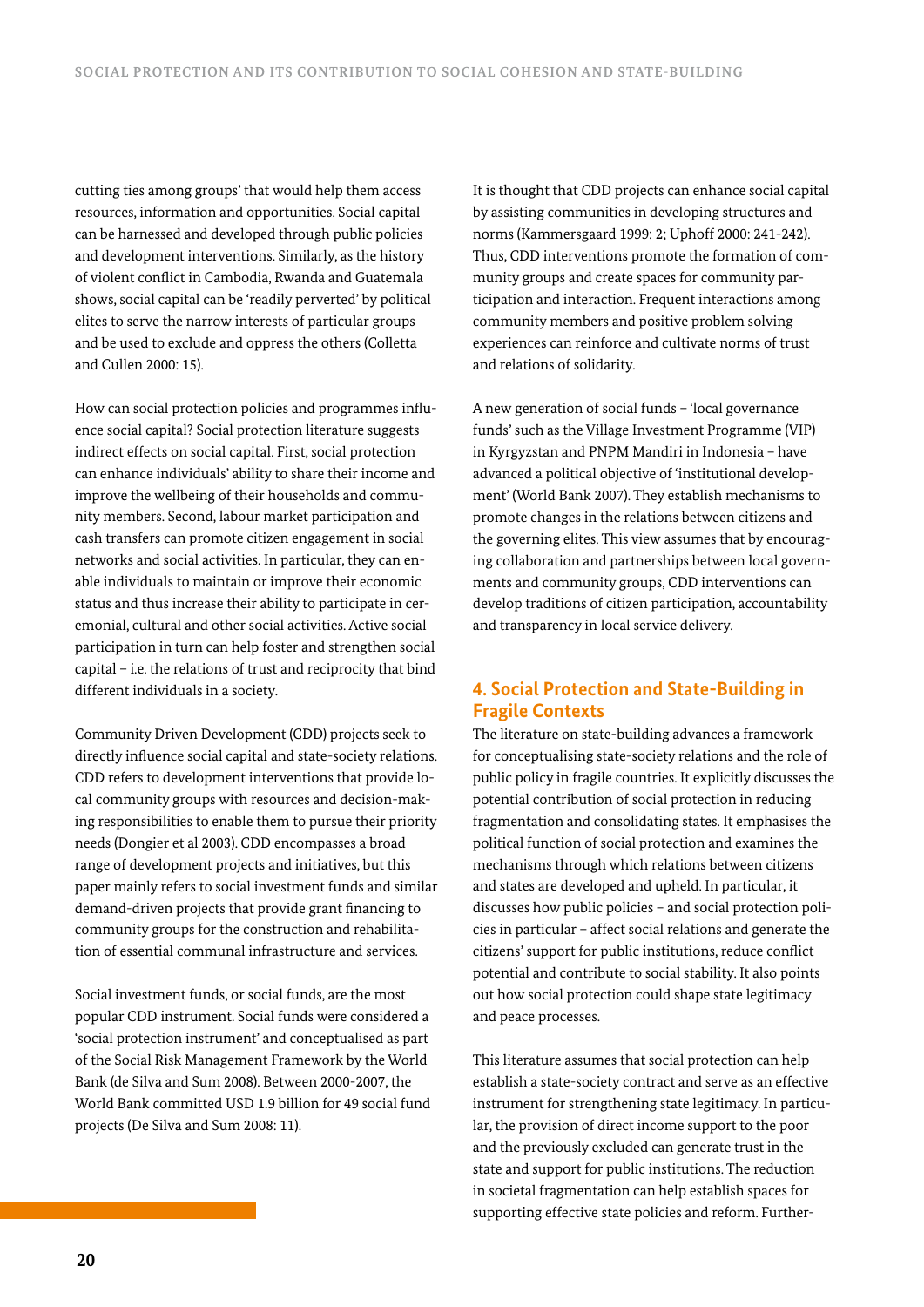cutting ties among groups' that would help them access resources, information and opportunities. Social capital can be harnessed and developed through public policies and development interventions. Similarly, as the history of violent conflict in Cambodia, Rwanda and Guatemala shows, social capital can be 'readily perverted' by political elites to serve the narrow interests of particular groups and be used to exclude and oppress the others (Colletta and Cullen 2000: 15).

How can social protection policies and programmes influence social capital? Social protection literature suggests indirect effects on social capital. First, social protection can enhance individuals' ability to share their income and improve the wellbeing of their households and community members. Second, labour market participation and cash transfers can promote citizen engagement in social networks and social activities. In particular, they can enable individuals to maintain or improve their economic status and thus increase their ability to participate in ceremonial, cultural and other social activities. Active social participation in turn can help foster and strengthen social capital – i.e. the relations of trust and reciprocity that bind different individuals in a society.

Community Driven Development (CDD) projects seek to directly influence social capital and state-society relations. CDD refers to development interventions that provide local community groups with resources and decision-making responsibilities to enable them to pursue their priority needs (Dongier et al 2003). CDD encompasses a broad range of development projects and initiatives, but this paper mainly refers to social investment funds and similar demand-driven projects that provide grant financing to community groups for the construction and rehabilitation of essential communal infrastructure and services.

Social investment funds, or social funds, are the most popular CDD instrument. Social funds were considered a 'social protection instrument' and conceptualised as part of the Social Risk Management Framework by the World Bank (de Silva and Sum 2008). Between 2000-2007, the World Bank committed USD 1.9 billion for 49 social fund projects (De Silva and Sum 2008: 11).

It is thought that CDD projects can enhance social capital by assisting communities in developing structures and norms (Kammersgaard 1999: 2; Uphoff 2000: 241-242). Thus, CDD interventions promote the formation of community groups and create spaces for community participation and interaction. Frequent interactions among community members and positive problem solving experiences can reinforce and cultivate norms of trust and relations of solidarity.

A new generation of social funds – 'local governance funds' such as the Village Investment Programme (VIP) in Kyrgyzstan and PNPM Mandiri in Indonesia – have advanced a political objective of 'institutional development' (World Bank 2007). They establish mechanisms to promote changes in the relations between citizens and the governing elites. This view assumes that by encouraging collaboration and partnerships between local governments and community groups, CDD interventions can develop traditions of citizen participation, accountability and transparency in local service delivery.

## 4. Social Protection and State-Building in Fragile Contexts

The literature on state-building advances a framework for conceptualising state-society relations and the role of public policy in fragile countries. It explicitly discusses the potential contribution of social protection in reducing fragmentation and consolidating states. It emphasises the political function of social protection and examines the mechanisms through which relations between citizens and states are developed and upheld. In particular, it discusses how public policies – and social protection policies in particular – affect social relations and generate the citizens' support for public institutions, reduce conflict potential and contribute to social stability. It also points out how social protection could shape state legitimacy and peace processes.

This literature assumes that social protection can help establish a state-society contract and serve as an effective instrument for strengthening state legitimacy. In particular, the provision of direct income support to the poor and the previously excluded can generate trust in the state and support for public institutions. The reduction in societal fragmentation can help establish spaces for supporting effective state policies and reform. Further-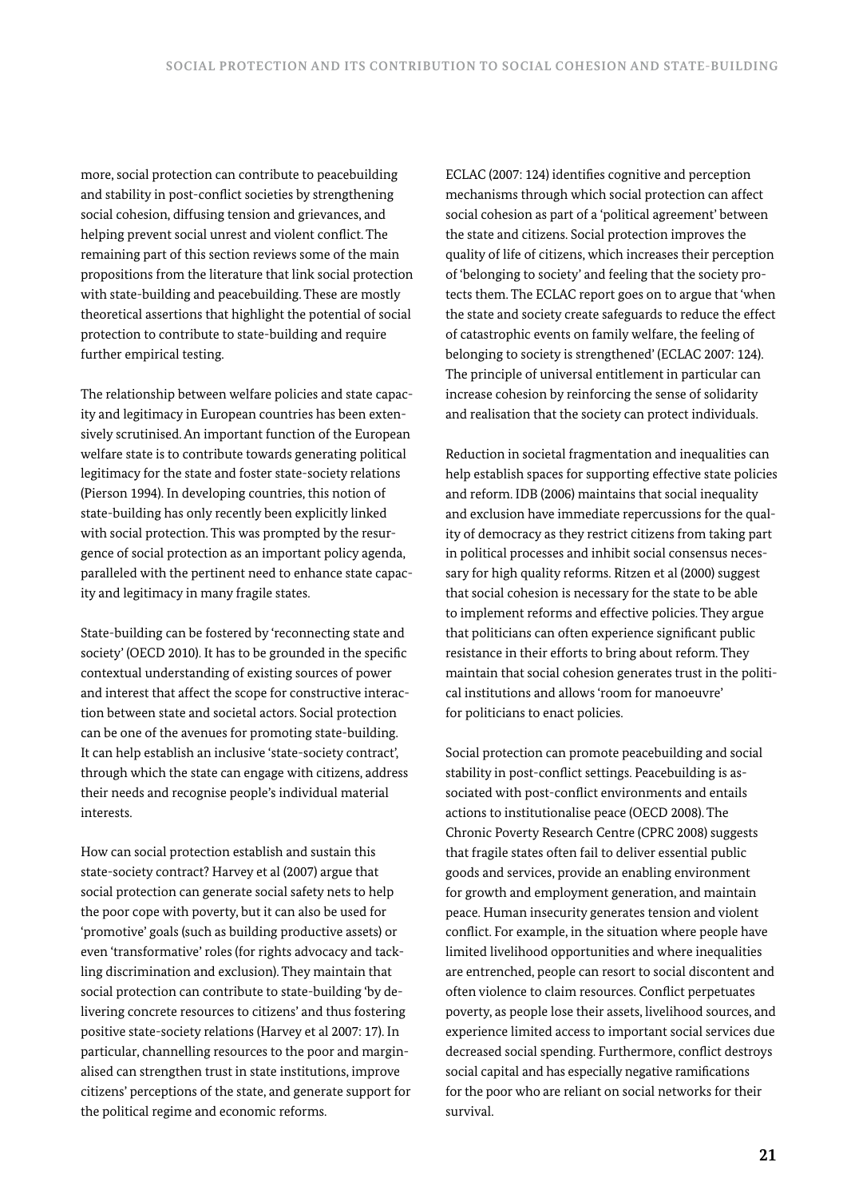more, social protection can contribute to peacebuilding and stability in post-conflict societies by strengthening social cohesion, diffusing tension and grievances, and helping prevent social unrest and violent conflict. The remaining part of this section reviews some of the main propositions from the literature that link social protection with state-building and peacebuilding. These are mostly theoretical assertions that highlight the potential of social protection to contribute to state-building and require further empirical testing.

The relationship between welfare policies and state capacity and legitimacy in European countries has been extensively scrutinised. An important function of the European welfare state is to contribute towards generating political legitimacy for the state and foster state-society relations (Pierson 1994). In developing countries, this notion of state-building has only recently been explicitly linked with social protection. This was prompted by the resurgence of social protection as an important policy agenda, paralleled with the pertinent need to enhance state capacity and legitimacy in many fragile states.

State-building can be fostered by 'reconnecting state and society' (OECD 2010). It has to be grounded in the specific contextual understanding of existing sources of power and interest that affect the scope for constructive interaction between state and societal actors. Social protection can be one of the avenues for promoting state-building. It can help establish an inclusive 'state-society contract', through which the state can engage with citizens, address their needs and recognise people's individual material interests.

How can social protection establish and sustain this state-society contract? Harvey et al (2007) argue that social protection can generate social safety nets to help the poor cope with poverty, but it can also be used for 'promotive' goals (such as building productive assets) or even 'transformative' roles (for rights advocacy and tackling discrimination and exclusion). They maintain that social protection can contribute to state-building 'by delivering concrete resources to citizens' and thus fostering positive state-society relations (Harvey et al 2007: 17). In particular, channelling resources to the poor and marginalised can strengthen trust in state institutions, improve citizens' perceptions of the state, and generate support for the political regime and economic reforms.

ECLAC (2007: 124) identifies cognitive and perception mechanisms through which social protection can affect social cohesion as part of a 'political agreement' between the state and citizens. Social protection improves the quality of life of citizens, which increases their perception of 'belonging to society' and feeling that the society protects them. The ECLAC report goes on to argue that 'when the state and society create safeguards to reduce the effect of catastrophic events on family welfare, the feeling of belonging to society is strengthened' (ECLAC 2007: 124). The principle of universal entitlement in particular can increase cohesion by reinforcing the sense of solidarity and realisation that the society can protect individuals.

Reduction in societal fragmentation and inequalities can help establish spaces for supporting effective state policies and reform. IDB (2006) maintains that social inequality and exclusion have immediate repercussions for the quality of democracy as they restrict citizens from taking part in political processes and inhibit social consensus necessary for high quality reforms. Ritzen et al (2000) suggest that social cohesion is necessary for the state to be able to implement reforms and effective policies. They argue that politicians can often experience significant public resistance in their efforts to bring about reform. They maintain that social cohesion generates trust in the political institutions and allows 'room for manoeuvre' for politicians to enact policies.

Social protection can promote peacebuilding and social stability in post-conflict settings. Peacebuilding is associated with post-conflict environments and entails actions to institutionalise peace (OECD 2008). The Chronic Poverty Research Centre (CPRC 2008) suggests that fragile states often fail to deliver essential public goods and services, provide an enabling environment for growth and employment generation, and maintain peace. Human insecurity generates tension and violent conflict. For example, in the situation where people have limited livelihood opportunities and where inequalities are entrenched, people can resort to social discontent and often violence to claim resources. Conflict perpetuates poverty, as people lose their assets, livelihood sources, and experience limited access to important social services due decreased social spending. Furthermore, conflict destroys social capital and has especially negative ramifications for the poor who are reliant on social networks for their survival.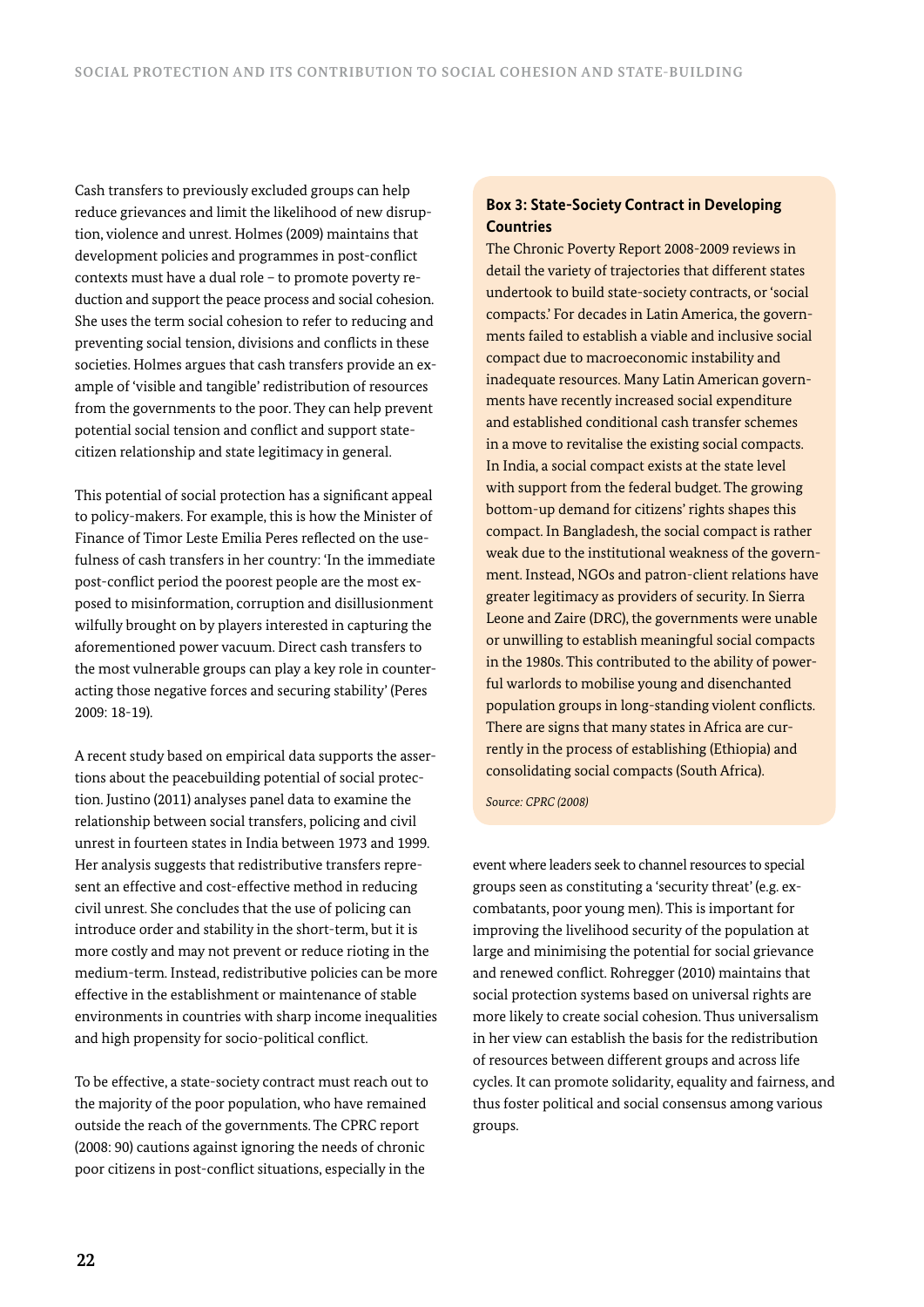Cash transfers to previously excluded groups can help reduce grievances and limit the likelihood of new disruption, violence and unrest. Holmes (2009) maintains that development policies and programmes in post-conflict contexts must have a dual role – to promote poverty reduction and support the peace process and social cohesion. She uses the term social cohesion to refer to reducing and preventing social tension, divisions and conflicts in these societies. Holmes argues that cash transfers provide an example of 'visible and tangible' redistribution of resources from the governments to the poor. They can help prevent potential social tension and conflict and support state-citizen relationship and state legitimacy in general.

This potential of social protection has a significant appeal to policy-makers. For example, this is how the Minister of Finance of Timor Leste Emilia Peres reflected on the usefulness of cash transfers in her country: 'In the immediate post-conflict period the poorest people are the most exposed to misinformation, corruption and disillusionment wilfully brought on by players interested in capturing the aforementioned power vacuum. Direct cash transfers to the most vulnerable groups can play a key role in counteracting those negative forces and securing stability' (Peres 2009: 18-19).

A recent study based on empirical data supports the assertions about the peacebuilding potential of social protection. Justino (2011) analyses panel data to examine the relationship between social transfers, policing and civil unrest in fourteen states in India between 1973 and 1999. Her analysis suggests that redistributive transfers represent an effective and cost-effective method in reducing civil unrest. She concludes that the use of policing can introduce order and stability in the short-term, but it is more costly and may not prevent or reduce rioting in the medium-term. Instead, redistributive policies can be more effective in the establishment or maintenance of stable environments in countries with sharp income inequalities and high propensity for socio-political conflict.

To be effective, a state-society contract must reach out to the majority of the poor population, who have remained outside the reach of the governments. The CPRC report (2008: 90) cautions against ignoring the needs of chronic poor citizens in post-conflict situations, especially in the event where leaders seek to channel resources to special groups seen as constituting a 'security threat' (e.g. ex-combatants, poor young men). This is important for improving the livelihood security of the population at large and minimising the potential for social grievance and renewed conflict. Rohregger (2010) maintains that social protection systems based on universal rights are more likely to create social cohesion. Thus universalism in her view can establish the basis for the redistribution of resources between different groups and across life cycles. It can promote solidarity, equality and fairness, and thus foster political and social consensus among various groups.

> **Box 3: State-Society Contract in Developing Countries**
>
> The Chronic Poverty Report 2008-2009 reviews in detail the variety of trajectories that different states undertook to build state-society contracts, or 'social compacts.' For decades in Latin America, the governments failed to establish a viable and inclusive social compact due to macroeconomic instability and inadequate resources. Many Latin American governments have recently increased social expenditure and established conditional cash transfer schemes in a move to revitalise the existing social compacts. In India, a social compact exists at the state level with support from the federal budget. The growing bottom-up demand for citizens' rights shapes this compact. In Bangladesh, the social compact is rather weak due to the institutional weakness of the government. Instead, NGOs and patron-client relations have greater legitimacy as providers of security. In Sierra Leone and Zaire (DRC), the governments were unable or unwilling to establish meaningful social compacts in the 1980s. This contributed to the ability of powerful warlords to mobilise young and disenchanted population groups in long-standing violent conflicts. There are signs that many states in Africa are currently in the process of establishing (Ethiopia) and consolidating social compacts (South Africa).
>
> *Source: CPRC (2008)*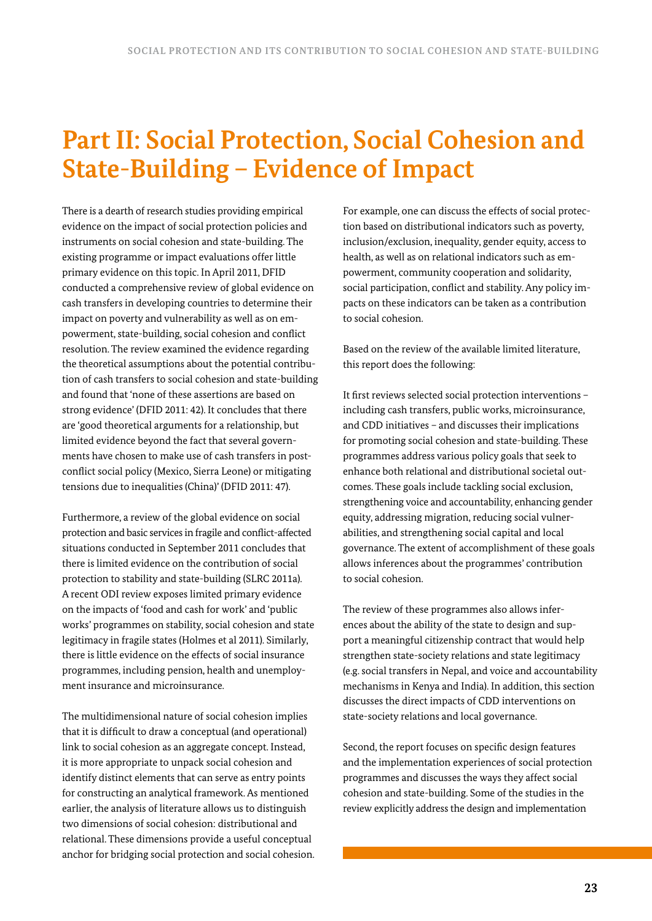# Part II: Social Protection, Social Cohesion and State-Building – Evidence of Impact

There is a dearth of research studies providing empirical evidence on the impact of social protection policies and instruments on social cohesion and state-building. The existing programme or impact evaluations offer little primary evidence on this topic. In April 2011, DFID conducted a comprehensive review of global evidence on cash transfers in developing countries to determine their impact on poverty and vulnerability as well as on empowerment, state-building, social cohesion and conflict resolution. The review examined the evidence regarding the theoretical assumptions about the potential contribution of cash transfers to social cohesion and state-building and found that 'none of these assertions are based on strong evidence' (DFID 2011: 42). It concludes that there are 'good theoretical arguments for a relationship, but limited evidence beyond the fact that several governments have chosen to make use of cash transfers in post-conflict social policy (Mexico, Sierra Leone) or mitigating tensions due to inequalities (China)' (DFID 2011: 47).

Furthermore, a review of the global evidence on social protection and basic services in fragile and conflict-affected situations conducted in September 2011 concludes that there is limited evidence on the contribution of social protection to stability and state-building (SLRC 2011a). A recent ODI review exposes limited primary evidence on the impacts of 'food and cash for work' and 'public works' programmes on stability, social cohesion and state legitimacy in fragile states (Holmes et al 2011). Similarly, there is little evidence on the effects of social insurance programmes, including pension, health and unemployment insurance and microinsurance.

The multidimensional nature of social cohesion implies that it is difficult to draw a conceptual (and operational) link to social cohesion as an aggregate concept. Instead, it is more appropriate to unpack social cohesion and identify distinct elements that can serve as entry points for constructing an analytical framework. As mentioned earlier, the analysis of literature allows us to distinguish two dimensions of social cohesion: distributional and relational. These dimensions provide a useful conceptual anchor for bridging social protection and social cohesion. For example, one can discuss the effects of social protection based on distributional indicators such as poverty, inclusion/exclusion, inequality, gender equity, access to health, as well as on relational indicators such as empowerment, community cooperation and solidarity, social participation, conflict and stability. Any policy impacts on these indicators can be taken as a contribution to social cohesion.

Based on the review of the available limited literature, this report does the following:

It first reviews selected social protection interventions – including cash transfers, public works, microinsurance, and CDD initiatives – and discusses their implications for promoting social cohesion and state-building. These programmes address various policy goals that seek to enhance both relational and distributional societal outcomes. These goals include tackling social exclusion, strengthening voice and accountability, enhancing gender equity, addressing migration, reducing social vulnerabilities, and strengthening social capital and local governance. The extent of accomplishment of these goals allows inferences about the programmes' contribution to social cohesion.

The review of these programmes also allows inferences about the ability of the state to design and support a meaningful citizenship contract that would help strengthen state-society relations and state legitimacy (e.g. social transfers in Nepal, and voice and accountability mechanisms in Kenya and India). In addition, this section discusses the direct impacts of CDD interventions on state-society relations and local governance.

Second, the report focuses on specific design features and the implementation experiences of social protection programmes and discusses the ways they affect social cohesion and state-building. Some of the studies in the review explicitly address the design and implementation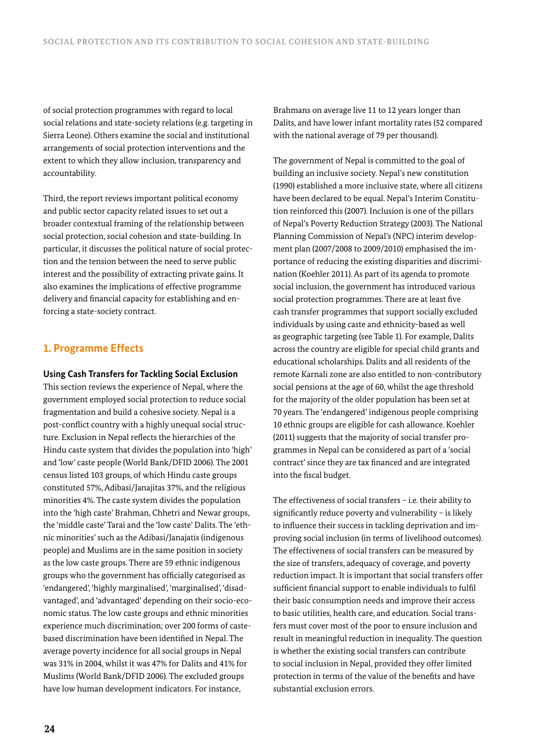of social protection programmes with regard to local social relations and state-society relations (e.g. targeting in Sierra Leone). Others examine the social and institutional arrangements of social protection interventions and the extent to which they allow inclusion, transparency and accountability.

Third, the report reviews important political economy and public sector capacity related issues to set out a broader contextual framing of the relationship between social protection, social cohesion and state-building. In particular, it discusses the political nature of social protection and the tension between the need to serve public interest and the possibility of extracting private gains. It also examines the implications of effective programme delivery and financial capacity for establishing and enforcing a state-society contract.

## 1. Programme Effects

### Using Cash Transfers for Tackling Social Exclusion

This section reviews the experience of Nepal, where the government employed social protection to reduce social fragmentation and build a cohesive society. Nepal is a post-conflict country with a highly unequal social structure. Exclusion in Nepal reflects the hierarchies of the Hindu caste system that divides the population into 'high' and 'low' caste people (World Bank/DFID 2006). The 2001 census listed 103 groups, of which Hindu caste groups constituted 57%, Adibasi/Janajitas 37%, and the religious minorities 4%. The caste system divides the population into the 'high caste' Brahman, Chhetri and Newar groups, the 'middle caste' Tarai and the 'low caste' Dalits. The 'ethnic minorities' such as the Adibasi/Janajatis (indigenous people) and Muslims are in the same position in society as the low caste groups. There are 59 ethnic indigenous groups who the government has officially categorised as 'endangered', 'highly marginalised', 'marginalised', 'disadvantaged', and 'advantaged' depending on their socio-economic status. The low caste groups and ethnic minorities experience much discrimination; over 200 forms of caste-based discrimination have been identified in Nepal. The average poverty incidence for all social groups in Nepal was 31% in 2004, whilst it was 47% for Dalits and 41% for Muslims (World Bank/DFID 2006). The excluded groups have low human development indicators. For instance, Brahmans on average live 11 to 12 years longer than Dalits, and have lower infant mortality rates (52 compared with the national average of 79 per thousand).

The government of Nepal is committed to the goal of building an inclusive society. Nepal's new constitution (1990) established a more inclusive state, where all citizens have been declared to be equal. Nepal's Interim Constitution reinforced this (2007). Inclusion is one of the pillars of Nepal's Poverty Reduction Strategy (2003). The National Planning Commission of Nepal's (NPC) interim development plan (2007/2008 to 2009/2010) emphasised the importance of reducing the existing disparities and discrimination (Koehler 2011). As part of its agenda to promote social inclusion, the government has introduced various social protection programmes. There are at least five cash transfer programmes that support socially excluded individuals by using caste and ethnicity-based as well as geographic targeting (see Table 1). For example, Dalits across the country are eligible for special child grants and educational scholarships. Dalits and all residents of the remote Karnali zone are also entitled to non-contributory social pensions at the age of 60, whilst the age threshold for the majority of the older population has been set at 70 years. The 'endangered' indigenous people comprising 10 ethnic groups are eligible for cash allowance. Koehler (2011) suggests that the majority of social transfer programmes in Nepal can be considered as part of a 'social contract' since they are tax financed and are integrated into the fiscal budget.

The effectiveness of social transfers – i.e. their ability to significantly reduce poverty and vulnerability – is likely to influence their success in tackling deprivation and improving social inclusion (in terms of livelihood outcomes). The effectiveness of social transfers can be measured by the size of transfers, adequacy of coverage, and poverty reduction impact. It is important that social transfers offer sufficient financial support to enable individuals to fulfil their basic consumption needs and improve their access to basic utilities, health care, and education. Social transfers must cover most of the poor to ensure inclusion and result in meaningful reduction in inequality. The question is whether the existing social transfers can contribute to social inclusion in Nepal, provided they offer limited protection in terms of the value of the benefits and have substantial exclusion errors.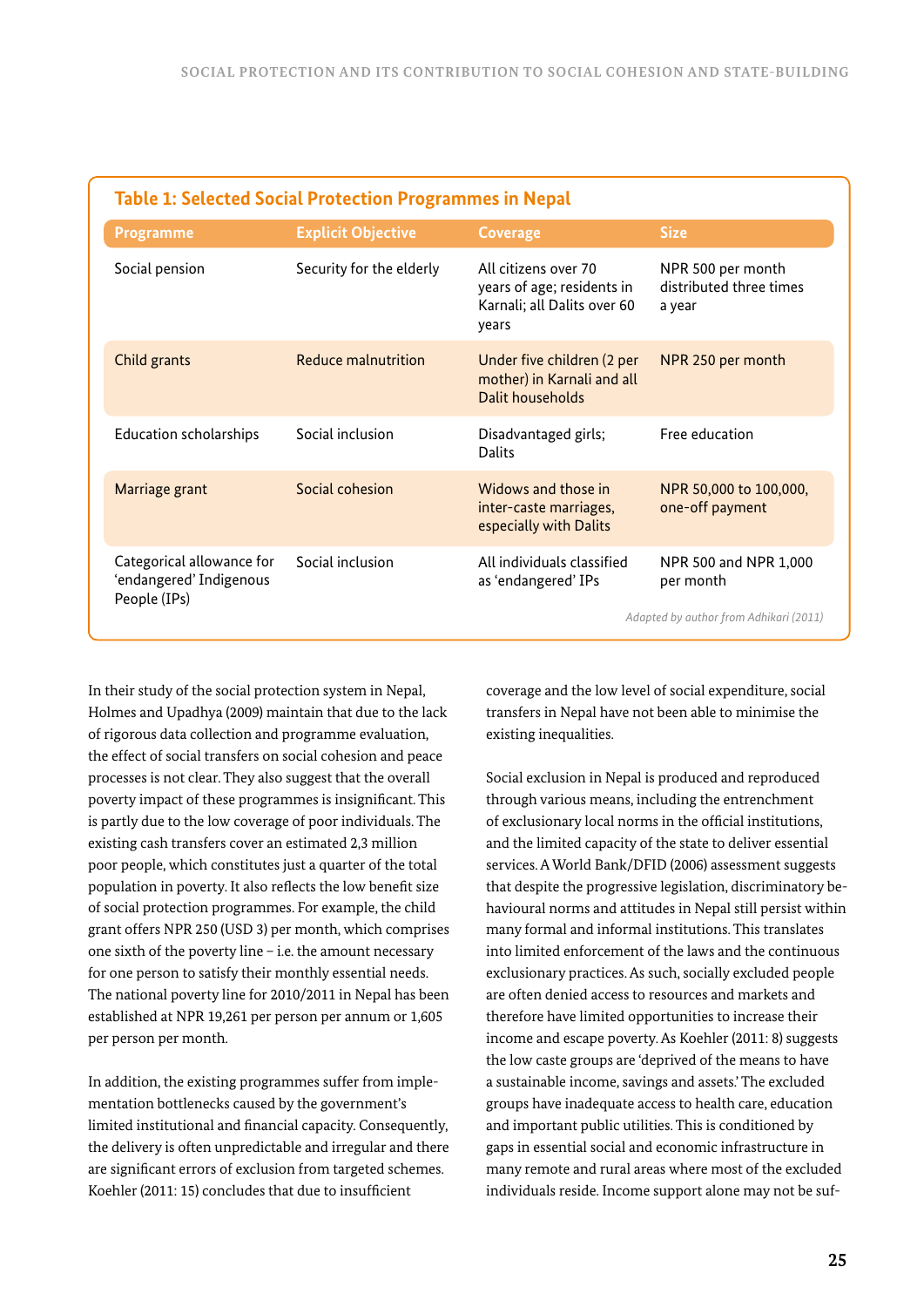**Table 1: Selected Social Protection Programmes in Nepal**

| Programme | Explicit Objective | Coverage | Size |
|---|---|---|---|
| Social pension | Security for the elderly | All citizens over 70 years of age; residents in Karnali; all Dalits over 60 years | NPR 500 per month distributed three times a year |
| Child grants | Reduce malnutrition | Under five children (2 per mother) in Karnali and all Dalit households | NPR 250 per month |
| Education scholarships | Social inclusion | Disadvantaged girls; Dalits | Free education |
| Marriage grant | Social cohesion | Widows and those in inter-caste marriages, especially with Dalits | NPR 50,000 to 100,000, one-off payment |
| Categorical allowance for 'endangered' Indigenous People (IPs) | Social inclusion | All individuals classified as 'endangered' IPs | NPR 500 and NPR 1,000 per month |

*Adapted by author from Adhikari (2011)*

In their study of the social protection system in Nepal, Holmes and Upadhya (2009) maintain that due to the lack of rigorous data collection and programme evaluation, the effect of social transfers on social cohesion and peace processes is not clear. They also suggest that the overall poverty impact of these programmes is insignificant. This is partly due to the low coverage of poor individuals. The existing cash transfers cover an estimated 2,3 million poor people, which constitutes just a quarter of the total population in poverty. It also reflects the low benefit size of social protection programmes. For example, the child grant offers NPR 250 (USD 3) per month, which comprises one sixth of the poverty line – i.e. the amount necessary for one person to satisfy their monthly essential needs. The national poverty line for 2010/2011 in Nepal has been established at NPR 19,261 per person per annum or 1,605 per person per month.

In addition, the existing programmes suffer from implementation bottlenecks caused by the government's limited institutional and financial capacity. Consequently, the delivery is often unpredictable and irregular and there are significant errors of exclusion from targeted schemes. Koehler (2011: 15) concludes that due to insufficient coverage and the low level of social expenditure, social transfers in Nepal have not been able to minimise the existing inequalities.

Social exclusion in Nepal is produced and reproduced through various means, including the entrenchment of exclusionary local norms in the official institutions, and the limited capacity of the state to deliver essential services. A World Bank/DFID (2006) assessment suggests that despite the progressive legislation, discriminatory behavioural norms and attitudes in Nepal still persist within many formal and informal institutions. This translates into limited enforcement of the laws and the continuous exclusionary practices. As such, socially excluded people are often denied access to resources and markets and therefore have limited opportunities to increase their income and escape poverty. As Koehler (2011: 8) suggests the low caste groups are 'deprived of the means to have a sustainable income, savings and assets.' The excluded groups have inadequate access to health care, education and important public utilities. This is conditioned by gaps in essential social and economic infrastructure in many remote and rural areas where most of the excluded individuals reside. Income support alone may not be suf-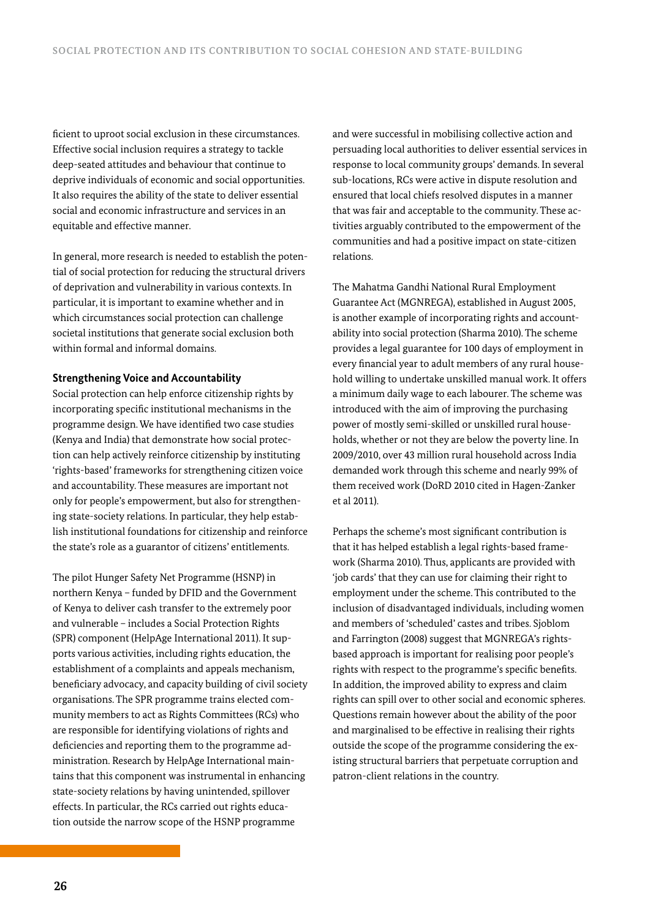ficient to uproot social exclusion in these circumstances. Effective social inclusion requires a strategy to tackle deep-seated attitudes and behaviour that continue to deprive individuals of economic and social opportunities. It also requires the ability of the state to deliver essential social and economic infrastructure and services in an equitable and effective manner.

In general, more research is needed to establish the potential of social protection for reducing the structural drivers of deprivation and vulnerability in various contexts. In particular, it is important to examine whether and in which circumstances social protection can challenge societal institutions that generate social exclusion both within formal and informal domains.

**Strengthening Voice and Accountability**

Social protection can help enforce citizenship rights by incorporating specific institutional mechanisms in the programme design. We have identified two case studies (Kenya and India) that demonstrate how social protection can help actively reinforce citizenship by instituting 'rights-based' frameworks for strengthening citizen voice and accountability. These measures are important not only for people's empowerment, but also for strengthening state-society relations. In particular, they help establish institutional foundations for citizenship and reinforce the state's role as a guarantor of citizens' entitlements.

The pilot Hunger Safety Net Programme (HSNP) in northern Kenya – funded by DFID and the Government of Kenya to deliver cash transfer to the extremely poor and vulnerable – includes a Social Protection Rights (SPR) component (HelpAge International 2011). It supports various activities, including rights education, the establishment of a complaints and appeals mechanism, beneficiary advocacy, and capacity building of civil society organisations. The SPR programme trains elected community members to act as Rights Committees (RCs) who are responsible for identifying violations of rights and deficiencies and reporting them to the programme administration. Research by HelpAge International maintains that this component was instrumental in enhancing state-society relations by having unintended, spillover effects. In particular, the RCs carried out rights education outside the narrow scope of the HSNP programme and were successful in mobilising collective action and persuading local authorities to deliver essential services in response to local community groups' demands. In several sub-locations, RCs were active in dispute resolution and ensured that local chiefs resolved disputes in a manner that was fair and acceptable to the community. These activities arguably contributed to the empowerment of the communities and had a positive impact on state-citizen relations.

The Mahatma Gandhi National Rural Employment Guarantee Act (MGNREGA), established in August 2005, is another example of incorporating rights and accountability into social protection (Sharma 2010). The scheme provides a legal guarantee for 100 days of employment in every financial year to adult members of any rural household willing to undertake unskilled manual work. It offers a minimum daily wage to each labourer. The scheme was introduced with the aim of improving the purchasing power of mostly semi-skilled or unskilled rural households, whether or not they are below the poverty line. In 2009/2010, over 43 million rural household across India demanded work through this scheme and nearly 99% of them received work (DoRD 2010 cited in Hagen-Zanker et al 2011).

Perhaps the scheme's most significant contribution is that it has helped establish a legal rights-based framework (Sharma 2010). Thus, applicants are provided with 'job cards' that they can use for claiming their right to employment under the scheme. This contributed to the inclusion of disadvantaged individuals, including women and members of 'scheduled' castes and tribes. Sjoblom and Farrington (2008) suggest that MGNREGA's rights-based approach is important for realising poor people's rights with respect to the programme's specific benefits. In addition, the improved ability to express and claim rights can spill over to other social and economic spheres. Questions remain however about the ability of the poor and marginalised to be effective in realising their rights outside the scope of the programme considering the existing structural barriers that perpetuate corruption and patron-client relations in the country.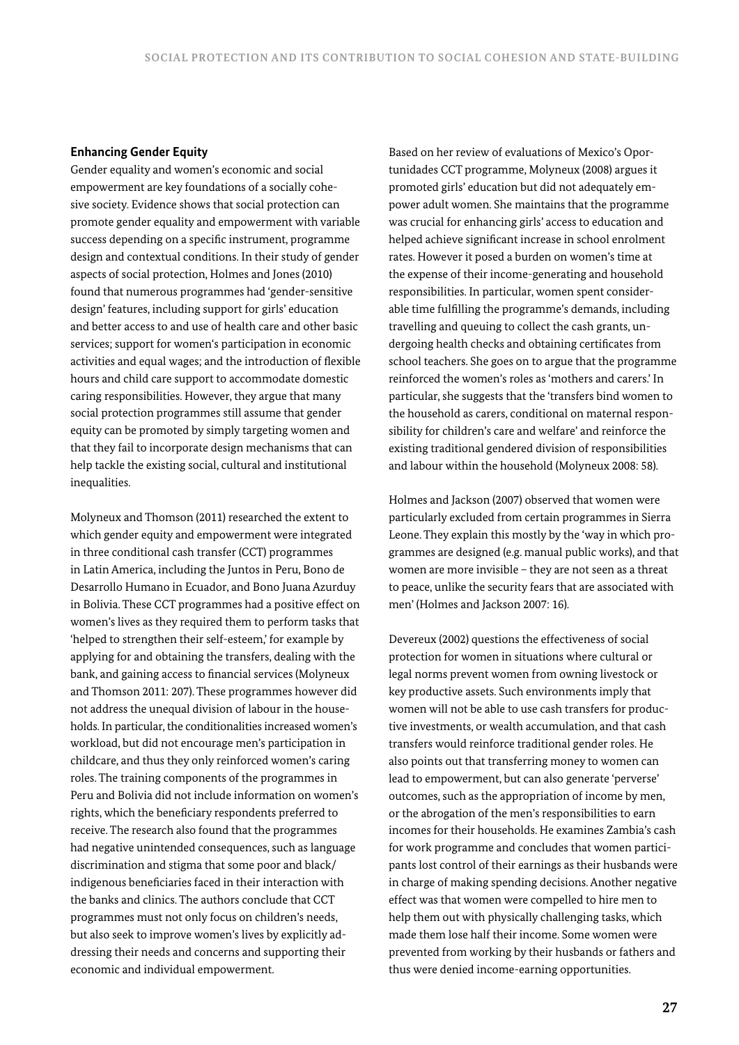### Enhancing Gender Equity

Gender equality and women's economic and social empowerment are key foundations of a socially cohesive society. Evidence shows that social protection can promote gender equality and empowerment with variable success depending on a specific instrument, programme design and contextual conditions. In their study of gender aspects of social protection, Holmes and Jones (2010) found that numerous programmes had 'gender-sensitive design' features, including support for girls' education and better access to and use of health care and other basic services; support for women's participation in economic activities and equal wages; and the introduction of flexible hours and child care support to accommodate domestic caring responsibilities. However, they argue that many social protection programmes still assume that gender equity can be promoted by simply targeting women and that they fail to incorporate design mechanisms that can help tackle the existing social, cultural and institutional inequalities.

Molyneux and Thomson (2011) researched the extent to which gender equity and empowerment were integrated in three conditional cash transfer (CCT) programmes in Latin America, including the Juntos in Peru, Bono de Desarrollo Humano in Ecuador, and Bono Juana Azurduy in Bolivia. These CCT programmes had a positive effect on women's lives as they required them to perform tasks that 'helped to strengthen their self-esteem,' for example by applying for and obtaining the transfers, dealing with the bank, and gaining access to financial services (Molyneux and Thomson 2011: 207). These programmes however did not address the unequal division of labour in the households. In particular, the conditionalities increased women's workload, but did not encourage men's participation in childcare, and thus they only reinforced women's caring roles. The training components of the programmes in Peru and Bolivia did not include information on women's rights, which the beneficiary respondents preferred to receive. The research also found that the programmes had negative unintended consequences, such as language discrimination and stigma that some poor and black/indigenous beneficiaries faced in their interaction with the banks and clinics. The authors conclude that CCT programmes must not only focus on children's needs, but also seek to improve women's lives by explicitly addressing their needs and concerns and supporting their economic and individual empowerment.

Based on her review of evaluations of Mexico's Oportunidades CCT programme, Molyneux (2008) argues it promoted girls' education but did not adequately empower adult women. She maintains that the programme was crucial for enhancing girls' access to education and helped achieve significant increase in school enrolment rates. However it posed a burden on women's time at the expense of their income-generating and household responsibilities. In particular, women spent considerable time fulfilling the programme's demands, including travelling and queuing to collect the cash grants, undergoing health checks and obtaining certificates from school teachers. She goes on to argue that the programme reinforced the women's roles as 'mothers and carers.' In particular, she suggests that the 'transfers bind women to the household as carers, conditional on maternal responsibility for children's care and welfare' and reinforce the existing traditional gendered division of responsibilities and labour within the household (Molyneux 2008: 58).

Holmes and Jackson (2007) observed that women were particularly excluded from certain programmes in Sierra Leone. They explain this mostly by the 'way in which programmes are designed (e.g. manual public works), and that women are more invisible – they are not seen as a threat to peace, unlike the security fears that are associated with men' (Holmes and Jackson 2007: 16).

Devereux (2002) questions the effectiveness of social protection for women in situations where cultural or legal norms prevent women from owning livestock or key productive assets. Such environments imply that women will not be able to use cash transfers for productive investments, or wealth accumulation, and that cash transfers would reinforce traditional gender roles. He also points out that transferring money to women can lead to empowerment, but can also generate 'perverse' outcomes, such as the appropriation of income by men, or the abrogation of the men's responsibilities to earn incomes for their households. He examines Zambia's cash for work programme and concludes that women participants lost control of their earnings as their husbands were in charge of making spending decisions. Another negative effect was that women were compelled to hire men to help them out with physically challenging tasks, which made them lose half their income. Some women were prevented from working by their husbands or fathers and thus were denied income-earning opportunities.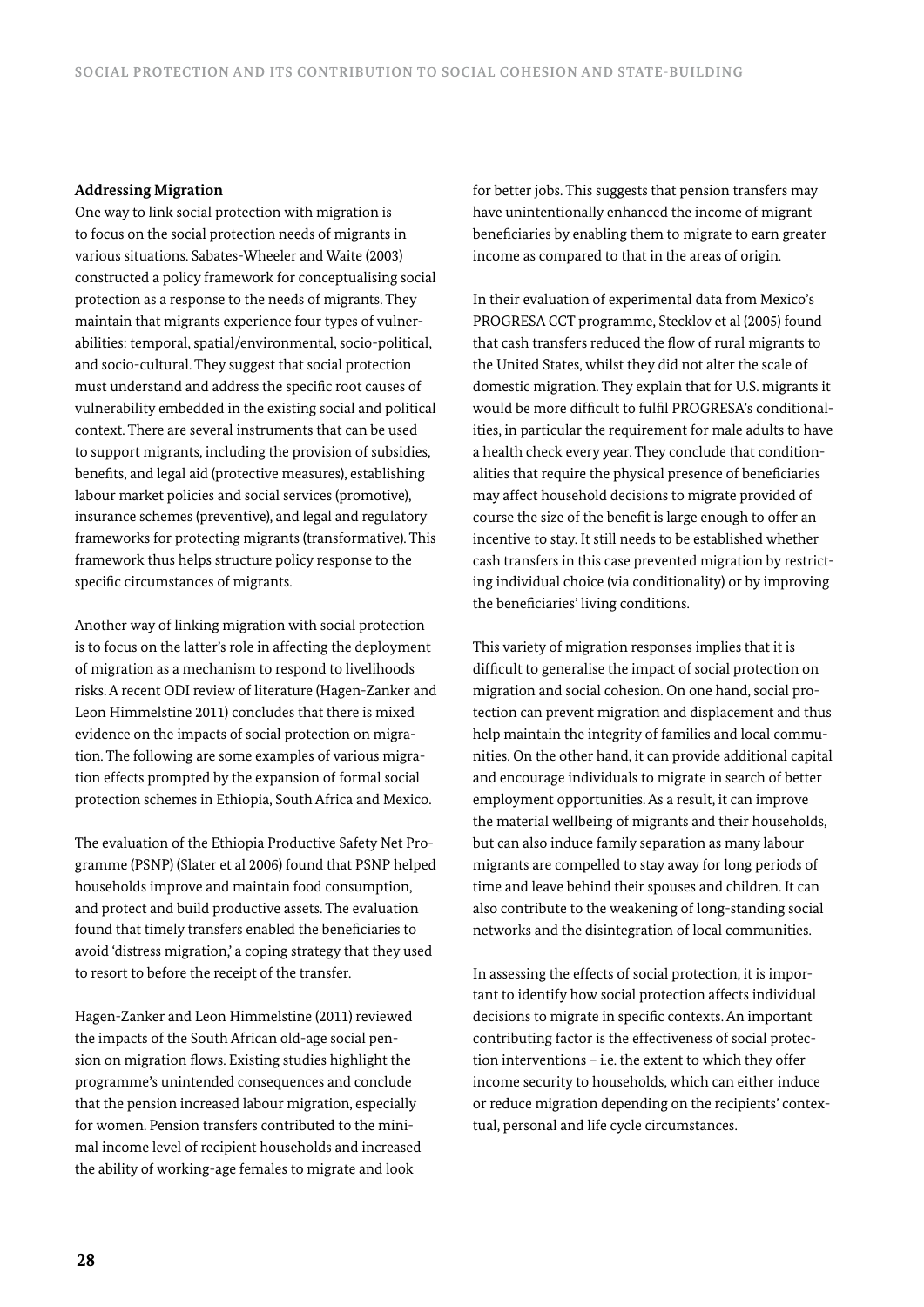**Addressing Migration**

One way to link social protection with migration is to focus on the social protection needs of migrants in various situations. Sabates-Wheeler and Waite (2003) constructed a policy framework for conceptualising social protection as a response to the needs of migrants. They maintain that migrants experience four types of vulnerabilities: temporal, spatial/environmental, socio-political, and socio-cultural. They suggest that social protection must understand and address the specific root causes of vulnerability embedded in the existing social and political context. There are several instruments that can be used to support migrants, including the provision of subsidies, benefits, and legal aid (protective measures), establishing labour market policies and social services (promotive), insurance schemes (preventive), and legal and regulatory frameworks for protecting migrants (transformative). This framework thus helps structure policy response to the specific circumstances of migrants.

Another way of linking migration with social protection is to focus on the latter's role in affecting the deployment of migration as a mechanism to respond to livelihoods risks. A recent ODI review of literature (Hagen-Zanker and Leon Himmelstine 2011) concludes that there is mixed evidence on the impacts of social protection on migration. The following are some examples of various migration effects prompted by the expansion of formal social protection schemes in Ethiopia, South Africa and Mexico.

The evaluation of the Ethiopia Productive Safety Net Programme (PSNP) (Slater et al 2006) found that PSNP helped households improve and maintain food consumption, and protect and build productive assets. The evaluation found that timely transfers enabled the beneficiaries to avoid 'distress migration,' a coping strategy that they used to resort to before the receipt of the transfer.

Hagen-Zanker and Leon Himmelstine (2011) reviewed the impacts of the South African old-age social pension on migration flows. Existing studies highlight the programme's unintended consequences and conclude that the pension increased labour migration, especially for women. Pension transfers contributed to the minimal income level of recipient households and increased the ability of working-age females to migrate and look for better jobs. This suggests that pension transfers may have unintentionally enhanced the income of migrant beneficiaries by enabling them to migrate to earn greater income as compared to that in the areas of origin.

In their evaluation of experimental data from Mexico's PROGRESA CCT programme, Stecklov et al (2005) found that cash transfers reduced the flow of rural migrants to the United States, whilst they did not alter the scale of domestic migration. They explain that for U.S. migrants it would be more difficult to fulfil PROGRESA's conditionalities, in particular the requirement for male adults to have a health check every year. They conclude that conditionalities that require the physical presence of beneficiaries may affect household decisions to migrate provided of course the size of the benefit is large enough to offer an incentive to stay. It still needs to be established whether cash transfers in this case prevented migration by restricting individual choice (via conditionality) or by improving the beneficiaries' living conditions.

This variety of migration responses implies that it is difficult to generalise the impact of social protection on migration and social cohesion. On one hand, social protection can prevent migration and displacement and thus help maintain the integrity of families and local communities. On the other hand, it can provide additional capital and encourage individuals to migrate in search of better employment opportunities. As a result, it can improve the material wellbeing of migrants and their households, but can also induce family separation as many labour migrants are compelled to stay away for long periods of time and leave behind their spouses and children. It can also contribute to the weakening of long-standing social networks and the disintegration of local communities.

In assessing the effects of social protection, it is important to identify how social protection affects individual decisions to migrate in specific contexts. An important contributing factor is the effectiveness of social protection interventions – i.e. the extent to which they offer income security to households, which can either induce or reduce migration depending on the recipients' contextual, personal and life cycle circumstances.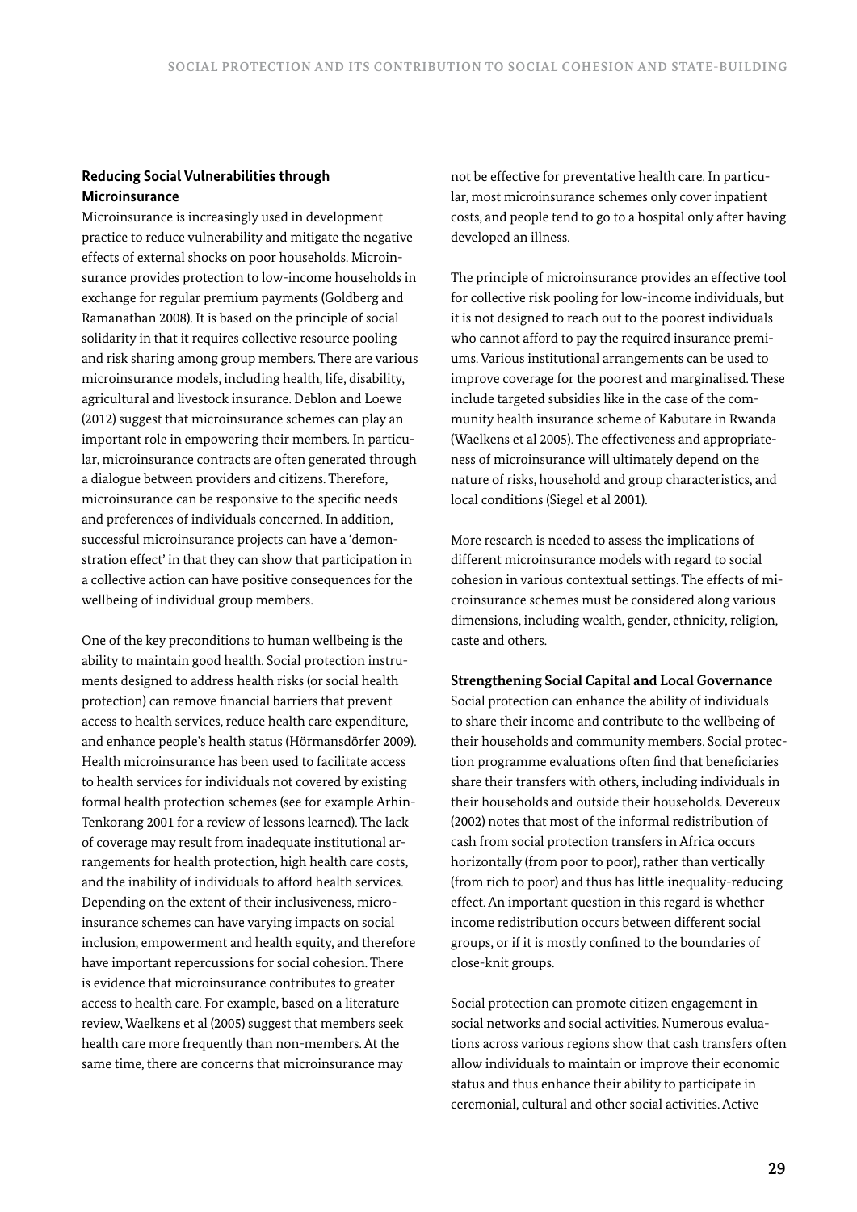### Reducing Social Vulnerabilities through Microinsurance

Microinsurance is increasingly used in development practice to reduce vulnerability and mitigate the negative effects of external shocks on poor households. Microinsurance provides protection to low-income households in exchange for regular premium payments (Goldberg and Ramanathan 2008). It is based on the principle of social solidarity in that it requires collective resource pooling and risk sharing among group members. There are various microinsurance models, including health, life, disability, agricultural and livestock insurance. Deblon and Loewe (2012) suggest that microinsurance schemes can play an important role in empowering their members. In particular, microinsurance contracts are often generated through a dialogue between providers and citizens. Therefore, microinsurance can be responsive to the specific needs and preferences of individuals concerned. In addition, successful microinsurance projects can have a 'demonstration effect' in that they can show that participation in a collective action can have positive consequences for the wellbeing of individual group members.

One of the key preconditions to human wellbeing is the ability to maintain good health. Social protection instruments designed to address health risks (or social health protection) can remove financial barriers that prevent access to health services, reduce health care expenditure, and enhance people's health status (Hörmansdörfer 2009). Health microinsurance has been used to facilitate access to health services for individuals not covered by existing formal health protection schemes (see for example Arhin-Tenkorang 2001 for a review of lessons learned). The lack of coverage may result from inadequate institutional arrangements for health protection, high health care costs, and the inability of individuals to afford health services. Depending on the extent of their inclusiveness, microinsurance schemes can have varying impacts on social inclusion, empowerment and health equity, and therefore have important repercussions for social cohesion. There is evidence that microinsurance contributes to greater access to health care. For example, based on a literature review, Waelkens et al (2005) suggest that members seek health care more frequently than non-members. At the same time, there are concerns that microinsurance may not be effective for preventative health care. In particular, most microinsurance schemes only cover inpatient costs, and people tend to go to a hospital only after having developed an illness.

The principle of microinsurance provides an effective tool for collective risk pooling for low-income individuals, but it is not designed to reach out to the poorest individuals who cannot afford to pay the required insurance premiums. Various institutional arrangements can be used to improve coverage for the poorest and marginalised. These include targeted subsidies like in the case of the community health insurance scheme of Kabutare in Rwanda (Waelkens et al 2005). The effectiveness and appropriateness of microinsurance will ultimately depend on the nature of risks, household and group characteristics, and local conditions (Siegel et al 2001).

More research is needed to assess the implications of different microinsurance models with regard to social cohesion in various contextual settings. The effects of microinsurance schemes must be considered along various dimensions, including wealth, gender, ethnicity, religion, caste and others.

### Strengthening Social Capital and Local Governance

Social protection can enhance the ability of individuals to share their income and contribute to the wellbeing of their households and community members. Social protection programme evaluations often find that beneficiaries share their transfers with others, including individuals in their households and outside their households. Devereux (2002) notes that most of the informal redistribution of cash from social protection transfers in Africa occurs horizontally (from poor to poor), rather than vertically (from rich to poor) and thus has little inequality-reducing effect. An important question in this regard is whether income redistribution occurs between different social groups, or if it is mostly confined to the boundaries of close-knit groups.

Social protection can promote citizen engagement in social networks and social activities. Numerous evaluations across various regions show that cash transfers often allow individuals to maintain or improve their economic status and thus enhance their ability to participate in ceremonial, cultural and other social activities. Active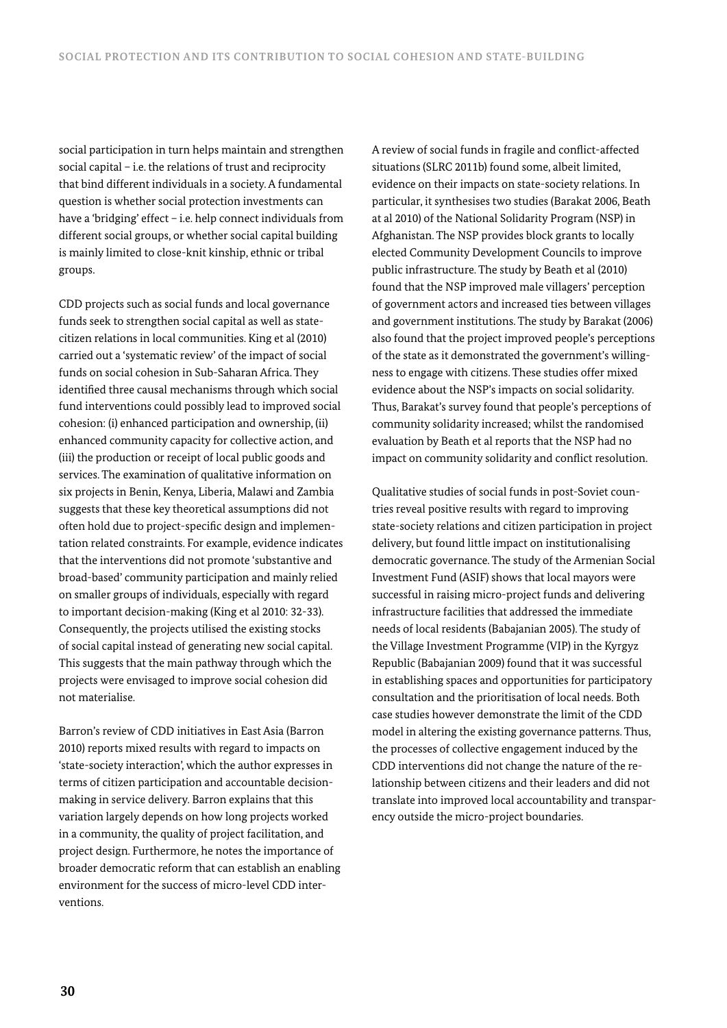social participation in turn helps maintain and strengthen social capital – i.e. the relations of trust and reciprocity that bind different individuals in a society. A fundamental question is whether social protection investments can have a 'bridging' effect – i.e. help connect individuals from different social groups, or whether social capital building is mainly limited to close-knit kinship, ethnic or tribal groups.

CDD projects such as social funds and local governance funds seek to strengthen social capital as well as state-citizen relations in local communities. King et al (2010) carried out a 'systematic review' of the impact of social funds on social cohesion in Sub-Saharan Africa. They identified three causal mechanisms through which social fund interventions could possibly lead to improved social cohesion: (i) enhanced participation and ownership, (ii) enhanced community capacity for collective action, and (iii) the production or receipt of local public goods and services. The examination of qualitative information on six projects in Benin, Kenya, Liberia, Malawi and Zambia suggests that these key theoretical assumptions did not often hold due to project-specific design and implementation related constraints. For example, evidence indicates that the interventions did not promote 'substantive and broad-based' community participation and mainly relied on smaller groups of individuals, especially with regard to important decision-making (King et al 2010: 32-33). Consequently, the projects utilised the existing stocks of social capital instead of generating new social capital. This suggests that the main pathway through which the projects were envisaged to improve social cohesion did not materialise.

Barron's review of CDD initiatives in East Asia (Barron 2010) reports mixed results with regard to impacts on 'state-society interaction', which the author expresses in terms of citizen participation and accountable decision-making in service delivery. Barron explains that this variation largely depends on how long projects worked in a community, the quality of project facilitation, and project design. Furthermore, he notes the importance of broader democratic reform that can establish an enabling environment for the success of micro-level CDD interventions.

A review of social funds in fragile and conflict-affected situations (SLRC 2011b) found some, albeit limited, evidence on their impacts on state-society relations. In particular, it synthesises two studies (Barakat 2006, Beath at al 2010) of the National Solidarity Program (NSP) in Afghanistan. The NSP provides block grants to locally elected Community Development Councils to improve public infrastructure. The study by Beath et al (2010) found that the NSP improved male villagers' perception of government actors and increased ties between villages and government institutions. The study by Barakat (2006) also found that the project improved people's perceptions of the state as it demonstrated the government's willingness to engage with citizens. These studies offer mixed evidence about the NSP's impacts on social solidarity. Thus, Barakat's survey found that people's perceptions of community solidarity increased; whilst the randomised evaluation by Beath et al reports that the NSP had no impact on community solidarity and conflict resolution.

Qualitative studies of social funds in post-Soviet countries reveal positive results with regard to improving state-society relations and citizen participation in project delivery, but found little impact on institutionalising democratic governance. The study of the Armenian Social Investment Fund (ASIF) shows that local mayors were successful in raising micro-project funds and delivering infrastructure facilities that addressed the immediate needs of local residents (Babajanian 2005). The study of the Village Investment Programme (VIP) in the Kyrgyz Republic (Babajanian 2009) found that it was successful in establishing spaces and opportunities for participatory consultation and the prioritisation of local needs. Both case studies however demonstrate the limit of the CDD model in altering the existing governance patterns. Thus, the processes of collective engagement induced by the CDD interventions did not change the nature of the relationship between citizens and their leaders and did not translate into improved local accountability and transparency outside the micro-project boundaries.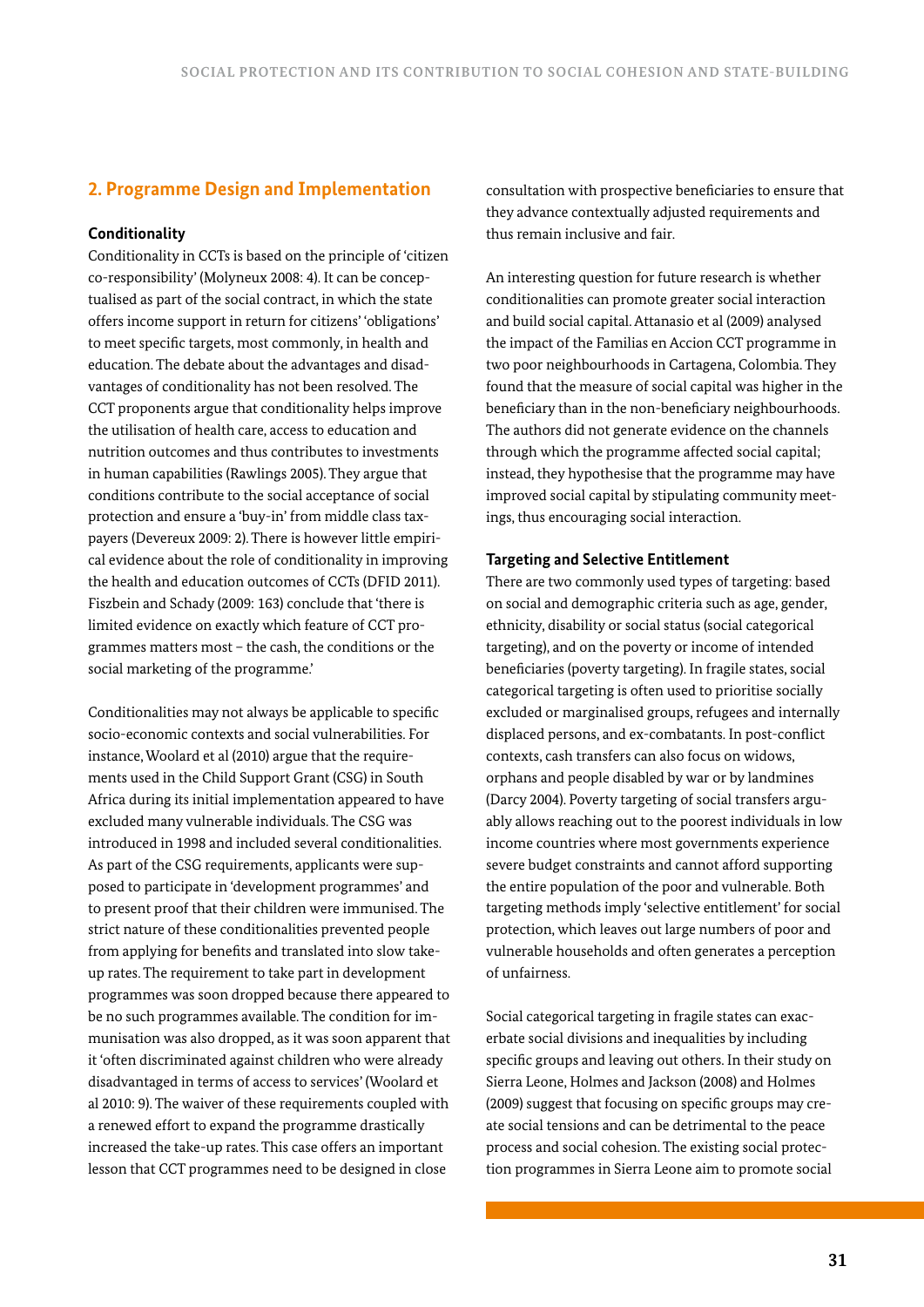## 2. Programme Design and Implementation

### Conditionality

Conditionality in CCTs is based on the principle of 'citizen co-responsibility' (Molyneux 2008: 4). It can be conceptualised as part of the social contract, in which the state offers income support in return for citizens' 'obligations' to meet specific targets, most commonly, in health and education. The debate about the advantages and disadvantages of conditionality has not been resolved. The CCT proponents argue that conditionality helps improve the utilisation of health care, access to education and nutrition outcomes and thus contributes to investments in human capabilities (Rawlings 2005). They argue that conditions contribute to the social acceptance of social protection and ensure a 'buy-in' from middle class taxpayers (Devereux 2009: 2). There is however little empirical evidence about the role of conditionality in improving the health and education outcomes of CCTs (DFID 2011). Fiszbein and Schady (2009: 163) conclude that 'there is limited evidence on exactly which feature of CCT programmes matters most – the cash, the conditions or the social marketing of the programme.'

Conditionalities may not always be applicable to specific socio-economic contexts and social vulnerabilities. For instance, Woolard et al (2010) argue that the requirements used in the Child Support Grant (CSG) in South Africa during its initial implementation appeared to have excluded many vulnerable individuals. The CSG was introduced in 1998 and included several conditionalities. As part of the CSG requirements, applicants were supposed to participate in 'development programmes' and to present proof that their children were immunised. The strict nature of these conditionalities prevented people from applying for benefits and translated into slow take-up rates. The requirement to take part in development programmes was soon dropped because there appeared to be no such programmes available. The condition for immunisation was also dropped, as it was soon apparent that it 'often discriminated against children who were already disadvantaged in terms of access to services' (Woolard et al 2010: 9). The waiver of these requirements coupled with a renewed effort to expand the programme drastically increased the take-up rates. This case offers an important lesson that CCT programmes need to be designed in close consultation with prospective beneficiaries to ensure that they advance contextually adjusted requirements and thus remain inclusive and fair.

An interesting question for future research is whether conditionalities can promote greater social interaction and build social capital. Attanasio et al (2009) analysed the impact of the Familias en Accion CCT programme in two poor neighbourhoods in Cartagena, Colombia. They found that the measure of social capital was higher in the beneficiary than in the non-beneficiary neighbourhoods. The authors did not generate evidence on the channels through which the programme affected social capital; instead, they hypothesise that the programme may have improved social capital by stipulating community meetings, thus encouraging social interaction.

### Targeting and Selective Entitlement

There are two commonly used types of targeting: based on social and demographic criteria such as age, gender, ethnicity, disability or social status (social categorical targeting), and on the poverty or income of intended beneficiaries (poverty targeting). In fragile states, social categorical targeting is often used to prioritise socially excluded or marginalised groups, refugees and internally displaced persons, and ex-combatants. In post-conflict contexts, cash transfers can also focus on widows, orphans and people disabled by war or by landmines (Darcy 2004). Poverty targeting of social transfers arguably allows reaching out to the poorest individuals in low income countries where most governments experience severe budget constraints and cannot afford supporting the entire population of the poor and vulnerable. Both targeting methods imply 'selective entitlement' for social protection, which leaves out large numbers of poor and vulnerable households and often generates a perception of unfairness.

Social categorical targeting in fragile states can exacerbate social divisions and inequalities by including specific groups and leaving out others. In their study on Sierra Leone, Holmes and Jackson (2008) and Holmes (2009) suggest that focusing on specific groups may create social tensions and can be detrimental to the peace process and social cohesion. The existing social protection programmes in Sierra Leone aim to promote social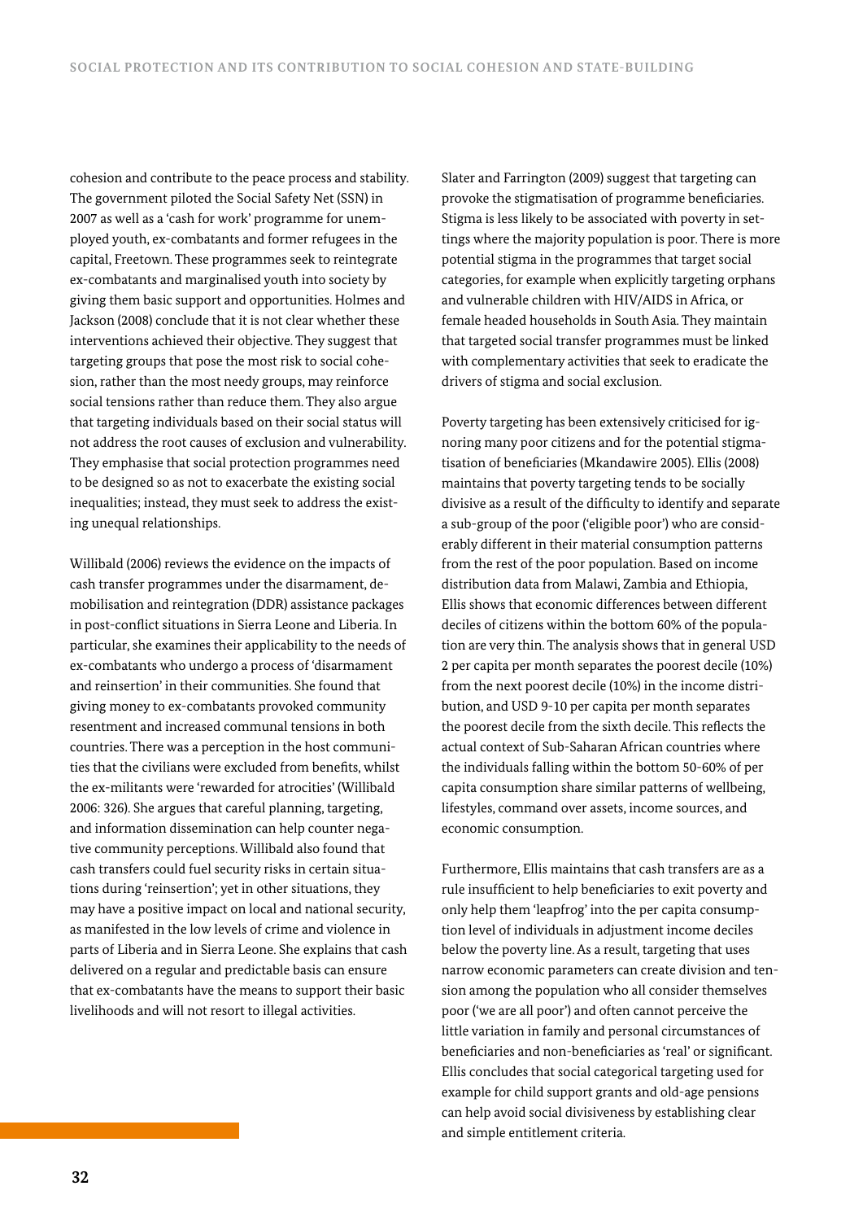cohesion and contribute to the peace process and stability. The government piloted the Social Safety Net (SSN) in 2007 as well as a 'cash for work' programme for unemployed youth, ex-combatants and former refugees in the capital, Freetown. These programmes seek to reintegrate ex-combatants and marginalised youth into society by giving them basic support and opportunities. Holmes and Jackson (2008) conclude that it is not clear whether these interventions achieved their objective. They suggest that targeting groups that pose the most risk to social cohesion, rather than the most needy groups, may reinforce social tensions rather than reduce them. They also argue that targeting individuals based on their social status will not address the root causes of exclusion and vulnerability. They emphasise that social protection programmes need to be designed so as not to exacerbate the existing social inequalities; instead, they must seek to address the existing unequal relationships.

Willibald (2006) reviews the evidence on the impacts of cash transfer programmes under the disarmament, demobilisation and reintegration (DDR) assistance packages in post-conflict situations in Sierra Leone and Liberia. In particular, she examines their applicability to the needs of ex-combatants who undergo a process of 'disarmament and reinsertion' in their communities. She found that giving money to ex-combatants provoked community resentment and increased communal tensions in both countries. There was a perception in the host communities that the civilians were excluded from benefits, whilst the ex-militants were 'rewarded for atrocities' (Willibald 2006: 326). She argues that careful planning, targeting, and information dissemination can help counter negative community perceptions. Willibald also found that cash transfers could fuel security risks in certain situations during 'reinsertion'; yet in other situations, they may have a positive impact on local and national security, as manifested in the low levels of crime and violence in parts of Liberia and in Sierra Leone. She explains that cash delivered on a regular and predictable basis can ensure that ex-combatants have the means to support their basic livelihoods and will not resort to illegal activities.

Slater and Farrington (2009) suggest that targeting can provoke the stigmatisation of programme beneficiaries. Stigma is less likely to be associated with poverty in settings where the majority population is poor. There is more potential stigma in the programmes that target social categories, for example when explicitly targeting orphans and vulnerable children with HIV/AIDS in Africa, or female headed households in South Asia. They maintain that targeted social transfer programmes must be linked with complementary activities that seek to eradicate the drivers of stigma and social exclusion.

Poverty targeting has been extensively criticised for ignoring many poor citizens and for the potential stigmatisation of beneficiaries (Mkandawire 2005). Ellis (2008) maintains that poverty targeting tends to be socially divisive as a result of the difficulty to identify and separate a sub-group of the poor ('eligible poor') who are considerably different in their material consumption patterns from the rest of the poor population. Based on income distribution data from Malawi, Zambia and Ethiopia, Ellis shows that economic differences between different deciles of citizens within the bottom 60% of the population are very thin. The analysis shows that in general USD 2 per capita per month separates the poorest decile (10%) from the next poorest decile (10%) in the income distribution, and USD 9-10 per capita per month separates the poorest decile from the sixth decile. This reflects the actual context of Sub-Saharan African countries where the individuals falling within the bottom 50-60% of per capita consumption share similar patterns of wellbeing, lifestyles, command over assets, income sources, and economic consumption.

Furthermore, Ellis maintains that cash transfers are as a rule insufficient to help beneficiaries to exit poverty and only help them 'leapfrog' into the per capita consumption level of individuals in adjustment income deciles below the poverty line. As a result, targeting that uses narrow economic parameters can create division and tension among the population who all consider themselves poor ('we are all poor') and often cannot perceive the little variation in family and personal circumstances of beneficiaries and non-beneficiaries as 'real' or significant. Ellis concludes that social categorical targeting used for example for child support grants and old-age pensions can help avoid social divisiveness by establishing clear and simple entitlement criteria.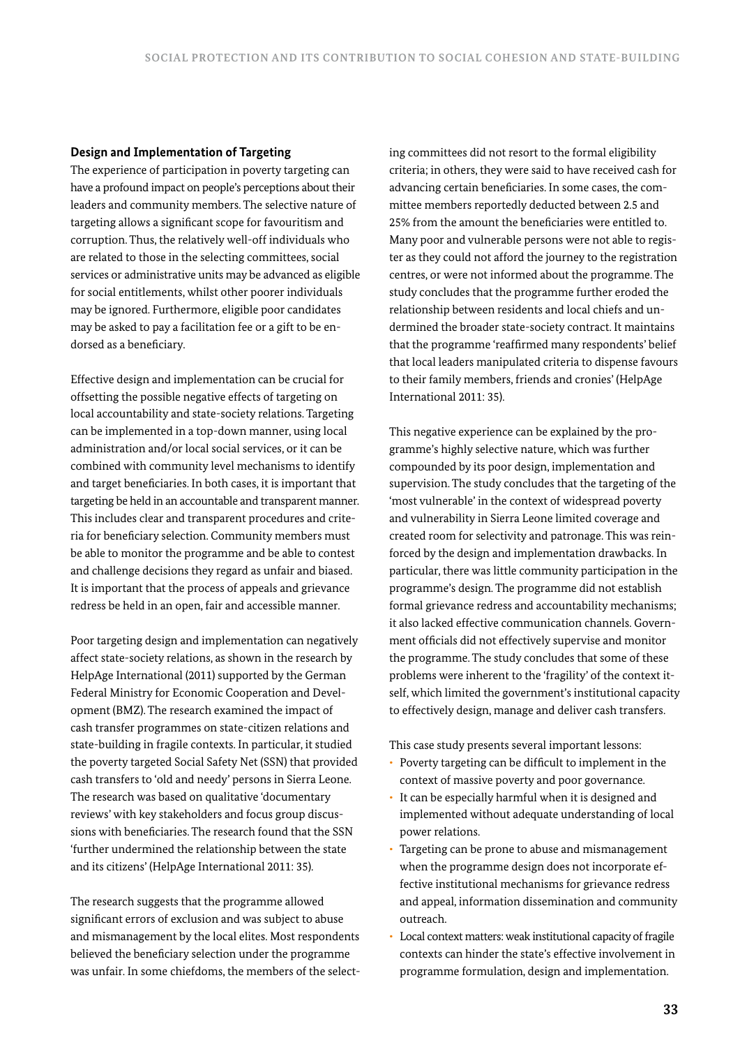### Design and Implementation of Targeting

The experience of participation in poverty targeting can have a profound impact on people's perceptions about their leaders and community members. The selective nature of targeting allows a significant scope for favouritism and corruption. Thus, the relatively well-off individuals who are related to those in the selecting committees, social services or administrative units may be advanced as eligible for social entitlements, whilst other poorer individuals may be ignored. Furthermore, eligible poor candidates may be asked to pay a facilitation fee or a gift to be endorsed as a beneficiary.

Effective design and implementation can be crucial for offsetting the possible negative effects of targeting on local accountability and state-society relations. Targeting can be implemented in a top-down manner, using local administration and/or local social services, or it can be combined with community level mechanisms to identify and target beneficiaries. In both cases, it is important that targeting be held in an accountable and transparent manner. This includes clear and transparent procedures and criteria for beneficiary selection. Community members must be able to monitor the programme and be able to contest and challenge decisions they regard as unfair and biased. It is important that the process of appeals and grievance redress be held in an open, fair and accessible manner.

Poor targeting design and implementation can negatively affect state-society relations, as shown in the research by HelpAge International (2011) supported by the German Federal Ministry for Economic Cooperation and Development (BMZ). The research examined the impact of cash transfer programmes on state-citizen relations and state-building in fragile contexts. In particular, it studied the poverty targeted Social Safety Net (SSN) that provided cash transfers to 'old and needy' persons in Sierra Leone. The research was based on qualitative 'documentary reviews' with key stakeholders and focus group discussions with beneficiaries. The research found that the SSN 'further undermined the relationship between the state and its citizens' (HelpAge International 2011: 35).

The research suggests that the programme allowed significant errors of exclusion and was subject to abuse and mismanagement by the local elites. Most respondents believed the beneficiary selection under the programme was unfair. In some chiefdoms, the members of the selecting committees did not resort to the formal eligibility criteria; in others, they were said to have received cash for advancing certain beneficiaries. In some cases, the committee members reportedly deducted between 2.5 and 25% from the amount the beneficiaries were entitled to. Many poor and vulnerable persons were not able to register as they could not afford the journey to the registration centres, or were not informed about the programme. The study concludes that the programme further eroded the relationship between residents and local chiefs and undermined the broader state-society contract. It maintains that the programme 'reaffirmed many respondents' belief that local leaders manipulated criteria to dispense favours to their family members, friends and cronies' (HelpAge International 2011: 35).

This negative experience can be explained by the programme's highly selective nature, which was further compounded by its poor design, implementation and supervision. The study concludes that the targeting of the 'most vulnerable' in the context of widespread poverty and vulnerability in Sierra Leone limited coverage and created room for selectivity and patronage. This was reinforced by the design and implementation drawbacks. In particular, there was little community participation in the programme's design. The programme did not establish formal grievance redress and accountability mechanisms; it also lacked effective communication channels. Government officials did not effectively supervise and monitor the programme. The study concludes that some of these problems were inherent to the 'fragility' of the context itself, which limited the government's institutional capacity to effectively design, manage and deliver cash transfers.

This case study presents several important lessons:

- Poverty targeting can be difficult to implement in the context of massive poverty and poor governance.
- It can be especially harmful when it is designed and implemented without adequate understanding of local power relations.
- Targeting can be prone to abuse and mismanagement when the programme design does not incorporate effective institutional mechanisms for grievance redress and appeal, information dissemination and community outreach.
- Local context matters: weak institutional capacity of fragile contexts can hinder the state's effective involvement in programme formulation, design and implementation.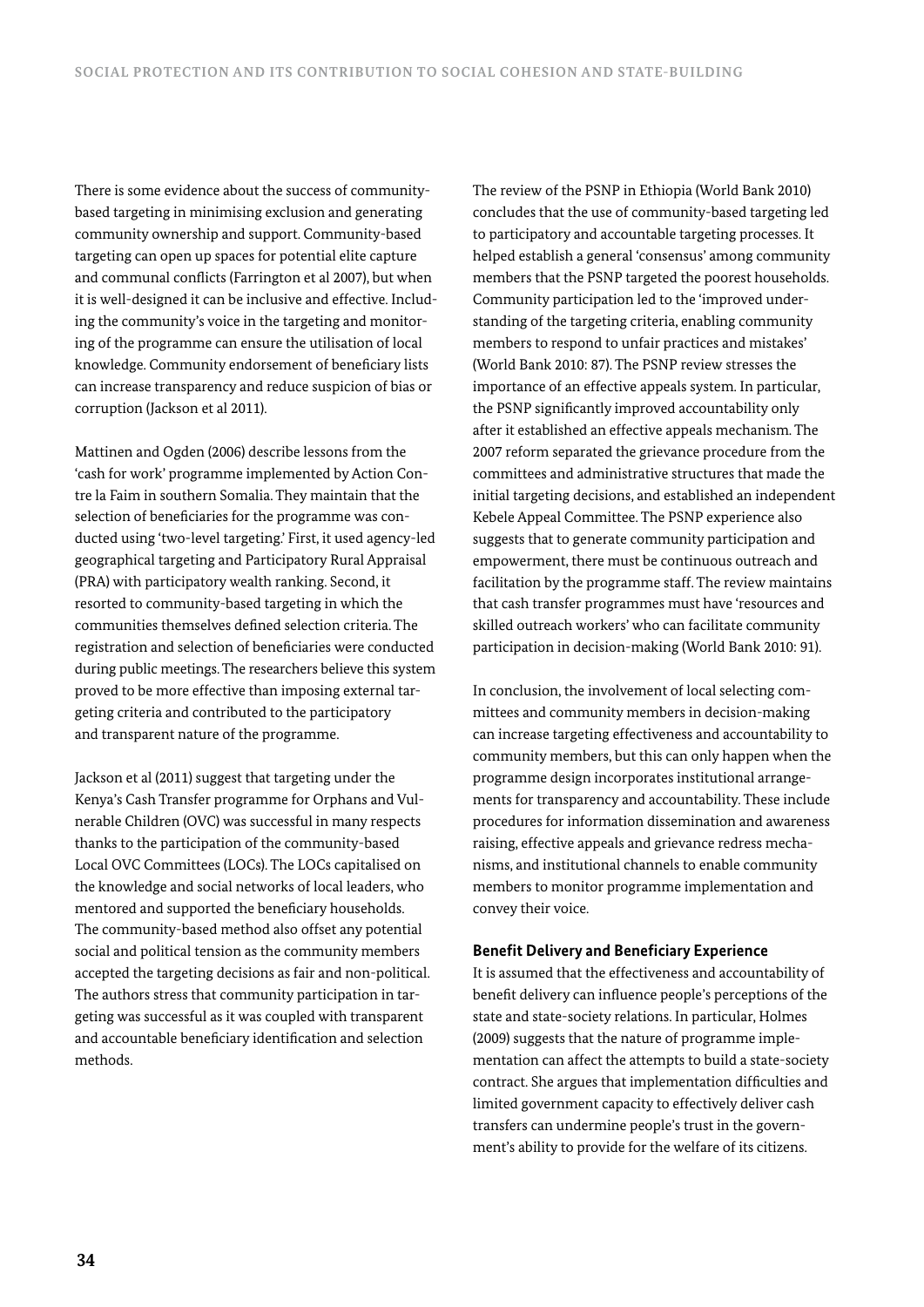There is some evidence about the success of community-based targeting in minimising exclusion and generating community ownership and support. Community-based targeting can open up spaces for potential elite capture and communal conflicts (Farrington et al 2007), but when it is well-designed it can be inclusive and effective. Including the community's voice in the targeting and monitoring of the programme can ensure the utilisation of local knowledge. Community endorsement of beneficiary lists can increase transparency and reduce suspicion of bias or corruption (Jackson et al 2011).

Mattinen and Ogden (2006) describe lessons from the 'cash for work' programme implemented by Action Contre la Faim in southern Somalia. They maintain that the selection of beneficiaries for the programme was conducted using 'two-level targeting.' First, it used agency-led geographical targeting and Participatory Rural Appraisal (PRA) with participatory wealth ranking. Second, it resorted to community-based targeting in which the communities themselves defined selection criteria. The registration and selection of beneficiaries were conducted during public meetings. The researchers believe this system proved to be more effective than imposing external targeting criteria and contributed to the participatory and transparent nature of the programme.

Jackson et al (2011) suggest that targeting under the Kenya's Cash Transfer programme for Orphans and Vulnerable Children (OVC) was successful in many respects thanks to the participation of the community-based Local OVC Committees (LOCs). The LOCs capitalised on the knowledge and social networks of local leaders, who mentored and supported the beneficiary households. The community-based method also offset any potential social and political tension as the community members accepted the targeting decisions as fair and non-political. The authors stress that community participation in targeting was successful as it was coupled with transparent and accountable beneficiary identification and selection methods.

The review of the PSNP in Ethiopia (World Bank 2010) concludes that the use of community-based targeting led to participatory and accountable targeting processes. It helped establish a general 'consensus' among community members that the PSNP targeted the poorest households. Community participation led to the 'improved understanding of the targeting criteria, enabling community members to respond to unfair practices and mistakes' (World Bank 2010: 87). The PSNP review stresses the importance of an effective appeals system. In particular, the PSNP significantly improved accountability only after it established an effective appeals mechanism. The 2007 reform separated the grievance procedure from the committees and administrative structures that made the initial targeting decisions, and established an independent Kebele Appeal Committee. The PSNP experience also suggests that to generate community participation and empowerment, there must be continuous outreach and facilitation by the programme staff. The review maintains that cash transfer programmes must have 'resources and skilled outreach workers' who can facilitate community participation in decision-making (World Bank 2010: 91).

In conclusion, the involvement of local selecting committees and community members in decision-making can increase targeting effectiveness and accountability to community members, but this can only happen when the programme design incorporates institutional arrangements for transparency and accountability. These include procedures for information dissemination and awareness raising, effective appeals and grievance redress mechanisms, and institutional channels to enable community members to monitor programme implementation and convey their voice.

**Benefit Delivery and Beneficiary Experience**

It is assumed that the effectiveness and accountability of benefit delivery can influence people's perceptions of the state and state-society relations. In particular, Holmes (2009) suggests that the nature of programme implementation can affect the attempts to build a state-society contract. She argues that implementation difficulties and limited government capacity to effectively deliver cash transfers can undermine people's trust in the government's ability to provide for the welfare of its citizens.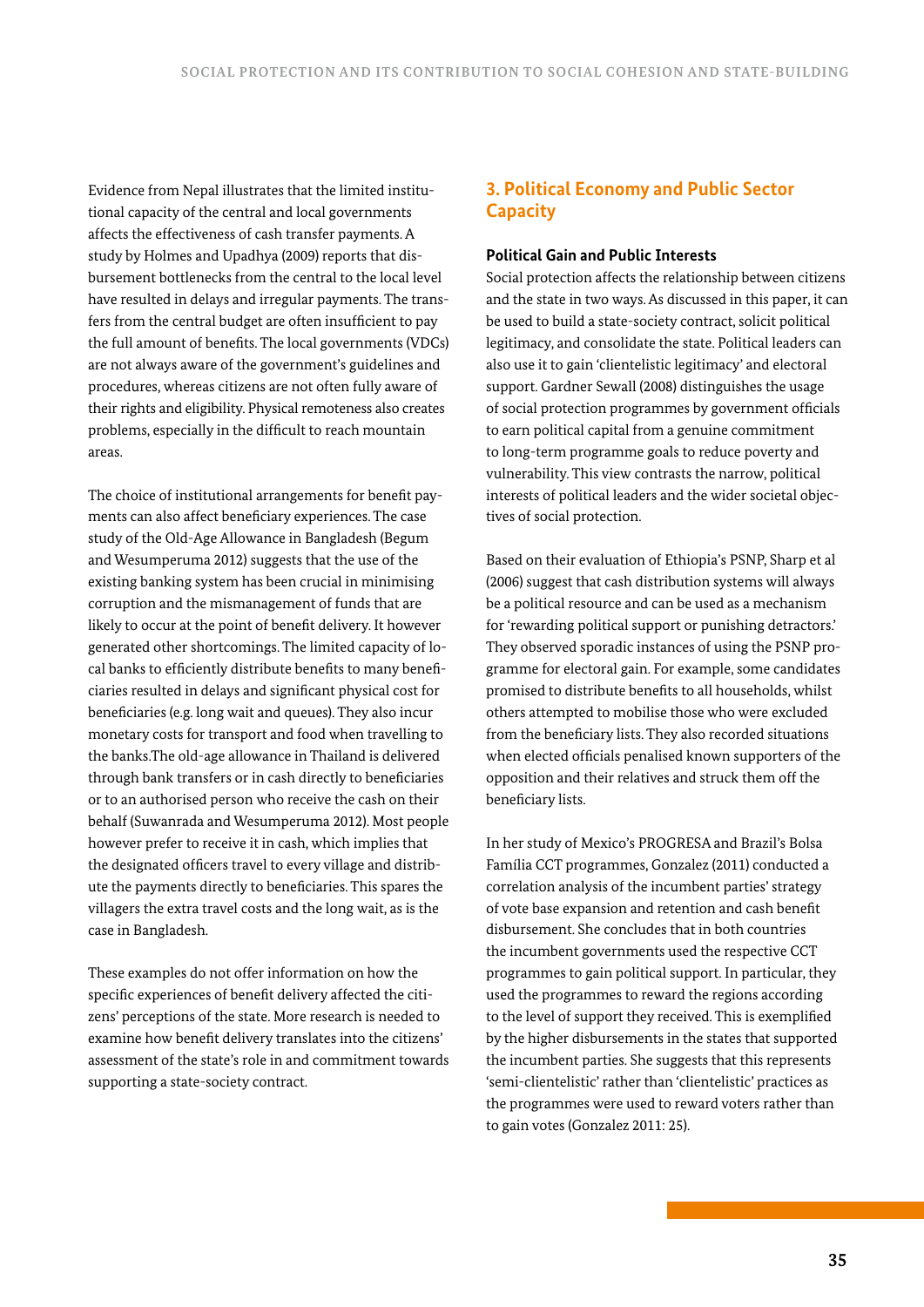Evidence from Nepal illustrates that the limited institutional capacity of the central and local governments affects the effectiveness of cash transfer payments. A study by Holmes and Upadhya (2009) reports that disbursement bottlenecks from the central to the local level have resulted in delays and irregular payments. The transfers from the central budget are often insufficient to pay the full amount of benefits. The local governments (VDCs) are not always aware of the government's guidelines and procedures, whereas citizens are not often fully aware of their rights and eligibility. Physical remoteness also creates problems, especially in the difficult to reach mountain areas.

The choice of institutional arrangements for benefit payments can also affect beneficiary experiences. The case study of the Old-Age Allowance in Bangladesh (Begum and Wesumperuma 2012) suggests that the use of the existing banking system has been crucial in minimising corruption and the mismanagement of funds that are likely to occur at the point of benefit delivery. It however generated other shortcomings. The limited capacity of local banks to efficiently distribute benefits to many beneficiaries resulted in delays and significant physical cost for beneficiaries (e.g. long wait and queues). They also incur monetary costs for transport and food when travelling to the banks.The old-age allowance in Thailand is delivered through bank transfers or in cash directly to beneficiaries or to an authorised person who receive the cash on their behalf (Suwanrada and Wesumperuma 2012). Most people however prefer to receive it in cash, which implies that the designated officers travel to every village and distribute the payments directly to beneficiaries. This spares the villagers the extra travel costs and the long wait, as is the case in Bangladesh.

These examples do not offer information on how the specific experiences of benefit delivery affected the citizens' perceptions of the state. More research is needed to examine how benefit delivery translates into the citizens' assessment of the state's role in and commitment towards supporting a state-society contract.

## 3. Political Economy and Public Sector Capacity

### Political Gain and Public Interests

Social protection affects the relationship between citizens and the state in two ways. As discussed in this paper, it can be used to build a state-society contract, solicit political legitimacy, and consolidate the state. Political leaders can also use it to gain 'clientelistic legitimacy' and electoral support. Gardner Sewall (2008) distinguishes the usage of social protection programmes by government officials to earn political capital from a genuine commitment to long-term programme goals to reduce poverty and vulnerability. This view contrasts the narrow, political interests of political leaders and the wider societal objectives of social protection.

Based on their evaluation of Ethiopia's PSNP, Sharp et al (2006) suggest that cash distribution systems will always be a political resource and can be used as a mechanism for 'rewarding political support or punishing detractors.' They observed sporadic instances of using the PSNP programme for electoral gain. For example, some candidates promised to distribute benefits to all households, whilst others attempted to mobilise those who were excluded from the beneficiary lists. They also recorded situations when elected officials penalised known supporters of the opposition and their relatives and struck them off the beneficiary lists.

In her study of Mexico's PROGRESA and Brazil's Bolsa Família CCT programmes, Gonzalez (2011) conducted a correlation analysis of the incumbent parties' strategy of vote base expansion and retention and cash benefit disbursement. She concludes that in both countries the incumbent governments used the respective CCT programmes to gain political support. In particular, they used the programmes to reward the regions according to the level of support they received. This is exemplified by the higher disbursements in the states that supported the incumbent parties. She suggests that this represents 'semi-clientelistic' rather than 'clientelistic' practices as the programmes were used to reward voters rather than to gain votes (Gonzalez 2011: 25).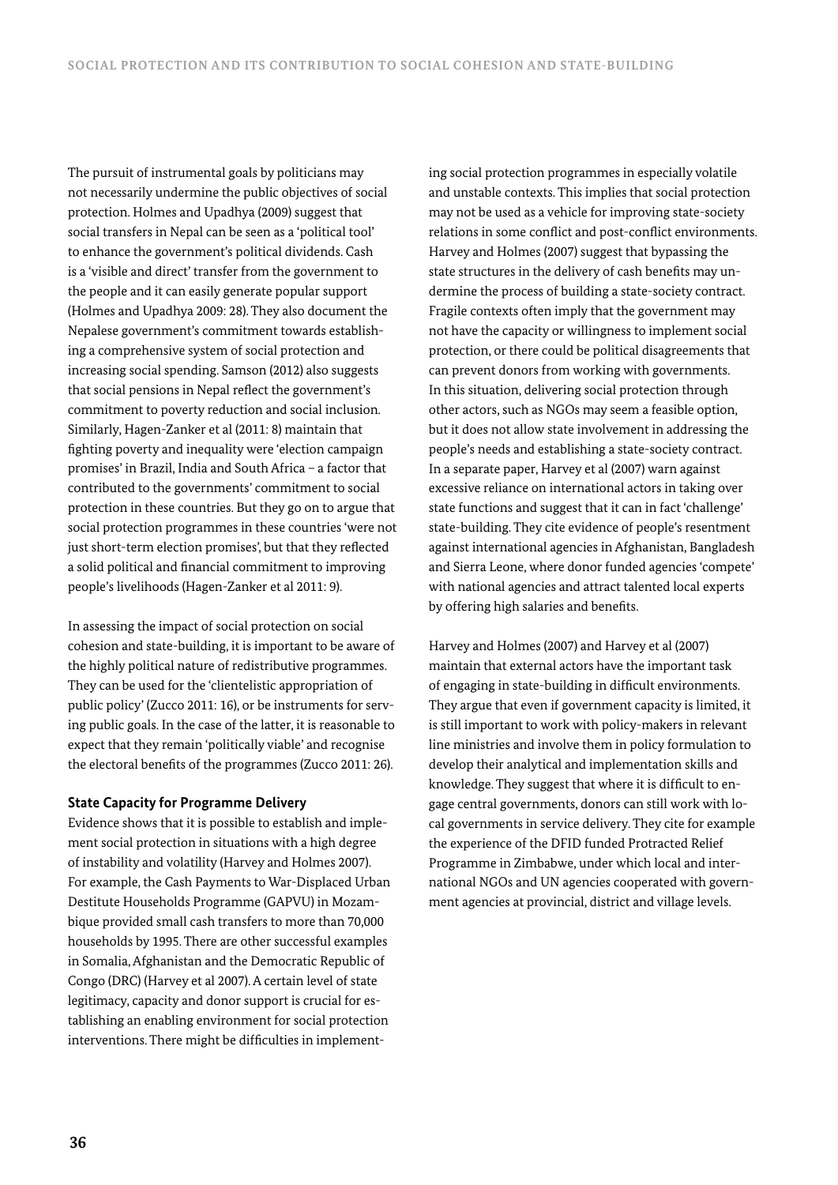The pursuit of instrumental goals by politicians may not necessarily undermine the public objectives of social protection. Holmes and Upadhya (2009) suggest that social transfers in Nepal can be seen as a 'political tool' to enhance the government's political dividends. Cash is a 'visible and direct' transfer from the government to the people and it can easily generate popular support (Holmes and Upadhya 2009: 28). They also document the Nepalese government's commitment towards establishing a comprehensive system of social protection and increasing social spending. Samson (2012) also suggests that social pensions in Nepal reflect the government's commitment to poverty reduction and social inclusion. Similarly, Hagen-Zanker et al (2011: 8) maintain that fighting poverty and inequality were 'election campaign promises' in Brazil, India and South Africa – a factor that contributed to the governments' commitment to social protection in these countries. But they go on to argue that social protection programmes in these countries 'were not just short-term election promises', but that they reflected a solid political and financial commitment to improving people's livelihoods (Hagen-Zanker et al 2011: 9).

In assessing the impact of social protection on social cohesion and state-building, it is important to be aware of the highly political nature of redistributive programmes. They can be used for the 'clientelistic appropriation of public policy' (Zucco 2011: 16), or be instruments for serving public goals. In the case of the latter, it is reasonable to expect that they remain 'politically viable' and recognise the electoral benefits of the programmes (Zucco 2011: 26).

### State Capacity for Programme Delivery

Evidence shows that it is possible to establish and implement social protection in situations with a high degree of instability and volatility (Harvey and Holmes 2007). For example, the Cash Payments to War-Displaced Urban Destitute Households Programme (GAPVU) in Mozambique provided small cash transfers to more than 70,000 households by 1995. There are other successful examples in Somalia, Afghanistan and the Democratic Republic of Congo (DRC) (Harvey et al 2007). A certain level of state legitimacy, capacity and donor support is crucial for establishing an enabling environment for social protection interventions. There might be difficulties in implementing social protection programmes in especially volatile and unstable contexts. This implies that social protection may not be used as a vehicle for improving state-society relations in some conflict and post-conflict environments. Harvey and Holmes (2007) suggest that bypassing the state structures in the delivery of cash benefits may undermine the process of building a state-society contract. Fragile contexts often imply that the government may not have the capacity or willingness to implement social protection, or there could be political disagreements that can prevent donors from working with governments. In this situation, delivering social protection through other actors, such as NGOs may seem a feasible option, but it does not allow state involvement in addressing the people's needs and establishing a state-society contract. In a separate paper, Harvey et al (2007) warn against excessive reliance on international actors in taking over state functions and suggest that it can in fact 'challenge' state-building. They cite evidence of people's resentment against international agencies in Afghanistan, Bangladesh and Sierra Leone, where donor funded agencies 'compete' with national agencies and attract talented local experts by offering high salaries and benefits.

Harvey and Holmes (2007) and Harvey et al (2007) maintain that external actors have the important task of engaging in state-building in difficult environments. They argue that even if government capacity is limited, it is still important to work with policy-makers in relevant line ministries and involve them in policy formulation to develop their analytical and implementation skills and knowledge. They suggest that where it is difficult to engage central governments, donors can still work with local governments in service delivery. They cite for example the experience of the DFID funded Protracted Relief Programme in Zimbabwe, under which local and international NGOs and UN agencies cooperated with government agencies at provincial, district and village levels.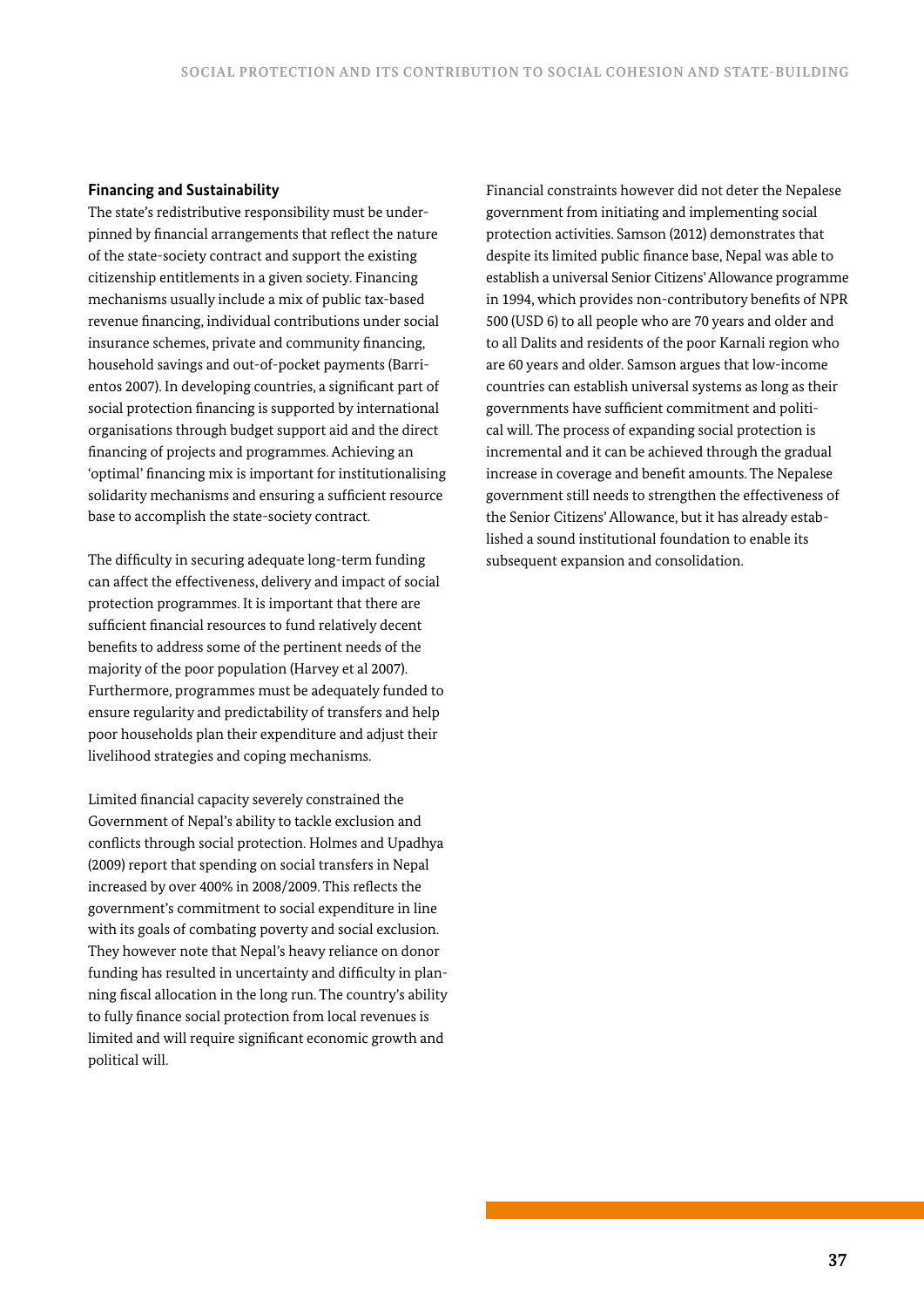### Financing and Sustainability

The state's redistributive responsibility must be underpinned by financial arrangements that reflect the nature of the state-society contract and support the existing citizenship entitlements in a given society. Financing mechanisms usually include a mix of public tax-based revenue financing, individual contributions under social insurance schemes, private and community financing, household savings and out-of-pocket payments (Barrientos 2007). In developing countries, a significant part of social protection financing is supported by international organisations through budget support aid and the direct financing of projects and programmes. Achieving an 'optimal' financing mix is important for institutionalising solidarity mechanisms and ensuring a sufficient resource base to accomplish the state-society contract.

The difficulty in securing adequate long-term funding can affect the effectiveness, delivery and impact of social protection programmes. It is important that there are sufficient financial resources to fund relatively decent benefits to address some of the pertinent needs of the majority of the poor population (Harvey et al 2007). Furthermore, programmes must be adequately funded to ensure regularity and predictability of transfers and help poor households plan their expenditure and adjust their livelihood strategies and coping mechanisms.

Limited financial capacity severely constrained the Government of Nepal's ability to tackle exclusion and conflicts through social protection. Holmes and Upadhya (2009) report that spending on social transfers in Nepal increased by over 400% in 2008/2009. This reflects the government's commitment to social expenditure in line with its goals of combating poverty and social exclusion. They however note that Nepal's heavy reliance on donor funding has resulted in uncertainty and difficulty in planning fiscal allocation in the long run. The country's ability to fully finance social protection from local revenues is limited and will require significant economic growth and political will.

Financial constraints however did not deter the Nepalese government from initiating and implementing social protection activities. Samson (2012) demonstrates that despite its limited public finance base, Nepal was able to establish a universal Senior Citizens' Allowance programme in 1994, which provides non-contributory benefits of NPR 500 (USD 6) to all people who are 70 years and older and to all Dalits and residents of the poor Karnali region who are 60 years and older. Samson argues that low-income countries can establish universal systems as long as their governments have sufficient commitment and political will. The process of expanding social protection is incremental and it can be achieved through the gradual increase in coverage and benefit amounts. The Nepalese government still needs to strengthen the effectiveness of the Senior Citizens' Allowance, but it has already established a sound institutional foundation to enable its subsequent expansion and consolidation.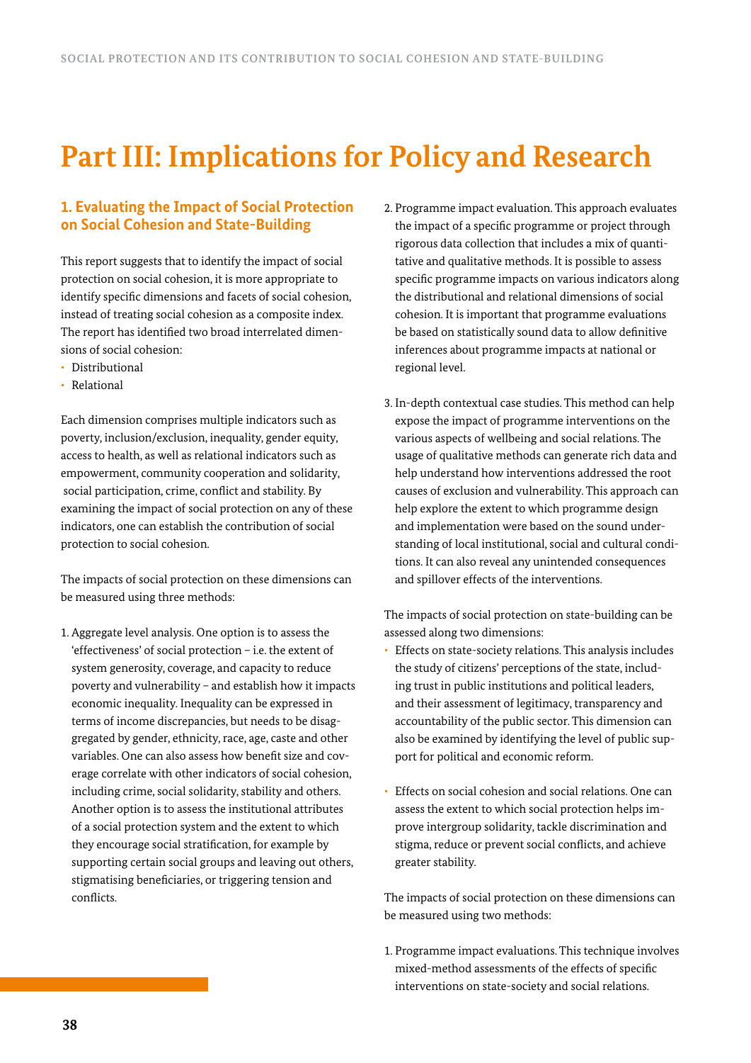# Part III: Implications for Policy and Research

## 1. Evaluating the Impact of Social Protection on Social Cohesion and State-Building

This report suggests that to identify the impact of social protection on social cohesion, it is more appropriate to identify specific dimensions and facets of social cohesion, instead of treating social cohesion as a composite index. The report has identified two broad interrelated dimensions of social cohesion:

- Distributional
- Relational

Each dimension comprises multiple indicators such as poverty, inclusion/exclusion, inequality, gender equity, access to health, as well as relational indicators such as empowerment, community cooperation and solidarity, social participation, crime, conflict and stability. By examining the impact of social protection on any of these indicators, one can establish the contribution of social protection to social cohesion.

The impacts of social protection on these dimensions can be measured using three methods:

1. Aggregate level analysis. One option is to assess the 'effectiveness' of social protection – i.e. the extent of system generosity, coverage, and capacity to reduce poverty and vulnerability – and establish how it impacts economic inequality. Inequality can be expressed in terms of income discrepancies, but needs to be disaggregated by gender, ethnicity, race, age, caste and other variables. One can also assess how benefit size and coverage correlate with other indicators of social cohesion, including crime, social solidarity, stability and others. Another option is to assess the institutional attributes of a social protection system and the extent to which they encourage social stratification, for example by supporting certain social groups and leaving out others, stigmatising beneficiaries, or triggering tension and conflicts.
2. Programme impact evaluation. This approach evaluates the impact of a specific programme or project through rigorous data collection that includes a mix of quantitative and qualitative methods. It is possible to assess specific programme impacts on various indicators along the distributional and relational dimensions of social cohesion. It is important that programme evaluations be based on statistically sound data to allow definitive inferences about programme impacts at national or regional level.
3. In-depth contextual case studies. This method can help expose the impact of programme interventions on the various aspects of wellbeing and social relations. The usage of qualitative methods can generate rich data and help understand how interventions addressed the root causes of exclusion and vulnerability. This approach can help explore the extent to which programme design and implementation were based on the sound understanding of local institutional, social and cultural conditions. It can also reveal any unintended consequences and spillover effects of the interventions.

The impacts of social protection on state-building can be assessed along two dimensions:

- Effects on state-society relations. This analysis includes the study of citizens' perceptions of the state, including trust in public institutions and political leaders, and their assessment of legitimacy, transparency and accountability of the public sector. This dimension can also be examined by identifying the level of public support for political and economic reform.
- Effects on social cohesion and social relations. One can assess the extent to which social protection helps improve intergroup solidarity, tackle discrimination and stigma, reduce or prevent social conflicts, and achieve greater stability.

The impacts of social protection on these dimensions can be measured using two methods:

1. Programme impact evaluations. This technique involves mixed-method assessments of the effects of specific interventions on state-society and social relations.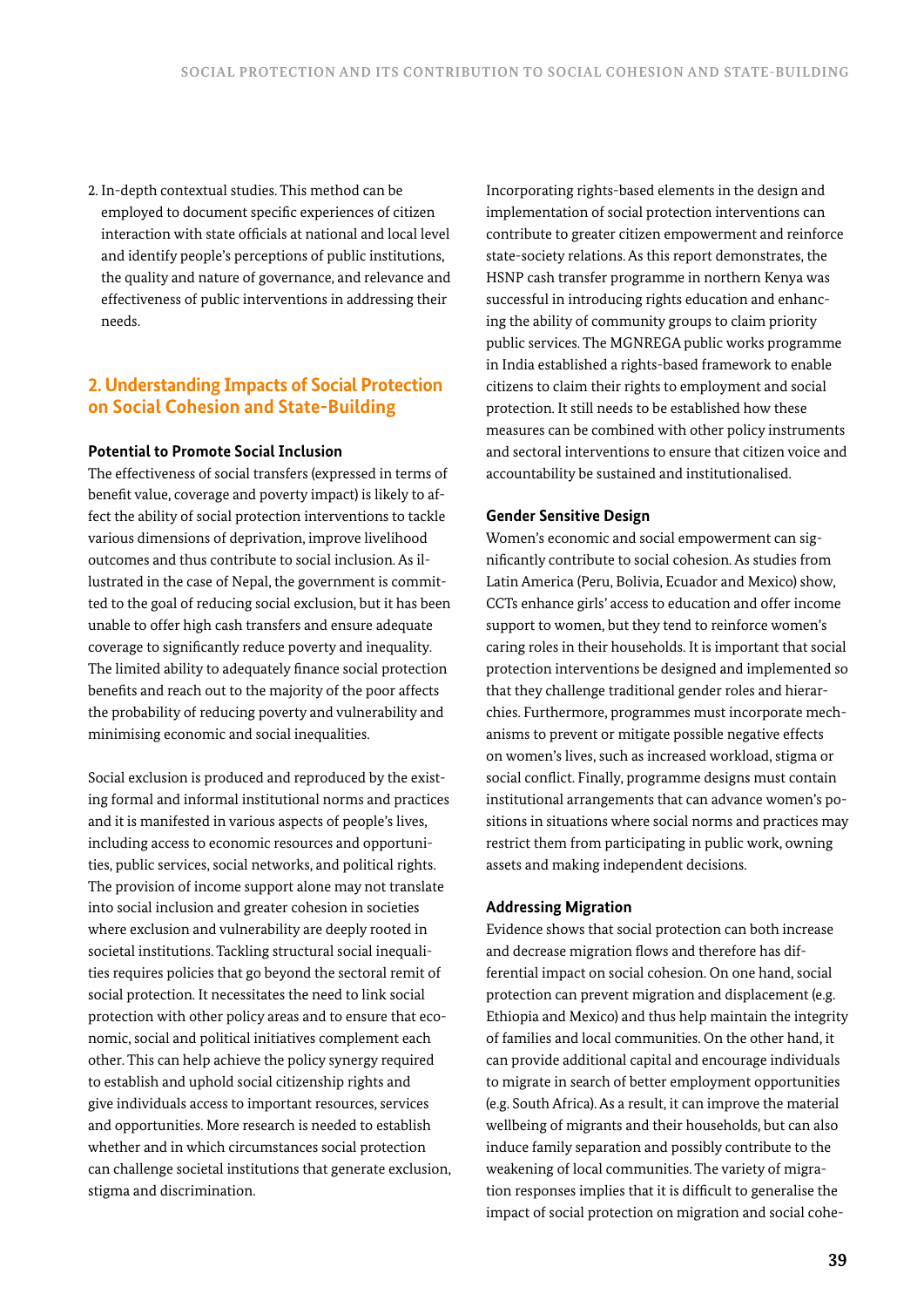2. In-depth contextual studies. This method can be employed to document specific experiences of citizen interaction with state officials at national and local level and identify people's perceptions of public institutions, the quality and nature of governance, and relevance and effectiveness of public interventions in addressing their needs.

## 2. Understanding Impacts of Social Protection on Social Cohesion and State-Building

### Potential to Promote Social Inclusion

The effectiveness of social transfers (expressed in terms of benefit value, coverage and poverty impact) is likely to affect the ability of social protection interventions to tackle various dimensions of deprivation, improve livelihood outcomes and thus contribute to social inclusion. As illustrated in the case of Nepal, the government is committed to the goal of reducing social exclusion, but it has been unable to offer high cash transfers and ensure adequate coverage to significantly reduce poverty and inequality. The limited ability to adequately finance social protection benefits and reach out to the majority of the poor affects the probability of reducing poverty and vulnerability and minimising economic and social inequalities.

Social exclusion is produced and reproduced by the existing formal and informal institutional norms and practices and it is manifested in various aspects of people's lives, including access to economic resources and opportunities, public services, social networks, and political rights. The provision of income support alone may not translate into social inclusion and greater social cohesion in societies where exclusion and vulnerability are deeply rooted in societal institutions. Tackling structural social inequalities requires policies that go beyond the sectoral remit of social protection. It necessitates the need to link social protection with other policy areas and to ensure that economic, social and political initiatives complement each other. This can help achieve the policy synergy required to establish and uphold social citizenship rights and give individuals access to important resources, services and opportunities. More research is needed to establish whether and in which circumstances social protection can challenge societal institutions that generate exclusion, stigma and discrimination.

Incorporating rights-based elements in the design and implementation of social protection interventions can contribute to greater citizen empowerment and reinforce state-society relations. As this report demonstrates, the HSNP cash transfer programme in northern Kenya was successful in introducing rights education and enhancing the ability of community groups to claim priority public services. The MGNREGA public works programme in India established a rights-based framework to enable citizens to claim their rights to employment and social protection. It still needs to be established how these measures can be combined with other policy instruments and sectoral interventions to ensure that citizen voice and accountability be sustained and institutionalised.

### Gender Sensitive Design

Women's economic and social empowerment can significantly contribute to social cohesion. As studies from Latin America (Peru, Bolivia, Ecuador and Mexico) show, CCTs enhance girls' access to education and offer income support to women, but they tend to reinforce women's caring roles in their households. It is important that social protection interventions be designed and implemented so that they challenge traditional gender roles and hierarchies. Furthermore, programmes must incorporate mechanisms to prevent or mitigate possible negative effects on women's lives, such as increased workload, stigma or social conflict. Finally, programme designs must contain institutional arrangements that can advance women's positions in situations where social norms and practices may restrict them from participating in public work, owning assets and making independent decisions.

### Addressing Migration

Evidence shows that social protection can both increase and decrease migration flows and therefore has differential impact on social cohesion. On one hand, social protection can prevent migration and displacement (e.g. Ethiopia and Mexico) and thus help maintain the integrity of families and local communities. On the other hand, it can provide additional capital and encourage individuals to migrate in search of better employment opportunities (e.g. South Africa). As a result, it can improve the material wellbeing of migrants and their households, but can also induce family separation and possibly contribute to the weakening of local communities. The variety of migration responses implies that it is difficult to generalise the impact of social protection on migration and social cohe-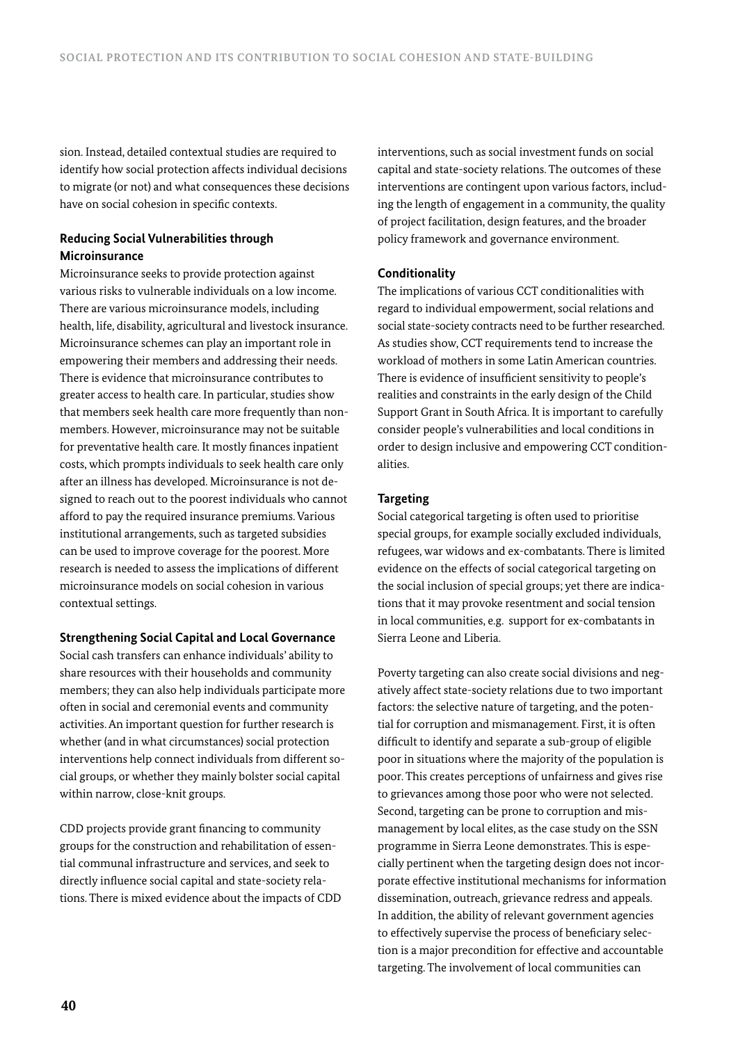sion. Instead, detailed contextual studies are required to identify how social protection affects individual decisions to migrate (or not) and what consequences these decisions have on social cohesion in specific contexts.

**Reducing Social Vulnerabilities through Microinsurance**

Microinsurance seeks to provide protection against various risks to vulnerable individuals on a low income. There are various microinsurance models, including health, life, disability, agricultural and livestock insurance. Microinsurance schemes can play an important role in empowering their members and addressing their needs. There is evidence that microinsurance contributes to greater access to health care. In particular, studies show that members seek health care more frequently than non-members. However, microinsurance may not be suitable for preventative health care. It mostly finances inpatient costs, which prompts individuals to seek health care only after an illness has developed. Microinsurance is not designed to reach out to the poorest individuals who cannot afford to pay the required insurance premiums. Various institutional arrangements, such as targeted subsidies can be used to improve coverage for the poorest. More research is needed to assess the implications of different microinsurance models on social cohesion in various contextual settings.

**Strengthening Social Capital and Local Governance**

Social cash transfers can enhance individuals' ability to share resources with their households and community members; they can also help individuals participate more often in social and ceremonial events and community activities. An important question for further research is whether (and in what circumstances) social protection interventions help connect individuals from different social groups, or whether they mainly bolster social capital within narrow, close-knit groups.

CDD projects provide grant financing to community groups for the construction and rehabilitation of essential communal infrastructure and services, and seek to directly influence social capital and state-society relations. There is mixed evidence about the impacts of CDD interventions, such as social investment funds on social capital and state-society relations. The outcomes of these interventions are contingent upon various factors, including the length of engagement in a community, the quality of project facilitation, design features, and the broader policy framework and governance environment.

**Conditionality**

The implications of various CCT conditionalities with regard to individual empowerment, social relations and social state-society contracts need to be further researched. As studies show, CCT requirements tend to increase the workload of mothers in some Latin American countries. There is evidence of insufficient sensitivity to people's realities and constraints in the early design of the Child Support Grant in South Africa. It is important to carefully consider people's vulnerabilities and local conditions in order to design inclusive and empowering CCT conditionalities.

**Targeting**

Social categorical targeting is often used to prioritise special groups, for example socially excluded individuals, refugees, war widows and ex-combatants. There is limited evidence on the effects of social categorical targeting on the social inclusion of special groups; yet there are indications that it may provoke resentment and social tension in local communities, e.g. support for ex-combatants in Sierra Leone and Liberia.

Poverty targeting can also create social divisions and negatively affect state-society relations due to two important factors: the selective nature of targeting, and the potential for corruption and mismanagement. First, it is often difficult to identify and separate a sub-group of eligible poor in situations where the majority of the population is poor. This creates perceptions of unfairness and gives rise to grievances among those poor who were not selected. Second, targeting can be prone to corruption and mismanagement by local elites, as the case study on the SSN programme in Sierra Leone demonstrates. This is especially pertinent when the targeting design does not incorporate effective institutional mechanisms for information dissemination, outreach, grievance redress and appeals. In addition, the ability of relevant government agencies to effectively supervise the process of beneficiary selection is a major precondition for effective and accountable targeting. The involvement of local communities can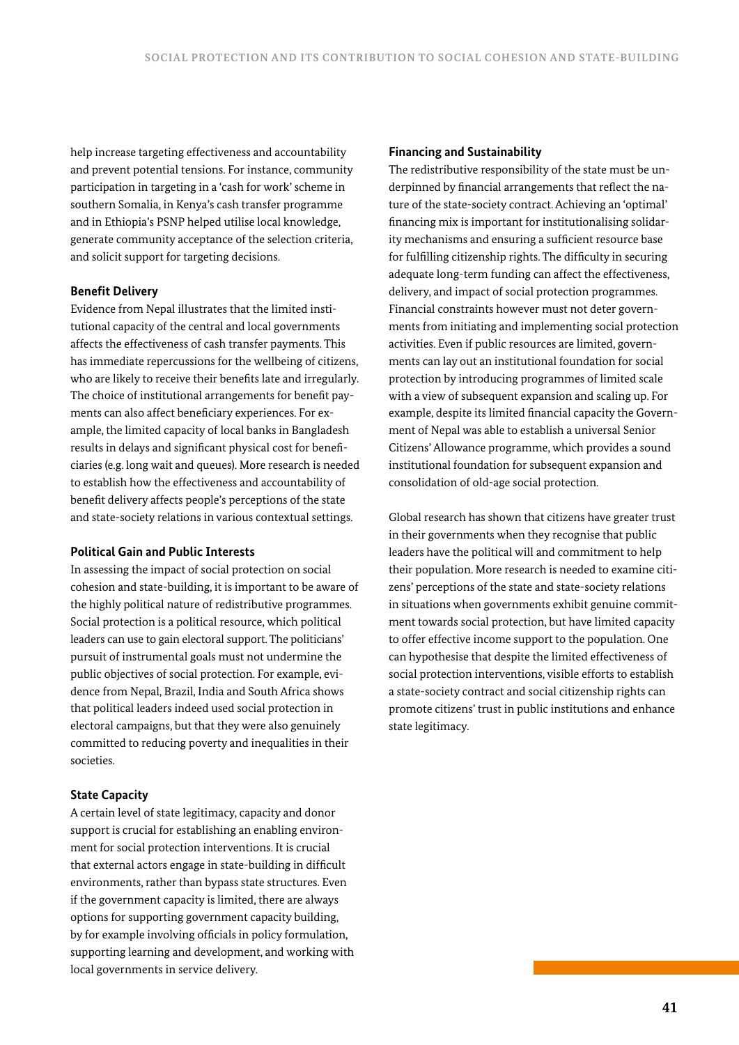help increase targeting effectiveness and accountability and prevent potential tensions. For instance, community participation in targeting in a 'cash for work' scheme in southern Somalia, in Kenya's cash transfer programme and in Ethiopia's PSNP helped utilise local knowledge, generate community acceptance of the selection criteria, and solicit support for targeting decisions.

### Benefit Delivery

Evidence from Nepal illustrates that the limited institutional capacity of the central and local governments affects the effectiveness of cash transfer payments. This has immediate repercussions for the wellbeing of citizens, who are likely to receive their benefits late and irregularly. The choice of institutional arrangements for benefit payments can also affect beneficiary experiences. For example, the limited capacity of local banks in Bangladesh results in delays and significant physical cost for beneficiaries (e.g. long wait and queues). More research is needed to establish how the effectiveness and accountability of benefit delivery affects people's perceptions of the state and state-society relations in various contextual settings.

### Political Gain and Public Interests

In assessing the impact of social protection on social cohesion and state-building, it is important to be aware of the highly political nature of redistributive programmes. Social protection is a political resource, which political leaders can use to gain electoral support. The politicians' pursuit of instrumental goals must not undermine the public objectives of social protection. For example, evidence from Nepal, Brazil, India and South Africa shows that political leaders indeed used social protection in electoral campaigns, but that they were also genuinely committed to reducing poverty and inequalities in their societies.

### State Capacity

A certain level of state legitimacy, capacity and donor support is crucial for establishing an enabling environment for social protection interventions. It is crucial that external actors engage in state-building in difficult environments, rather than bypass state structures. Even if the government capacity is limited, there are always options for supporting government capacity building, by for example involving officials in policy formulation, supporting learning and development, and working with local governments in service delivery.

### Financing and Sustainability

The redistributive responsibility of the state must be underpinned by financial arrangements that reflect the nature of the state-society contract. Achieving an 'optimal' financing mix is important for institutionalising solidarity mechanisms and ensuring a sufficient resource base for fulfilling citizenship rights. The difficulty in securing adequate long-term funding can affect the effectiveness, delivery, and impact of social protection programmes. Financial constraints however must not deter governments from initiating and implementing social protection activities. Even if public resources are limited, governments can lay out an institutional foundation for social protection by introducing programmes of limited scale with a view of subsequent expansion and scaling up. For example, despite its limited financial capacity the Government of Nepal was able to establish a universal Senior Citizens' Allowance programme, which provides a sound institutional foundation for subsequent expansion and consolidation of old-age social protection.

Global research has shown that citizens have greater trust in their governments when they recognise that public leaders have the political will and commitment to help their population. More research is needed to examine citizens' perceptions of the state and state-society relations in situations when governments exhibit genuine commitment towards social protection, but have limited capacity to offer effective income support to the population. One can hypothesise that despite the limited effectiveness of social protection interventions, visible efforts to establish a state-society contract and social citizenship rights can promote citizens' trust in public institutions and enhance state legitimacy.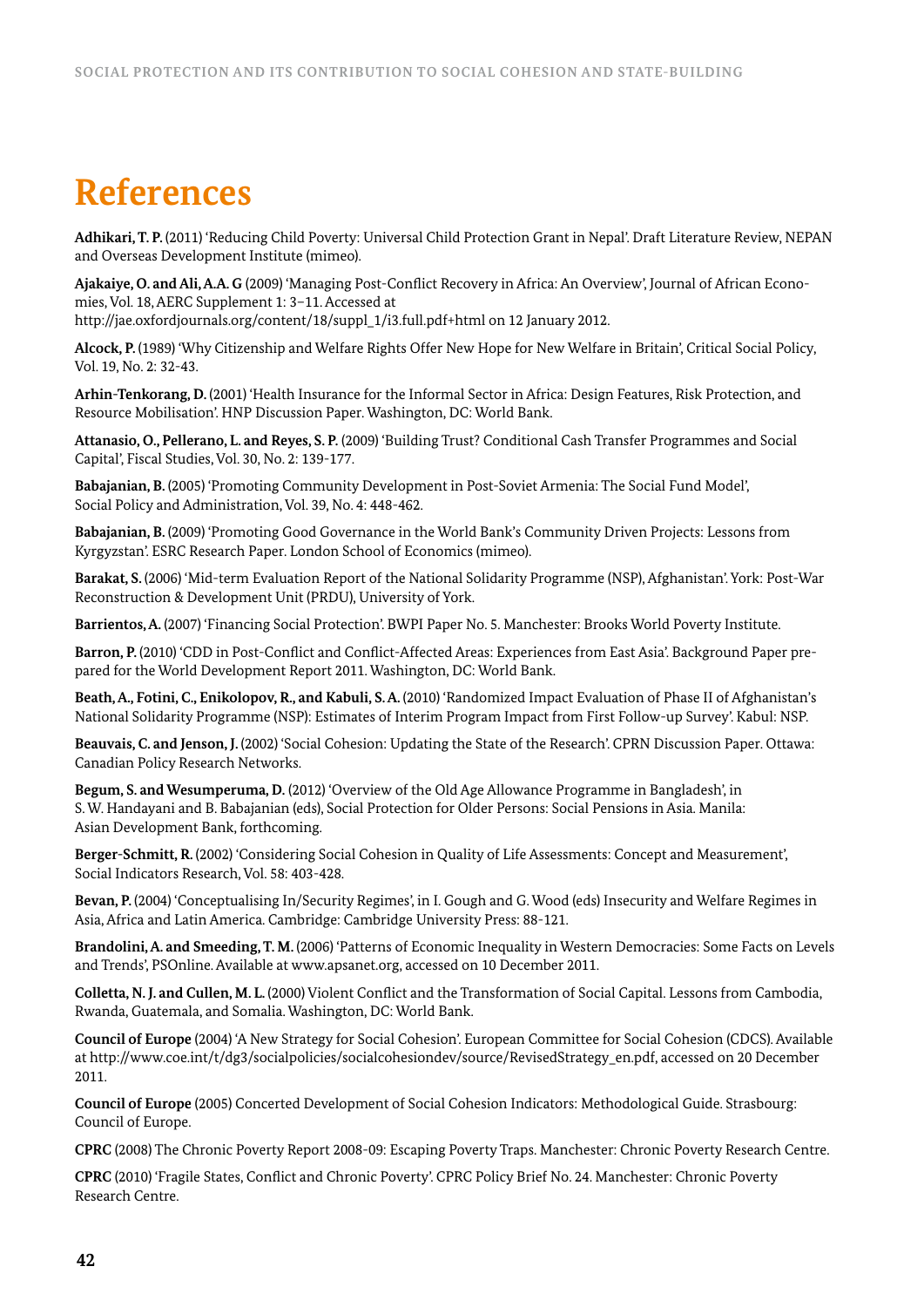# References

**Adhikari, T. P.** (2011) 'Reducing Child Poverty: Universal Child Protection Grant in Nepal'. Draft Literature Review, NEPAN and Overseas Development Institute (mimeo).

**Ajakaiye, O. and Ali, A.A. G** (2009) 'Managing Post-Conflict Recovery in Africa: An Overview', Journal of African Economies, Vol. 18, AERC Supplement 1: 3–11. Accessed at http://jae.oxfordjournals.org/content/18/suppl_1/i3.full.pdf+html on 12 January 2012.

**Alcock, P.** (1989) 'Why Citizenship and Welfare Rights Offer New Hope for New Welfare in Britain', Critical Social Policy, Vol. 19, No. 2: 32-43.

**Arhin-Tenkorang, D.** (2001) 'Health Insurance for the Informal Sector in Africa: Design Features, Risk Protection, and Resource Mobilisation'. HNP Discussion Paper. Washington, DC: World Bank.

**Attanasio, O., Pellerano, L. and Reyes, S. P.** (2009) 'Building Trust? Conditional Cash Transfer Programmes and Social Capital', Fiscal Studies, Vol. 30, No. 2: 139-177.

**Babajanian, B.** (2005) 'Promoting Community Development in Post-Soviet Armenia: The Social Fund Model', Social Policy and Administration, Vol. 39, No. 4: 448-462.

**Babajanian, B.** (2009) 'Promoting Good Governance in the World Bank's Community Driven Projects: Lessons from Kyrgyzstan'. ESRC Research Paper. London School of Economics (mimeo).

**Barakat, S.** (2006) 'Mid-term Evaluation Report of the National Solidarity Programme (NSP), Afghanistan'. York: Post-War Reconstruction & Development Unit (PRDU), University of York.

**Barrientos, A.** (2007) 'Financing Social Protection'. BWPI Paper No. 5. Manchester: Brooks World Poverty Institute.

**Barron, P.** (2010) 'CDD in Post-Conflict and Conflict-Affected Areas: Experiences from East Asia'. Background Paper prepared for the World Development Report 2011. Washington, DC: World Bank.

**Beath, A., Fotini, C., Enikolopov, R., and Kabuli, S. A.** (2010) 'Randomized Impact Evaluation of Phase II of Afghanistan's National Solidarity Programme (NSP): Estimates of Interim Program Impact from First Follow-up Survey'. Kabul: NSP.

**Beauvais, C. and Jenson, J.** (2002) 'Social Cohesion: Updating the State of the Research'. CPRN Discussion Paper. Ottawa: Canadian Policy Research Networks.

**Begum, S. and Wesumperuma, D.** (2012) 'Overview of the Old Age Allowance Programme in Bangladesh', in S. W. Handayani and B. Babajanian (eds), Social Protection for Older Persons: Social Pensions in Asia. Manila: Asian Development Bank, forthcoming.

**Berger-Schmitt, R.** (2002) 'Considering Social Cohesion in Quality of Life Assessments: Concept and Measurement', Social Indicators Research, Vol. 58: 403-428.

**Bevan, P.** (2004) 'Conceptualising In/Security Regimes', in I. Gough and G. Wood (eds) Insecurity and Welfare Regimes in Asia, Africa and Latin America. Cambridge: Cambridge University Press: 88-121.

**Brandolini, A. and Smeeding, T. M.** (2006) 'Patterns of Economic Inequality in Western Democracies: Some Facts on Levels and Trends', PSOnline. Available at www.apsanet.org, accessed on 10 December 2011.

**Colletta, N. J. and Cullen, M. L.** (2000) Violent Conflict and the Transformation of Social Capital. Lessons from Cambodia, Rwanda, Guatemala, and Somalia. Washington, DC: World Bank.

**Council of Europe** (2004) 'A New Strategy for Social Cohesion'. European Committee for Social Cohesion (CDCS). Available at http://www.coe.int/t/dg3/socialpolicies/socialcohesiondev/source/RevisedStrategy_en.pdf, accessed on 20 December 2011.

**Council of Europe** (2005) Concerted Development of Social Cohesion Indicators: Methodological Guide. Strasbourg: Council of Europe.

**CPRC** (2008) The Chronic Poverty Report 2008-09: Escaping Poverty Traps. Manchester: Chronic Poverty Research Centre.

**CPRC** (2010) 'Fragile States, Conflict and Chronic Poverty'. CPRC Policy Brief No. 24. Manchester: Chronic Poverty Research Centre.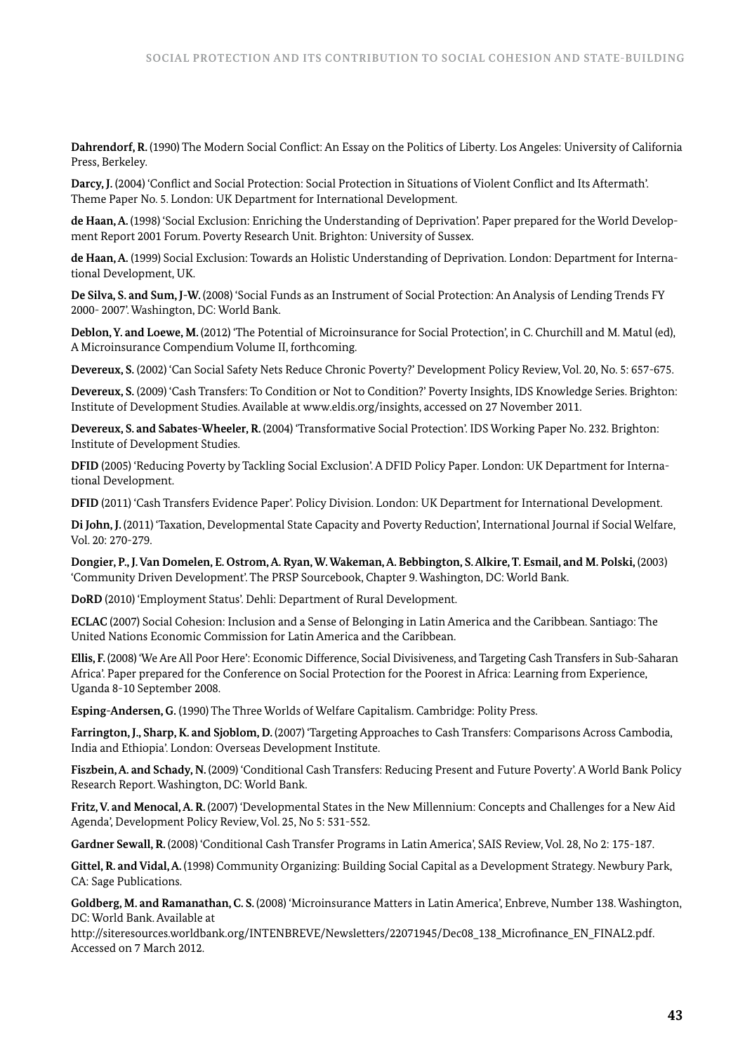**Dahrendorf, R.** (1990) The Modern Social Conflict: An Essay on the Politics of Liberty. Los Angeles: University of California Press, Berkeley.

**Darcy, J.** (2004) 'Conflict and Social Protection: Social Protection in Situations of Violent Conflict and Its Aftermath'. Theme Paper No. 5. London: UK Department for International Development.

**de Haan, A.** (1998) 'Social Exclusion: Enriching the Understanding of Deprivation'. Paper prepared for the World Development Report 2001 Forum. Poverty Research Unit. Brighton: University of Sussex.

**de Haan, A.** (1999) Social Exclusion: Towards an Holistic Understanding of Deprivation. London: Department for International Development, UK.

**De Silva, S. and Sum, J-W.** (2008) 'Social Funds as an Instrument of Social Protection: An Analysis of Lending Trends FY 2000- 2007'. Washington, DC: World Bank.

**Deblon, Y. and Loewe, M.** (2012) 'The Potential of Microinsurance for Social Protection', in C. Churchill and M. Matul (ed), A Microinsurance Compendium Volume II, forthcoming.

**Devereux, S.** (2002) 'Can Social Safety Nets Reduce Chronic Poverty?' Development Policy Review, Vol. 20, No. 5: 657-675.

**Devereux, S.** (2009) 'Cash Transfers: To Condition or Not to Condition?' Poverty Insights, IDS Knowledge Series. Brighton: Institute of Development Studies. Available at www.eldis.org/insights, accessed on 27 November 2011.

**Devereux, S. and Sabates-Wheeler, R.** (2004) 'Transformative Social Protection'. IDS Working Paper No. 232. Brighton: Institute of Development Studies.

**DFID** (2005) 'Reducing Poverty by Tackling Social Exclusion'. A DFID Policy Paper. London: UK Department for International Development.

**DFID** (2011) 'Cash Transfers Evidence Paper'. Policy Division. London: UK Department for International Development.

**Di John, J.** (2011) 'Taxation, Developmental State Capacity and Poverty Reduction', International Journal if Social Welfare, Vol. 20: 270-279.

**Dongier, P., J. Van Domelen, E. Ostrom, A. Ryan, W. Wakeman, A. Bebbington, S. Alkire, T. Esmail, and M. Polski,** (2003) 'Community Driven Development'. The PRSP Sourcebook, Chapter 9. Washington, DC: World Bank.

**DoRD** (2010) 'Employment Status'. Dehli: Department of Rural Development.

**ECLAC** (2007) Social Cohesion: Inclusion and a Sense of Belonging in Latin America and the Caribbean. Santiago: The United Nations Economic Commission for Latin America and the Caribbean.

**Ellis, F.** (2008) 'We Are All Poor Here': Economic Difference, Social Divisiveness, and Targeting Cash Transfers in Sub-Saharan Africa'. Paper prepared for the Conference on Social Protection for the Poorest in Africa: Learning from Experience, Uganda 8-10 September 2008.

**Esping-Andersen, G.** (1990) The Three Worlds of Welfare Capitalism. Cambridge: Polity Press.

**Farrington, J., Sharp, K. and Sjoblom, D.** (2007) 'Targeting Approaches to Cash Transfers: Comparisons Across Cambodia, India and Ethiopia'. London: Overseas Development Institute.

**Fiszbein, A. and Schady, N.** (2009) 'Conditional Cash Transfers: Reducing Present and Future Poverty'. A World Bank Policy Research Report. Washington, DC: World Bank.

**Fritz, V. and Menocal, A. R.** (2007) 'Developmental States in the New Millennium: Concepts and Challenges for a New Aid Agenda', Development Policy Review, Vol. 25, No 5: 531-552.

**Gardner Sewall, R.** (2008) 'Conditional Cash Transfer Programs in Latin America', SAIS Review, Vol. 28, No 2: 175-187.

**Gittel, R. and Vidal, A.** (1998) Community Organizing: Building Social Capital as a Development Strategy. Newbury Park, CA: Sage Publications.

**Goldberg, M. and Ramanathan, C. S.** (2008) 'Microinsurance Matters in Latin America', Enbreve, Number 138. Washington, DC: World Bank. Available at http://siteresources.worldbank.org/INTENBREVE/Newsletters/22071945/Dec08_138_Microfinance_EN_FINAL2.pdf. Accessed on 7 March 2012.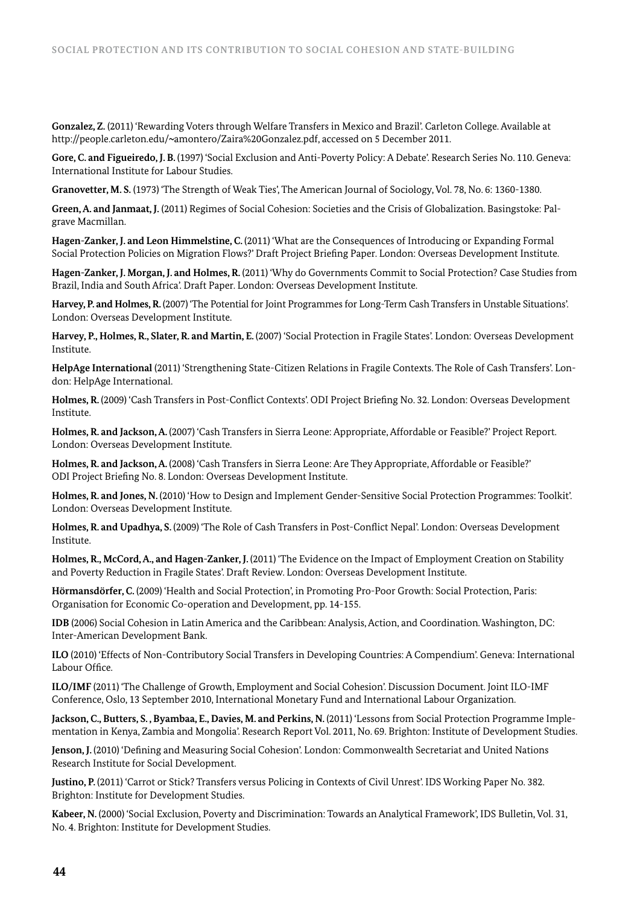**Gonzalez, Z.** (2011) 'Rewarding Voters through Welfare Transfers in Mexico and Brazil'. Carleton College. Available at http://people.carleton.edu/~amontero/Zaira%20Gonzalez.pdf, accessed on 5 December 2011.

**Gore, C. and Figueiredo, J. B.** (1997) 'Social Exclusion and Anti-Poverty Policy: A Debate'. Research Series No. 110. Geneva: International Institute for Labour Studies.

**Granovetter, M. S.** (1973) 'The Strength of Weak Ties', The American Journal of Sociology, Vol. 78, No. 6: 1360-1380.

**Green, A. and Janmaat, J.** (2011) Regimes of Social Cohesion: Societies and the Crisis of Globalization. Basingstoke: Palgrave Macmillan.

**Hagen-Zanker, J. and Leon Himmelstine, C.** (2011) 'What are the Consequences of Introducing or Expanding Formal Social Protection Policies on Migration Flows?' Draft Project Briefing Paper. London: Overseas Development Institute.

**Hagen-Zanker, J. Morgan, J. and Holmes, R.** (2011) 'Why do Governments Commit to Social Protection? Case Studies from Brazil, India and South Africa'. Draft Paper. London: Overseas Development Institute.

**Harvey, P. and Holmes, R.** (2007) 'The Potential for Joint Programmes for Long-Term Cash Transfers in Unstable Situations'. London: Overseas Development Institute.

**Harvey, P., Holmes, R., Slater, R. and Martin, E.** (2007) 'Social Protection in Fragile States'. London: Overseas Development Institute.

**HelpAge International** (2011) 'Strengthening State-Citizen Relations in Fragile Contexts. The Role of Cash Transfers'. London: HelpAge International.

**Holmes, R.** (2009) 'Cash Transfers in Post-Conflict Contexts'. ODI Project Briefing No. 32. London: Overseas Development Institute.

**Holmes, R. and Jackson, A.** (2007) 'Cash Transfers in Sierra Leone: Appropriate, Affordable or Feasible?' Project Report. London: Overseas Development Institute.

**Holmes, R. and Jackson, A.** (2008) 'Cash Transfers in Sierra Leone: Are They Appropriate, Affordable or Feasible?' ODI Project Briefing No. 8. London: Overseas Development Institute.

**Holmes, R. and Jones, N.** (2010) 'How to Design and Implement Gender-Sensitive Social Protection Programmes: Toolkit'. London: Overseas Development Institute.

**Holmes, R. and Upadhya, S.** (2009) 'The Role of Cash Transfers in Post-Conflict Nepal'. London: Overseas Development Institute.

**Holmes, R., McCord, A., and Hagen-Zanker, J.** (2011) 'The Evidence on the Impact of Employment Creation on Stability and Poverty Reduction in Fragile States'. Draft Review. London: Overseas Development Institute.

**Hörmansdörfer, C.** (2009) 'Health and Social Protection', in Promoting Pro-Poor Growth: Social Protection, Paris: Organisation for Economic Co-operation and Development, pp. 14-155.

**IDB** (2006) Social Cohesion in Latin America and the Caribbean: Analysis, Action, and Coordination. Washington, DC: Inter-American Development Bank.

**ILO** (2010) 'Effects of Non-Contributory Social Transfers in Developing Countries: A Compendium'. Geneva: International Labour Office.

**ILO/IMF** (2011) 'The Challenge of Growth, Employment and Social Cohesion'. Discussion Document. Joint ILO-IMF Conference, Oslo, 13 September 2010, International Monetary Fund and International Labour Organization.

**Jackson, C., Butters, S. , Byambaa, E., Davies, M. and Perkins, N.** (2011) 'Lessons from Social Protection Programme Implementation in Kenya, Zambia and Mongolia'. Research Report Vol. 2011, No. 69. Brighton: Institute of Development Studies.

**Jenson, J.** (2010) 'Defining and Measuring Social Cohesion'. London: Commonwealth Secretariat and United Nations Research Institute for Social Development.

**Justino, P.** (2011) 'Carrot or Stick? Transfers versus Policing in Contexts of Civil Unrest'. IDS Working Paper No. 382. Brighton: Institute for Development Studies.

**Kabeer, N.** (2000) 'Social Exclusion, Poverty and Discrimination: Towards an Analytical Framework', IDS Bulletin, Vol. 31, No. 4. Brighton: Institute for Development Studies.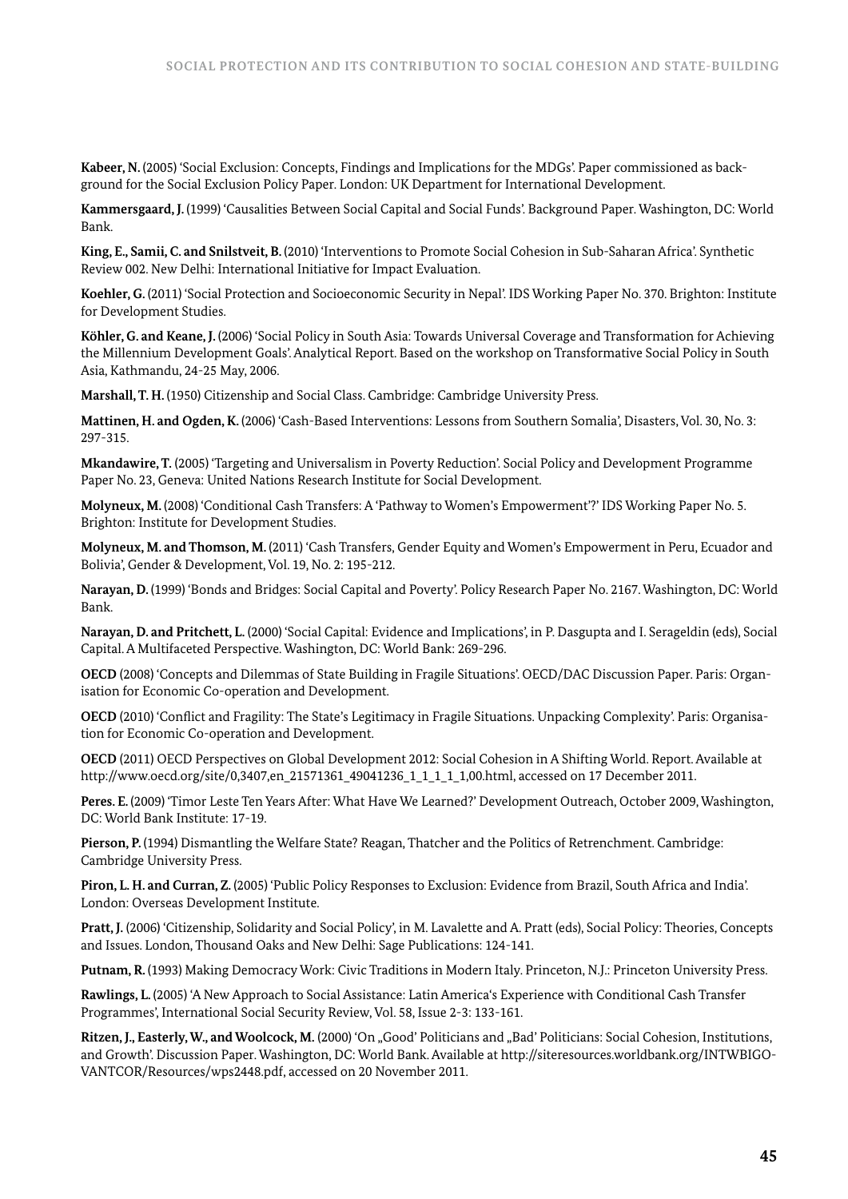**Kabeer, N.** (2005) 'Social Exclusion: Concepts, Findings and Implications for the MDGs'. Paper commissioned as background for the Social Exclusion Policy Paper. London: UK Department for International Development.

**Kammersgaard, J.** (1999) 'Causalities Between Social Capital and Social Funds'. Background Paper. Washington, DC: World Bank.

**King, E., Samii, C. and Snilstveit, B.** (2010) 'Interventions to Promote Social Cohesion in Sub-Saharan Africa'. Synthetic Review 002. New Delhi: International Initiative for Impact Evaluation.

**Koehler, G.** (2011) 'Social Protection and Socioeconomic Security in Nepal'. IDS Working Paper No. 370. Brighton: Institute for Development Studies.

**Köhler, G. and Keane, J.** (2006) 'Social Policy in South Asia: Towards Universal Coverage and Transformation for Achieving the Millennium Development Goals'. Analytical Report. Based on the workshop on Transformative Social Policy in South Asia, Kathmandu, 24-25 May, 2006.

**Marshall, T. H.** (1950) Citizenship and Social Class. Cambridge: Cambridge University Press.

**Mattinen, H. and Ogden, K.** (2006) 'Cash-Based Interventions: Lessons from Southern Somalia', Disasters, Vol. 30, No. 3: 297-315.

**Mkandawire, T.** (2005) 'Targeting and Universalism in Poverty Reduction'. Social Policy and Development Programme Paper No. 23, Geneva: United Nations Research Institute for Social Development.

**Molyneux, M.** (2008) 'Conditional Cash Transfers: A 'Pathway to Women's Empowerment'?' IDS Working Paper No. 5. Brighton: Institute for Development Studies.

**Molyneux, M. and Thomson, M.** (2011) 'Cash Transfers, Gender Equity and Women's Empowerment in Peru, Ecuador and Bolivia', Gender & Development, Vol. 19, No. 2: 195-212.

**Narayan, D.** (1999) 'Bonds and Bridges: Social Capital and Poverty'. Policy Research Paper No. 2167. Washington, DC: World Bank.

**Narayan, D. and Pritchett, L.** (2000) 'Social Capital: Evidence and Implications', in P. Dasgupta and I. Serageldin (eds), Social Capital. A Multifaceted Perspective. Washington, DC: World Bank: 269-296.

**OECD** (2008) 'Concepts and Dilemmas of State Building in Fragile Situations'. OECD/DAC Discussion Paper. Paris: Organisation for Economic Co-operation and Development.

**OECD** (2010) 'Conflict and Fragility: The State's Legitimacy in Fragile Situations. Unpacking Complexity'. Paris: Organisation for Economic Co-operation and Development.

**OECD** (2011) OECD Perspectives on Global Development 2012: Social Cohesion in A Shifting World. Report. Available at http://www.oecd.org/site/0,3407,en_21571361_49041236_1_1_1_1_1,00.html, accessed on 17 December 2011.

**Peres. E.** (2009) 'Timor Leste Ten Years After: What Have We Learned?' Development Outreach, October 2009, Washington, DC: World Bank Institute: 17-19.

**Pierson, P.** (1994) Dismantling the Welfare State? Reagan, Thatcher and the Politics of Retrenchment. Cambridge: Cambridge University Press.

**Piron, L. H. and Curran, Z.** (2005) 'Public Policy Responses to Exclusion: Evidence from Brazil, South Africa and India'. London: Overseas Development Institute.

**Pratt, J.** (2006) 'Citizenship, Solidarity and Social Policy', in M. Lavalette and A. Pratt (eds), Social Policy: Theories, Concepts and Issues. London, Thousand Oaks and New Delhi: Sage Publications: 124-141.

**Putnam, R.** (1993) Making Democracy Work: Civic Traditions in Modern Italy. Princeton, N.J.: Princeton University Press.

**Rawlings, L.** (2005) 'A New Approach to Social Assistance: Latin America's Experience with Conditional Cash Transfer Programmes', International Social Security Review, Vol. 58, Issue 2-3: 133-161.

**Ritzen, J., Easterly, W., and Woolcock, M.** (2000) 'On „Good' Politicians and „Bad' Politicians: Social Cohesion, Institutions, and Growth'. Discussion Paper. Washington, DC: World Bank. Available at http://siteresources.worldbank.org/INTWBIGOVANTCOR/Resources/wps2448.pdf, accessed on 20 November 2011.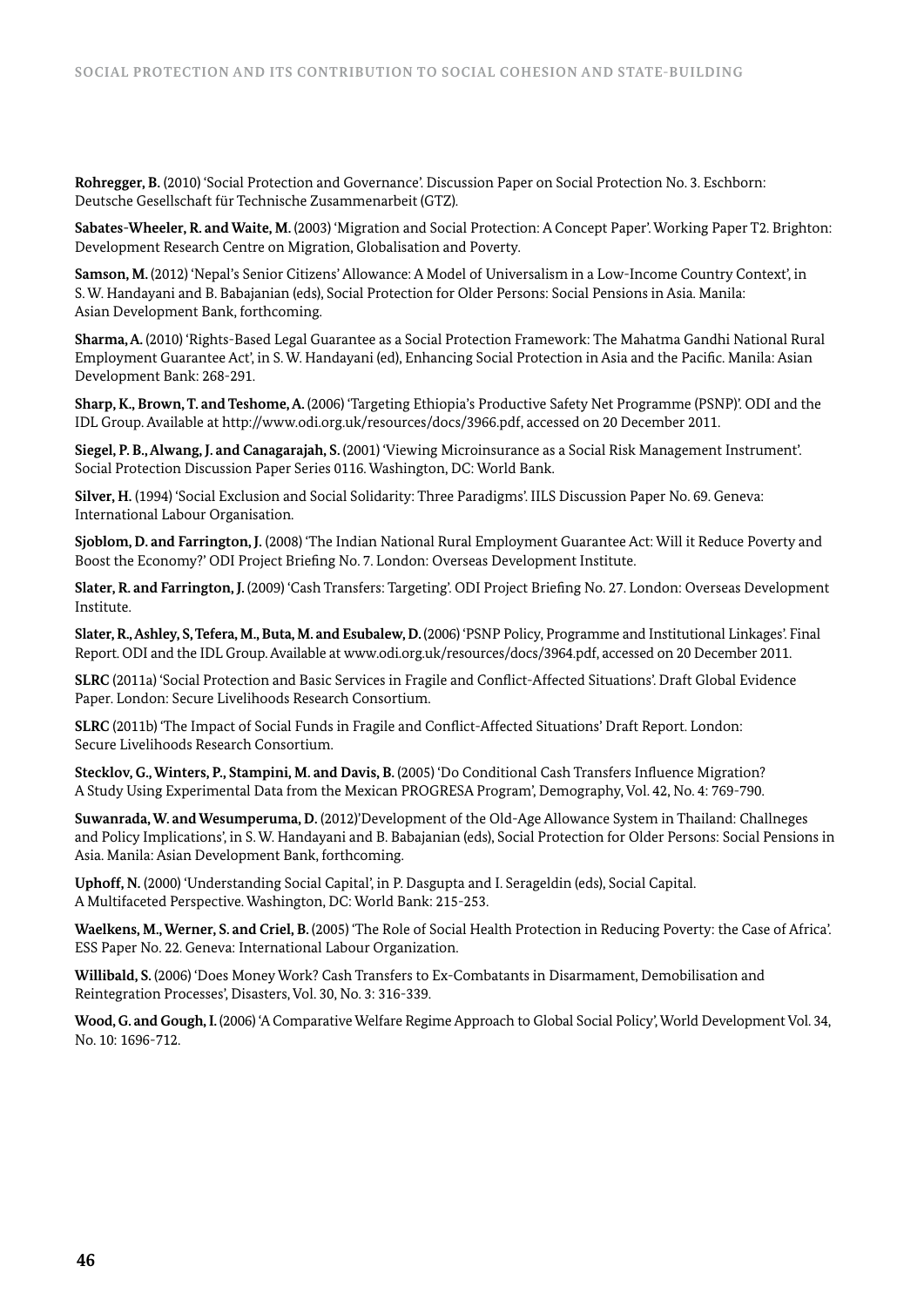**Rohregger, B.** (2010) 'Social Protection and Governance'. Discussion Paper on Social Protection No. 3. Eschborn: Deutsche Gesellschaft für Technische Zusammenarbeit (GTZ).

**Sabates-Wheeler, R. and Waite, M.** (2003) 'Migration and Social Protection: A Concept Paper'. Working Paper T2. Brighton: Development Research Centre on Migration, Globalisation and Poverty.

**Samson, M.** (2012) 'Nepal's Senior Citizens' Allowance: A Model of Universalism in a Low-Income Country Context', in S. W. Handayani and B. Babajanian (eds), Social Protection for Older Persons: Social Pensions in Asia. Manila: Asian Development Bank, forthcoming.

**Sharma, A.** (2010) 'Rights-Based Legal Guarantee as a Social Protection Framework: The Mahatma Gandhi National Rural Employment Guarantee Act', in S. W. Handayani (ed), Enhancing Social Protection in Asia and the Pacific. Manila: Asian Development Bank: 268-291.

**Sharp, K., Brown, T. and Teshome, A.** (2006) 'Targeting Ethiopia's Productive Safety Net Programme (PSNP)'. ODI and the IDL Group. Available at http://www.odi.org.uk/resources/docs/3966.pdf, accessed on 20 December 2011.

**Siegel, P. B., Alwang, J. and Canagarajah, S.** (2001) 'Viewing Microinsurance as a Social Risk Management Instrument'. Social Protection Discussion Paper Series 0116. Washington, DC: World Bank.

**Silver, H.** (1994) 'Social Exclusion and Social Solidarity: Three Paradigms'. IILS Discussion Paper No. 69. Geneva: International Labour Organisation.

**Sjoblom, D. and Farrington, J.** (2008) 'The Indian National Rural Employment Guarantee Act: Will it Reduce Poverty and Boost the Economy?' ODI Project Briefing No. 7. London: Overseas Development Institute.

**Slater, R. and Farrington, J.** (2009) 'Cash Transfers: Targeting'. ODI Project Briefing No. 27. London: Overseas Development Institute.

**Slater, R., Ashley, S, Tefera, M., Buta, M. and Esubalew, D.** (2006) 'PSNP Policy, Programme and Institutional Linkages'. Final Report. ODI and the IDL Group. Available at www.odi.org.uk/resources/docs/3964.pdf, accessed on 20 December 2011.

**SLRC** (2011a) 'Social Protection and Basic Services in Fragile and Conflict-Affected Situations'. Draft Global Evidence Paper. London: Secure Livelihoods Research Consortium.

**SLRC** (2011b) 'The Impact of Social Funds in Fragile and Conflict-Affected Situations' Draft Report. London: Secure Livelihoods Research Consortium.

**Stecklov, G., Winters, P., Stampini, M. and Davis, B.** (2005) 'Do Conditional Cash Transfers Influence Migration? A Study Using Experimental Data from the Mexican PROGRESA Program', Demography, Vol. 42, No. 4: 769-790.

**Suwanrada, W. and Wesumperuma, D.** (2012)'Development of the Old-Age Allowance System in Thailand: Challneges and Policy Implications', in S. W. Handayani and B. Babajanian (eds), Social Protection for Older Persons: Social Pensions in Asia. Manila: Asian Development Bank, forthcoming.

**Uphoff, N.** (2000) 'Understanding Social Capital', in P. Dasgupta and I. Serageldin (eds), Social Capital. A Multifaceted Perspective. Washington, DC: World Bank: 215-253.

**Waelkens, M., Werner, S. and Criel, B.** (2005) 'The Role of Social Health Protection in Reducing Poverty: the Case of Africa'. ESS Paper No. 22. Geneva: International Labour Organization.

**Willibald, S.** (2006) 'Does Money Work? Cash Transfers to Ex-Combatants in Disarmament, Demobilisation and Reintegration Processes', Disasters, Vol. 30, No. 3: 316-339.

**Wood, G. and Gough, I.** (2006) 'A Comparative Welfare Regime Approach to Global Social Policy', World Development Vol. 34, No. 10: 1696-712.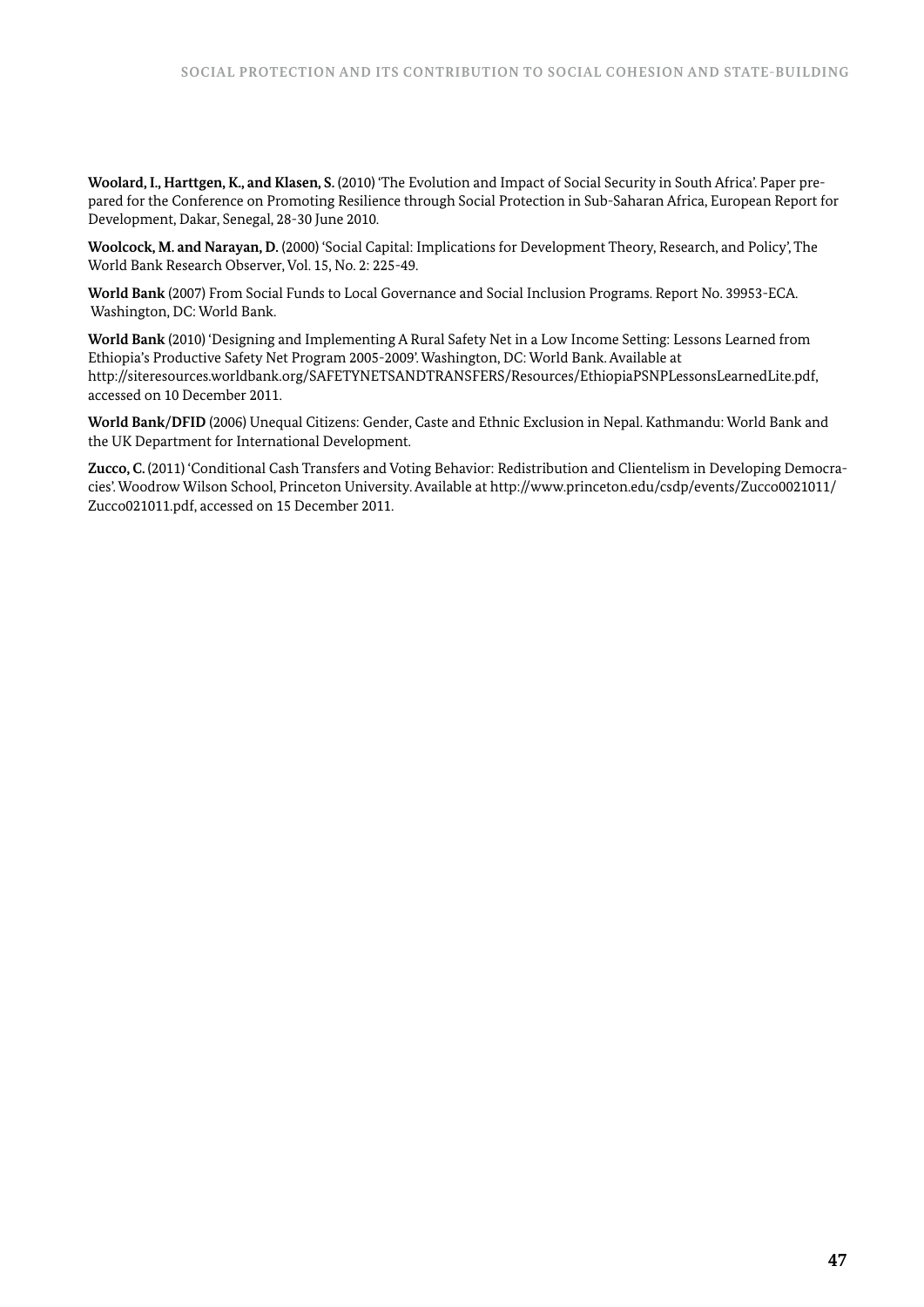**Woolard, I., Harttgen, K., and Klasen, S.** (2010) 'The Evolution and Impact of Social Security in South Africa'. Paper prepared for the Conference on Promoting Resilience through Social Protection in Sub-Saharan Africa, European Report for Development, Dakar, Senegal, 28-30 June 2010.

**Woolcock, M. and Narayan, D.** (2000) 'Social Capital: Implications for Development Theory, Research, and Policy', The World Bank Research Observer, Vol. 15, No. 2: 225-49.

**World Bank** (2007) From Social Funds to Local Governance and Social Inclusion Programs. Report No. 39953-ECA. Washington, DC: World Bank.

**World Bank** (2010) 'Designing and Implementing A Rural Safety Net in a Low Income Setting: Lessons Learned from Ethiopia's Productive Safety Net Program 2005-2009'. Washington, DC: World Bank. Available at http://siteresources.worldbank.org/SAFETYNETSANDTRANSFERS/Resources/EthiopiaPSNPLessonsLearnedLite.pdf, accessed on 10 December 2011.

**World Bank/DFID** (2006) Unequal Citizens: Gender, Caste and Ethnic Exclusion in Nepal. Kathmandu: World Bank and the UK Department for International Development.

**Zucco, C.** (2011) 'Conditional Cash Transfers and Voting Behavior: Redistribution and Clientelism in Developing Democracies'. Woodrow Wilson School, Princeton University. Available at http://www.princeton.edu/csdp/events/Zucco0021011/Zucco021011.pdf, accessed on 15 December 2011.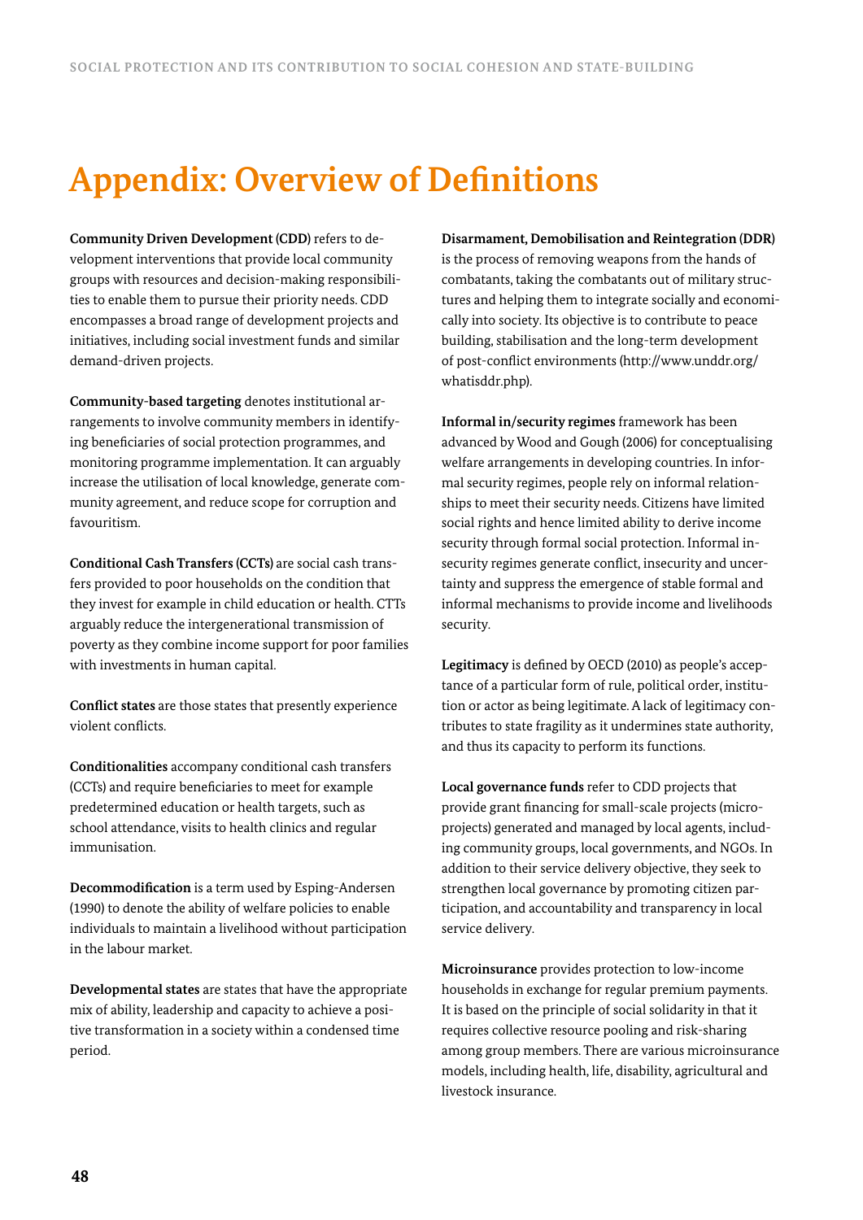# Appendix: Overview of Definitions

**Community Driven Development (CDD)** refers to development interventions that provide local community groups with resources and decision-making responsibilities to enable them to pursue their priority needs. CDD encompasses a broad range of development projects and initiatives, including social investment funds and similar demand-driven projects.

**Community-based targeting** denotes institutional arrangements to involve community members in identifying beneficiaries of social protection programmes, and monitoring programme implementation. It can arguably increase the utilisation of local knowledge, generate community agreement, and reduce scope for corruption and favouritism.

**Conditional Cash Transfers (CCTs)** are social cash transfers provided to poor households on the condition that they invest for example in child education or health. CTTs arguably reduce the intergenerational transmission of poverty as they combine income support for poor families with investments in human capital.

**Conflict states** are those states that presently experience violent conflicts.

**Conditionalities** accompany conditional cash transfers (CCTs) and require beneficiaries to meet for example predetermined education or health targets, such as school attendance, visits to health clinics and regular immunisation.

**Decommodification** is a term used by Esping-Andersen (1990) to denote the ability of welfare policies to enable individuals to maintain a livelihood without participation in the labour market.

**Developmental states** are states that have the appropriate mix of ability, leadership and capacity to achieve a positive transformation in a society within a condensed time period.

**Disarmament, Demobilisation and Reintegration (DDR)** is the process of removing weapons from the hands of combatants, taking the combatants out of military structures and helping them to integrate socially and economically into society. Its objective is to contribute to peace building, stabilisation and the long-term development of post-conflict environments (http://www.unddr.org/whatisddr.php).

**Informal in/security regimes** framework has been advanced by Wood and Gough (2006) for conceptualising welfare arrangements in developing countries. In informal security regimes, people rely on informal relationships to meet their security needs. Citizens have limited social rights and hence limited ability to derive income security through formal social protection. Informal insecurity regimes generate conflict, insecurity and uncertainty and suppress the emergence of stable formal and informal mechanisms to provide income and livelihoods security.

**Legitimacy** is defined by OECD (2010) as people's acceptance of a particular form of rule, political order, institution or actor as being legitimate. A lack of legitimacy contributes to state fragility as it undermines state authority, and thus its capacity to perform its functions.

**Local governance funds** refer to CDD projects that provide grant financing for small-scale projects (micro-projects) generated and managed by local agents, including community groups, local governments, and NGOs. In addition to their service delivery objective, they seek to strengthen local governance by promoting citizen participation, and accountability and transparency in local service delivery.

**Microinsurance** provides protection to low-income households in exchange for regular premium payments. It is based on the principle of social solidarity in that it requires collective resource pooling and risk-sharing among group members. There are various microinsurance models, including health, life, disability, agricultural and livestock insurance.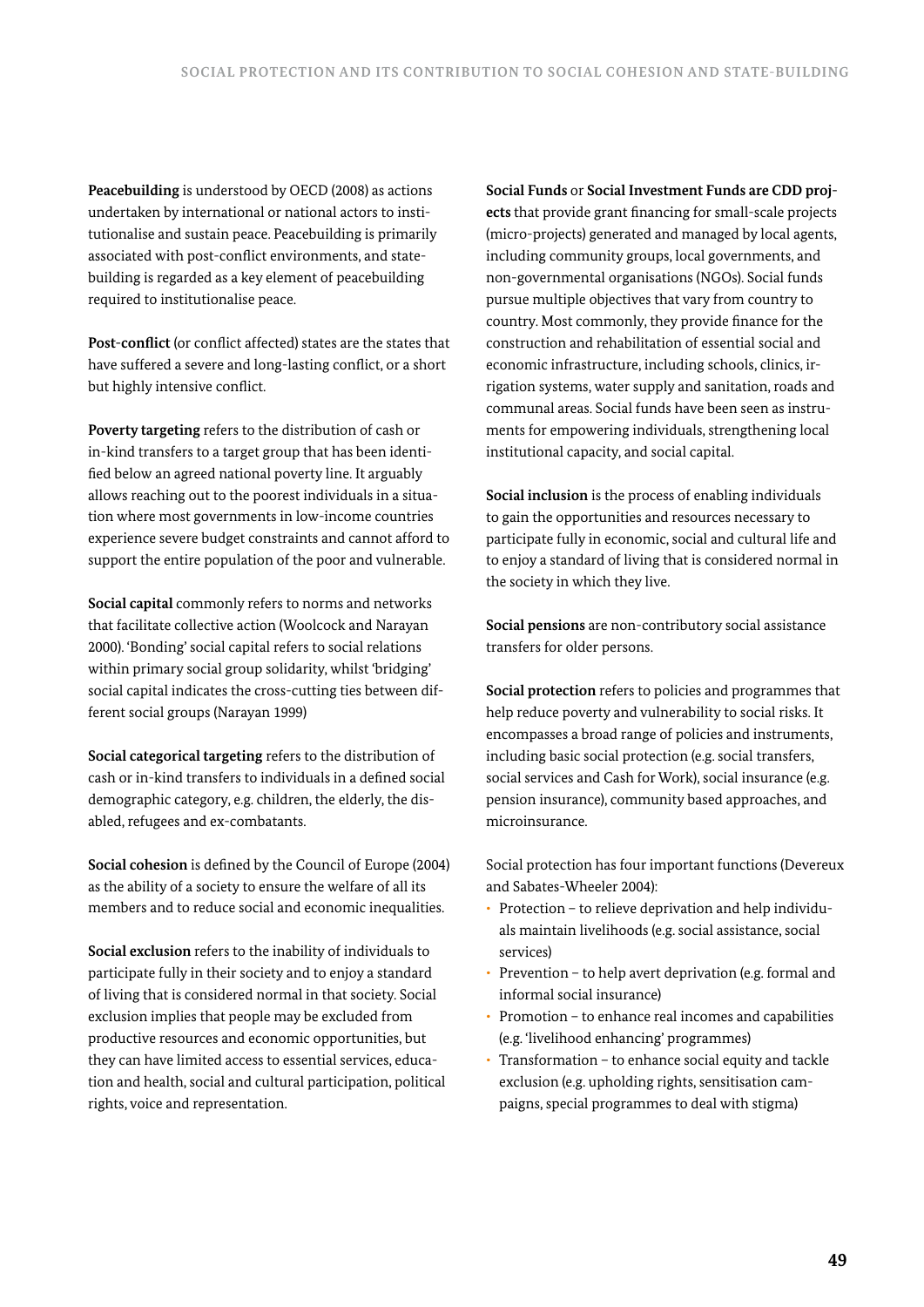**Peacebuilding** is understood by OECD (2008) as actions undertaken by international or national actors to institutionalise and sustain peace. Peacebuilding is primarily associated with post-conflict environments, and state-building is regarded as a key element of peacebuilding required to institutionalise peace.

**Post-conflict** (or conflict affected) states are the states that have suffered a severe and long-lasting conflict, or a short but highly intensive conflict.

**Poverty targeting** refers to the distribution of cash or in-kind transfers to a target group that has been identified below an agreed national poverty line. It arguably allows reaching out to the poorest individuals in a situation where most governments in low-income countries experience severe budget constraints and cannot afford to support the entire population of the poor and vulnerable.

**Social capital** commonly refers to norms and networks that facilitate collective action (Woolcock and Narayan 2000). 'Bonding' social capital refers to social relations within primary social group solidarity, whilst 'bridging' social capital indicates the cross-cutting ties between different social groups (Narayan 1999)

**Social categorical targeting** refers to the distribution of cash or in-kind transfers to individuals in a defined social demographic category, e.g. children, the elderly, the disabled, refugees and ex-combatants.

**Social cohesion** is defined by the Council of Europe (2004) as the ability of a society to ensure the welfare of all its members and to reduce social and economic inequalities.

**Social exclusion** refers to the inability of individuals to participate fully in their society and to enjoy a standard of living that is considered normal in that society. Social exclusion implies that people may be excluded from productive resources and economic opportunities, but they can have limited access to essential services, education and health, social and cultural participation, political rights, voice and representation.

**Social Funds** or **Social Investment Funds are CDD projects** that provide grant financing for small-scale projects (micro-projects) generated and managed by local agents, including community groups, local governments, and non-governmental organisations (NGOs). Social funds pursue multiple objectives that vary from country to country. Most commonly, they provide finance for the construction and rehabilitation of essential social and economic infrastructure, including schools, clinics, irrigation systems, water supply and sanitation, roads and communal areas. Social funds have been seen as instruments for empowering individuals, strengthening local institutional capacity, and social capital.

**Social inclusion** is the process of enabling individuals to gain the opportunities and resources necessary to participate fully in economic, social and cultural life and to enjoy a standard of living that is considered normal in the society in which they live.

**Social pensions** are non-contributory social assistance transfers for older persons.

**Social protection** refers to policies and programmes that help reduce poverty and vulnerability to social risks. It encompasses a broad range of policies and instruments, including basic social protection (e.g. social transfers, social services and Cash for Work), social insurance (e.g. pension insurance), community based approaches, and microinsurance.

Social protection has four important functions (Devereux and Sabates-Wheeler 2004):

- Protection – to relieve deprivation and help individuals maintain livelihoods (e.g. social assistance, social services)
- Prevention – to help avert deprivation (e.g. formal and informal social insurance)
- Promotion – to enhance real incomes and capabilities (e.g. 'livelihood enhancing' programmes)
- Transformation – to enhance social equity and tackle exclusion (e.g. upholding rights, sensitisation campaigns, special programmes to deal with stigma)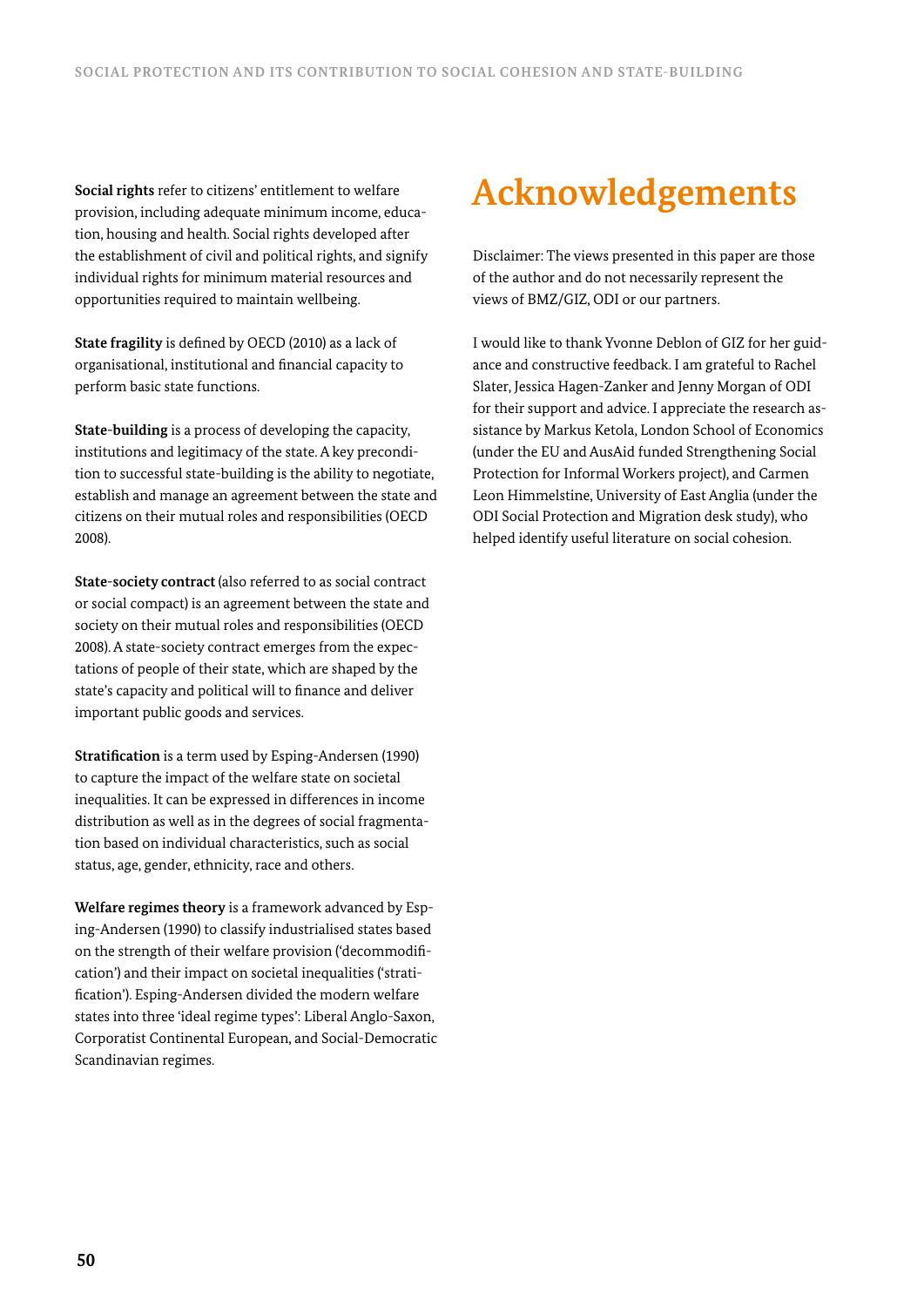**Social rights** refer to citizens' entitlement to welfare provision, including adequate minimum income, education, housing and health. Social rights developed after the establishment of civil and political rights, and signify individual rights for minimum material resources and opportunities required to maintain wellbeing.

**State fragility** is defined by OECD (2010) as a lack of organisational, institutional and financial capacity to perform basic state functions.

**State-building** is a process of developing the capacity, institutions and legitimacy of the state. A key precondition to successful state-building is the ability to negotiate, establish and manage an agreement between the state and citizens on their mutual roles and responsibilities (OECD 2008).

**State-society contract** (also referred to as social contract or social compact) is an agreement between the state and society on their mutual roles and responsibilities (OECD 2008). A state-society contract emerges from the expectations of people of their state, which are shaped by the state's capacity and political will to finance and deliver important public goods and services.

**Stratification** is a term used by Esping-Andersen (1990) to capture the impact of the welfare state on societal inequalities. It can be expressed in differences in income distribution as well as in the degrees of social fragmentation based on individual characteristics, such as social status, age, gender, ethnicity, race and others.

**Welfare regimes theory** is a framework advanced by Esping-Andersen (1990) to classify industrialised states based on the strength of their welfare provision ('decommodification') and their impact on societal inequalities ('stratification'). Esping-Andersen divided the modern welfare states into three 'ideal regime types': Liberal Anglo-Saxon, Corporatist Continental European, and Social-Democratic Scandinavian regimes.

# Acknowledgements

Disclaimer: The views presented in this paper are those of the author and do not necessarily represent the views of BMZ/GIZ, ODI or our partners.

I would like to thank Yvonne Deblon of GIZ for her guidance and constructive feedback. I am grateful to Rachel Slater, Jessica Hagen-Zanker and Jenny Morgan of ODI for their support and advice. I appreciate the research assistance by Markus Ketola, London School of Economics (under the EU and AusAid funded Strengthening Social Protection for Informal Workers project), and Carmen Leon Himmelstine, University of East Anglia (under the ODI Social Protection and Migration desk study), who helped identify useful literature on social cohesion.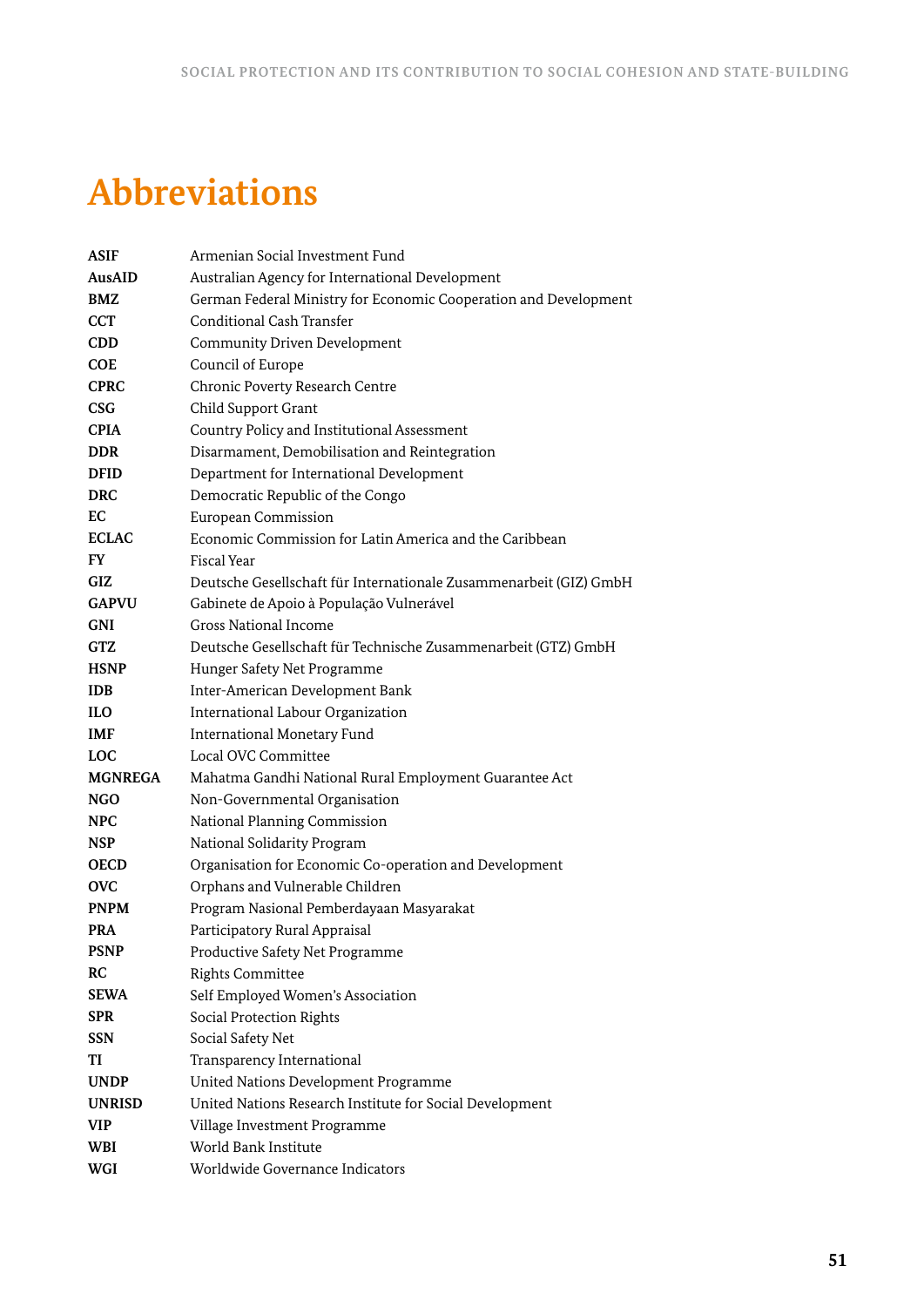# Abbreviations

| | |
|---|---|
| **ASIF** | Armenian Social Investment Fund |
| **AusAID** | Australian Agency for International Development |
| **BMZ** | German Federal Ministry for Economic Cooperation and Development |
| **CCT** | Conditional Cash Transfer |
| **CDD** | Community Driven Development |
| **COE** | Council of Europe |
| **CPRC** | Chronic Poverty Research Centre |
| **CSG** | Child Support Grant |
| **CPIA** | Country Policy and Institutional Assessment |
| **DDR** | Disarmament, Demobilisation and Reintegration |
| **DFID** | Department for International Development |
| **DRC** | Democratic Republic of the Congo |
| **EC** | European Commission |
| **ECLAC** | Economic Commission for Latin America and the Caribbean |
| **FY** | Fiscal Year |
| **GIZ** | Deutsche Gesellschaft für Internationale Zusammenarbeit (GIZ) GmbH |
| **GAPVU** | Gabinete de Apoio à População Vulnerável |
| **GNI** | Gross National Income |
| **GTZ** | Deutsche Gesellschaft für Technische Zusammenarbeit (GTZ) GmbH |
| **HSNP** | Hunger Safety Net Programme |
| **IDB** | Inter-American Development Bank |
| **ILO** | International Labour Organization |
| **IMF** | International Monetary Fund |
| **LOC** | Local OVC Committee |
| **MGNREGA** | Mahatma Gandhi National Rural Employment Guarantee Act |
| **NGO** | Non-Governmental Organisation |
| **NPC** | National Planning Commission |
| **NSP** | National Solidarity Program |
| **OECD** | Organisation for Economic Co-operation and Development |
| **OVC** | Orphans and Vulnerable Children |
| **PNPM** | Program Nasional Pemberdayaan Masyarakat |
| **PRA** | Participatory Rural Appraisal |
| **PSNP** | Productive Safety Net Programme |
| **RC** | Rights Committee |
| **SEWA** | Self Employed Women's Association |
| **SPR** | Social Protection Rights |
| **SSN** | Social Safety Net |
| **TI** | Transparency International |
| **UNDP** | United Nations Development Programme |
| **UNRISD** | United Nations Research Institute for Social Development |
| **VIP** | Village Investment Programme |
| **WBI** | World Bank Institute |
| **WGI** | Worldwide Governance Indicators |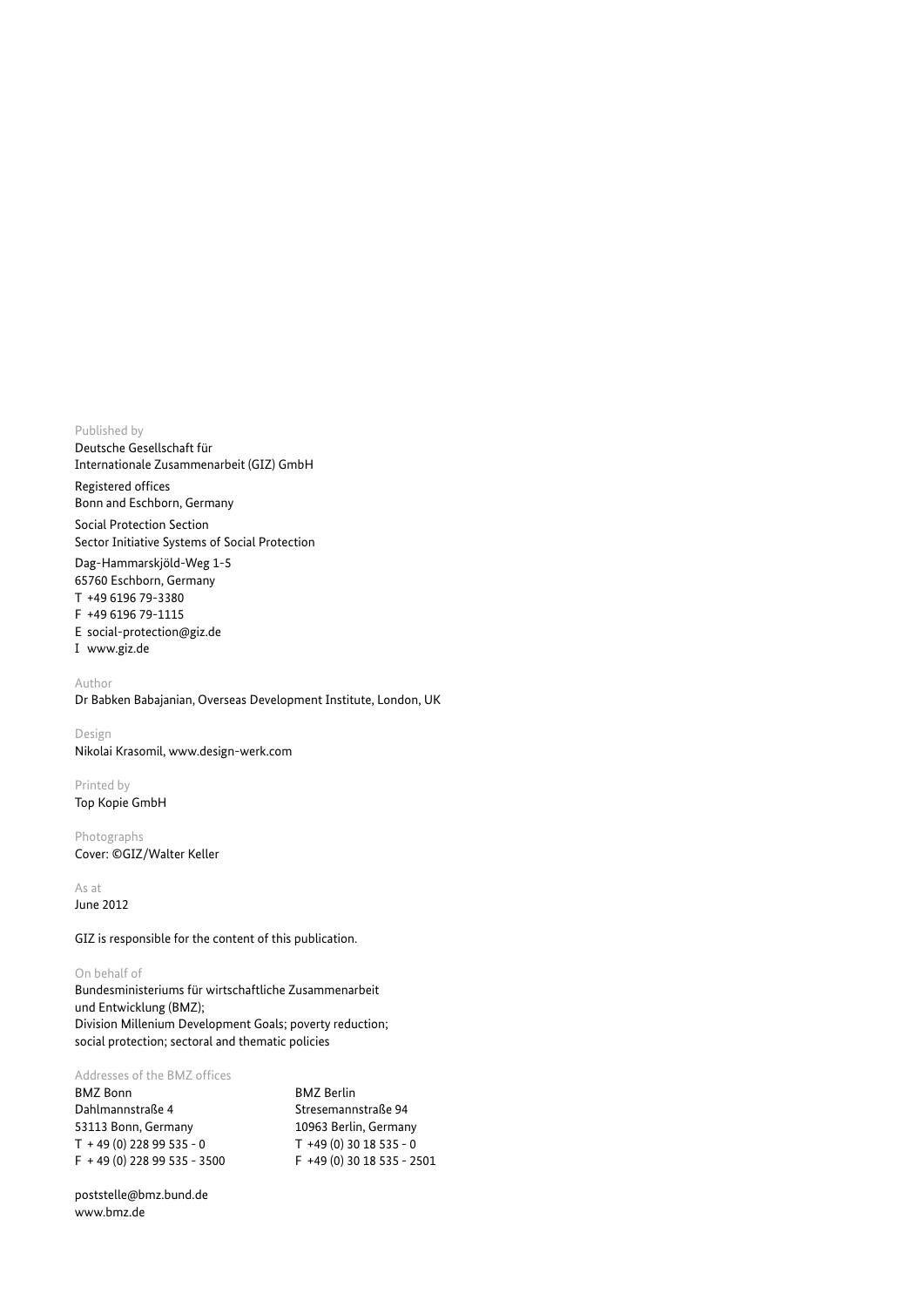Published by
Deutsche Gesellschaft für
Internationale Zusammenarbeit (GIZ) GmbH

Registered offices
Bonn and Eschborn, Germany

Social Protection Section
Sector Initiative Systems of Social Protection

Dag-Hammarskjöld-Weg 1-5
65760 Eschborn, Germany
T +49 6196 79-3380
F +49 6196 79-1115
E social-protection@giz.de
I www.giz.de

Author
Dr Babken Babajanian, Overseas Development Institute, London, UK

Design
Nikolai Krasomil, www.design-werk.com

Printed by
Top Kopie GmbH

Photographs
Cover: ©GIZ/Walter Keller

As at
June 2012

GIZ is responsible for the content of this publication.

On behalf of
Bundesministeriums für wirtschaftliche Zusammenarbeit
und Entwicklung (BMZ);
Division Millenium Development Goals; poverty reduction;
social protection; sectoral and thematic policies

Addresses of the BMZ offices

BMZ Bonn
Dahlmannstraße 4
53113 Bonn, Germany
T + 49 (0) 228 99 535 - 0
F + 49 (0) 228 99 535 - 3500

BMZ Berlin
Stresemannstraße 94
10963 Berlin, Germany
T +49 (0) 30 18 535 - 0
F +49 (0) 30 18 535 - 2501

poststelle@bmz.bund.de
www.bmz.de